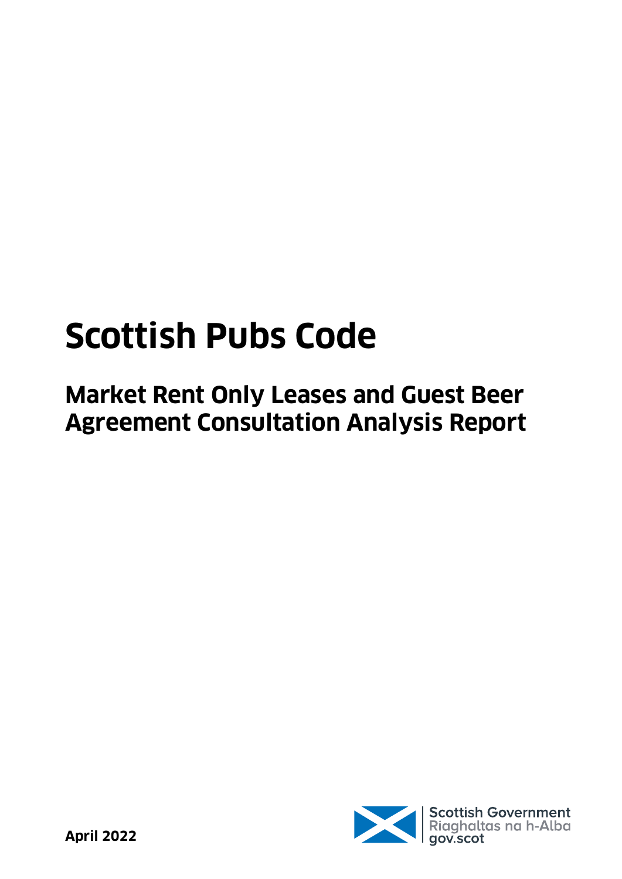# Scottish Pubs Code

## Market Rent Only Leases and Guest Beer Agreement Consultation Analysis Report

**April 2022**

Scottish Government
Riaghaltas na h-Alba
gov.scot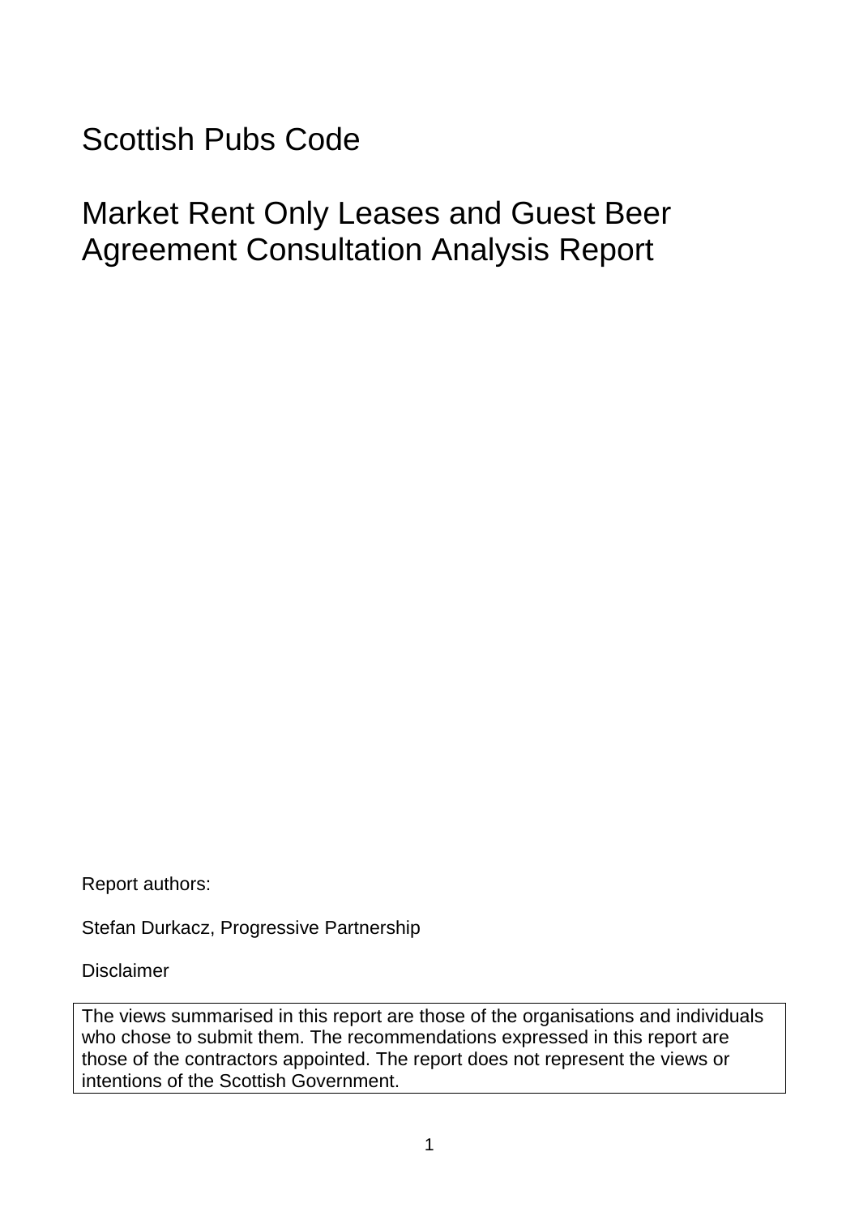# Scottish Pubs Code

# Market Rent Only Leases and Guest Beer Agreement Consultation Analysis Report

Report authors:

Stefan Durkacz, Progressive Partnership

Disclaimer

| The views summarised in this report are those of the organisations and individuals who chose to submit them. The recommendations expressed in this report are those of the contractors appointed. The report does not represent the views or intentions of the Scottish Government. |
|---|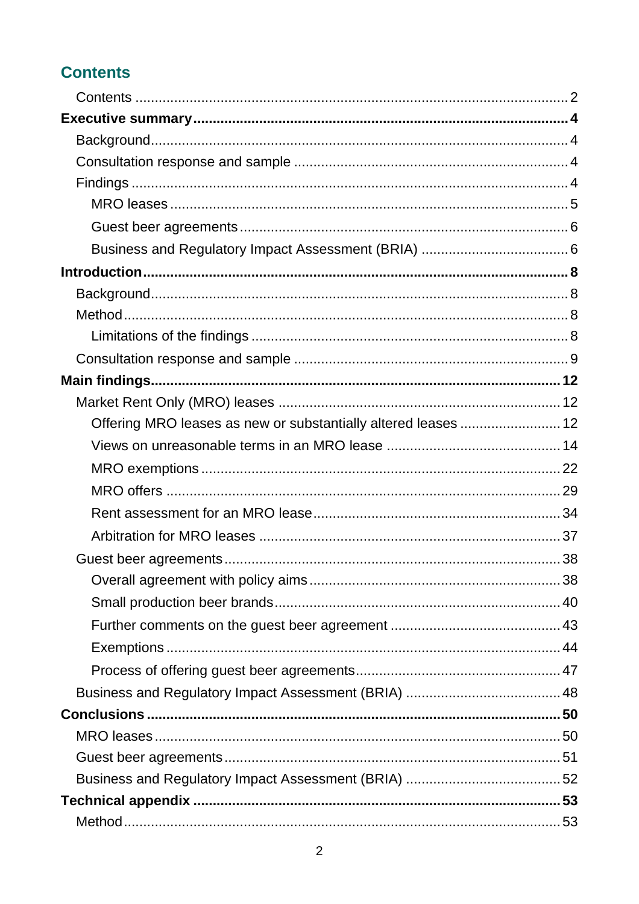## Contents

- Contents ..... 2
- **Executive summary ..... 4**
  - Background ..... 4
  - Consultation response and sample ..... 4
  - Findings ..... 4
    - MRO leases ..... 5
    - Guest beer agreements ..... 6
    - Business and Regulatory Impact Assessment (BRIA) ..... 6
- **Introduction ..... 8**
  - Background ..... 8
  - Method ..... 8
    - Limitations of the findings ..... 8
  - Consultation response and sample ..... 9
- **Main findings ..... 12**
  - Market Rent Only (MRO) leases ..... 12
    - Offering MRO leases as new or substantially altered leases ..... 12
    - Views on unreasonable terms in an MRO lease ..... 14
    - MRO exemptions ..... 22
    - MRO offers ..... 29
    - Rent assessment for an MRO lease ..... 34
    - Arbitration for MRO leases ..... 37
  - Guest beer agreements ..... 38
    - Overall agreement with policy aims ..... 38
    - Small production beer brands ..... 40
    - Further comments on the guest beer agreement ..... 43
    - Exemptions ..... 44
    - Process of offering guest beer agreements ..... 47
  - Business and Regulatory Impact Assessment (BRIA) ..... 48
- **Conclusions ..... 50**
  - MRO leases ..... 50
  - Guest beer agreements ..... 51
  - Business and Regulatory Impact Assessment (BRIA) ..... 52
- **Technical appendix ..... 53**
  - Method ..... 53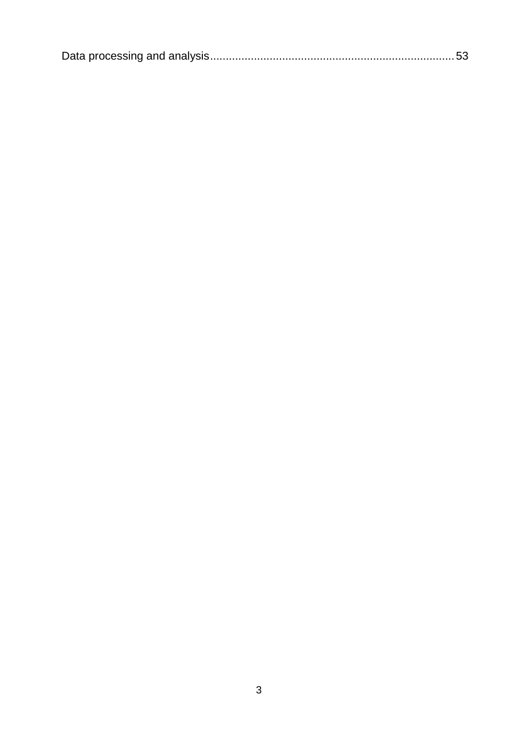Data processing and analysis.......................................................................... 53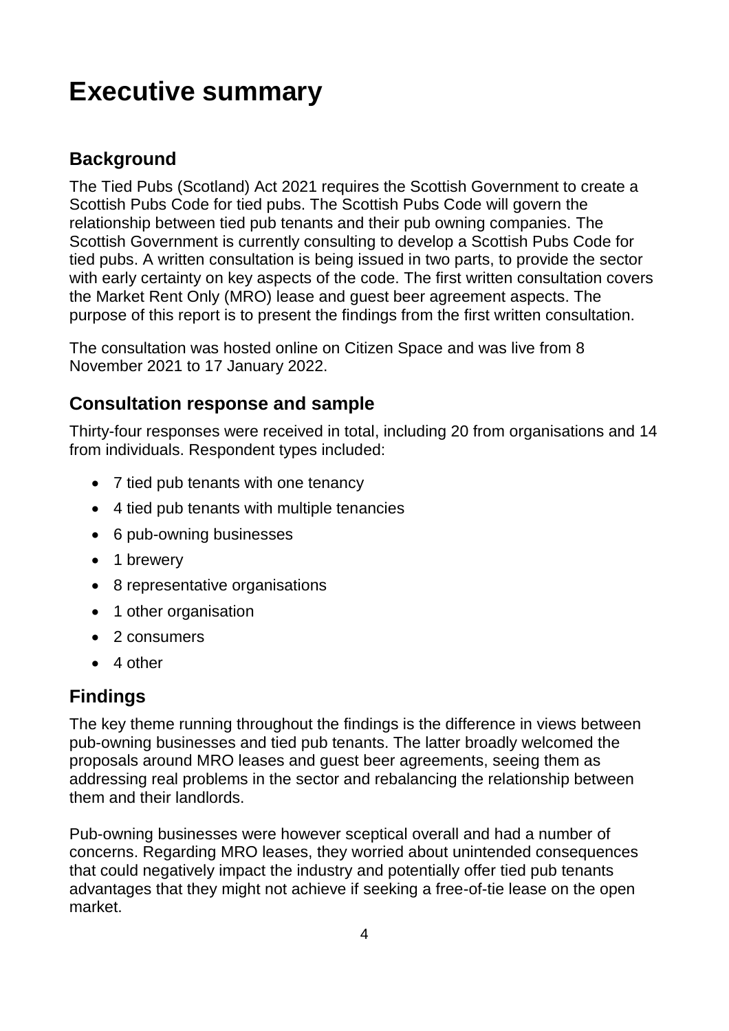# Executive summary

## Background

The Tied Pubs (Scotland) Act 2021 requires the Scottish Government to create a Scottish Pubs Code for tied pubs. The Scottish Pubs Code will govern the relationship between tied pub tenants and their pub owning companies. The Scottish Government is currently consulting to develop a Scottish Pubs Code for tied pubs. A written consultation is being issued in two parts, to provide the sector with early certainty on key aspects of the code. The first written consultation covers the Market Rent Only (MRO) lease and guest beer agreement aspects. The purpose of this report is to present the findings from the first written consultation.

The consultation was hosted online on Citizen Space and was live from 8 November 2021 to 17 January 2022.

## Consultation response and sample

Thirty-four responses were received in total, including 20 from organisations and 14 from individuals. Respondent types included:

- 7 tied pub tenants with one tenancy
- 4 tied pub tenants with multiple tenancies
- 6 pub-owning businesses
- 1 brewery
- 8 representative organisations
- 1 other organisation
- 2 consumers
- 4 other

## Findings

The key theme running throughout the findings is the difference in views between pub-owning businesses and tied pub tenants. The latter broadly welcomed the proposals around MRO leases and guest beer agreements, seeing them as addressing real problems in the sector and rebalancing the relationship between them and their landlords.

Pub-owning businesses were however sceptical overall and had a number of concerns. Regarding MRO leases, they worried about unintended consequences that could negatively impact the industry and potentially offer tied pub tenants advantages that they might not achieve if seeking a free-of-tie lease on the open market.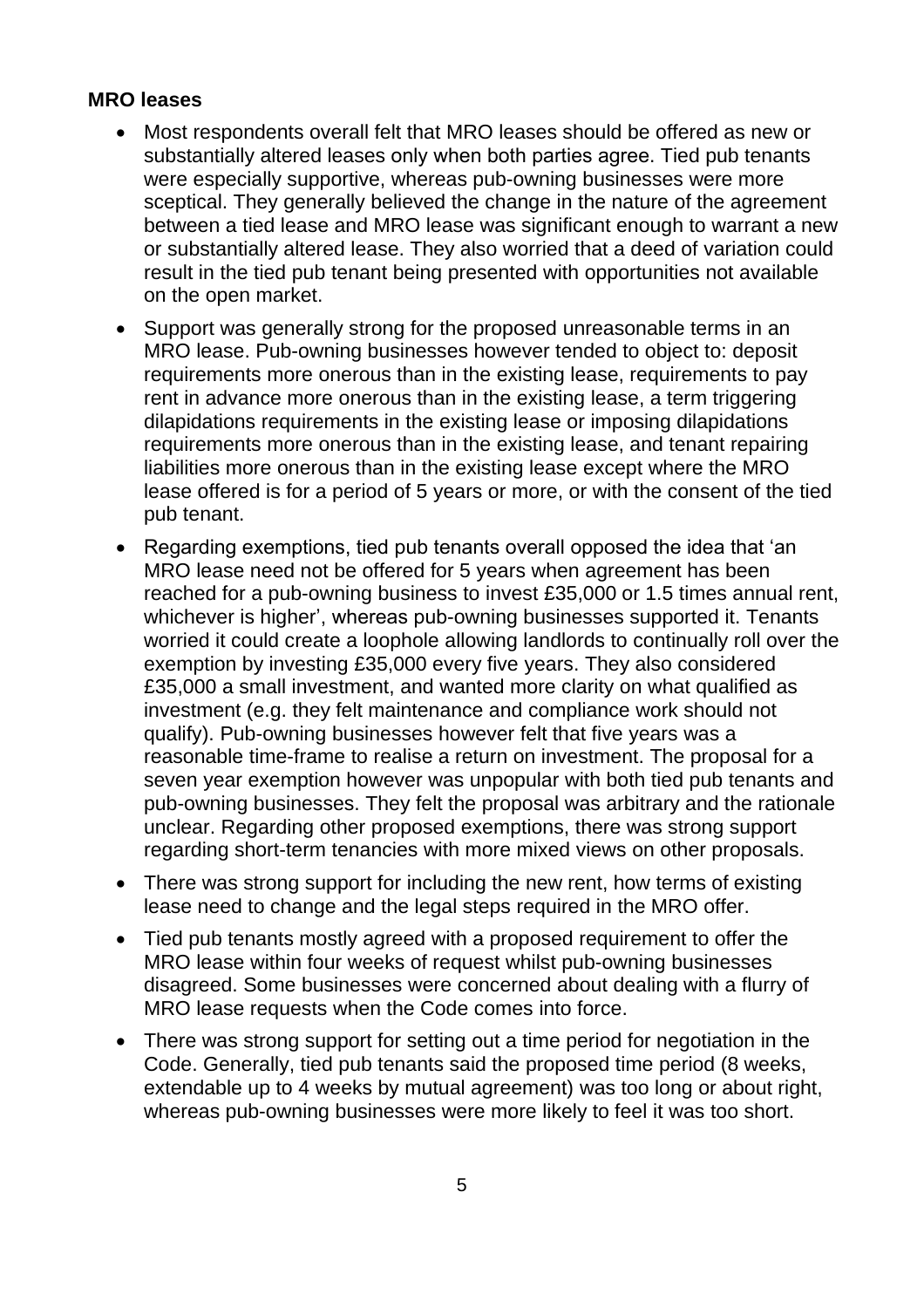**MRO leases**

- Most respondents overall felt that MRO leases should be offered as new or substantially altered leases only when both parties agree. Tied pub tenants were especially supportive, whereas pub-owning businesses were more sceptical. They generally believed the change in the nature of the agreement between a tied lease and MRO lease was significant enough to warrant a new or substantially altered lease. They also worried that a deed of variation could result in the tied pub tenant being presented with opportunities not available on the open market.
- Support was generally strong for the proposed unreasonable terms in an MRO lease. Pub-owning businesses however tended to object to: deposit requirements more onerous than in the existing lease, requirements to pay rent in advance more onerous than in the existing lease, a term triggering dilapidations requirements in the existing lease or imposing dilapidations requirements more onerous than in the existing lease, and tenant repairing liabilities more onerous than in the existing lease except where the MRO lease offered is for a period of 5 years or more, or with the consent of the tied pub tenant.
- Regarding exemptions, tied pub tenants overall opposed the idea that 'an MRO lease need not be offered for 5 years when agreement has been reached for a pub-owning business to invest £35,000 or 1.5 times annual rent, whichever is higher', whereas pub-owning businesses supported it. Tenants worried it could create a loophole allowing landlords to continually roll over the exemption by investing £35,000 every five years. They also considered £35,000 a small investment, and wanted more clarity on what qualified as investment (e.g. they felt maintenance and compliance work should not qualify). Pub-owning businesses however felt that five years was a reasonable time-frame to realise a return on investment. The proposal for a seven year exemption however was unpopular with both tied pub tenants and pub-owning businesses. They felt the proposal was arbitrary and the rationale unclear. Regarding other proposed exemptions, there was strong support regarding short-term tenancies with more mixed views on other proposals.
- There was strong support for including the new rent, how terms of existing lease need to change and the legal steps required in the MRO offer.
- Tied pub tenants mostly agreed with a proposed requirement to offer the MRO lease within four weeks of request whilst pub-owning businesses disagreed. Some businesses were concerned about dealing with a flurry of MRO lease requests when the Code comes into force.
- There was strong support for setting out a time period for negotiation in the Code. Generally, tied pub tenants said the proposed time period (8 weeks, extendable up to 4 weeks by mutual agreement) was too long or about right, whereas pub-owning businesses were more likely to feel it was too short.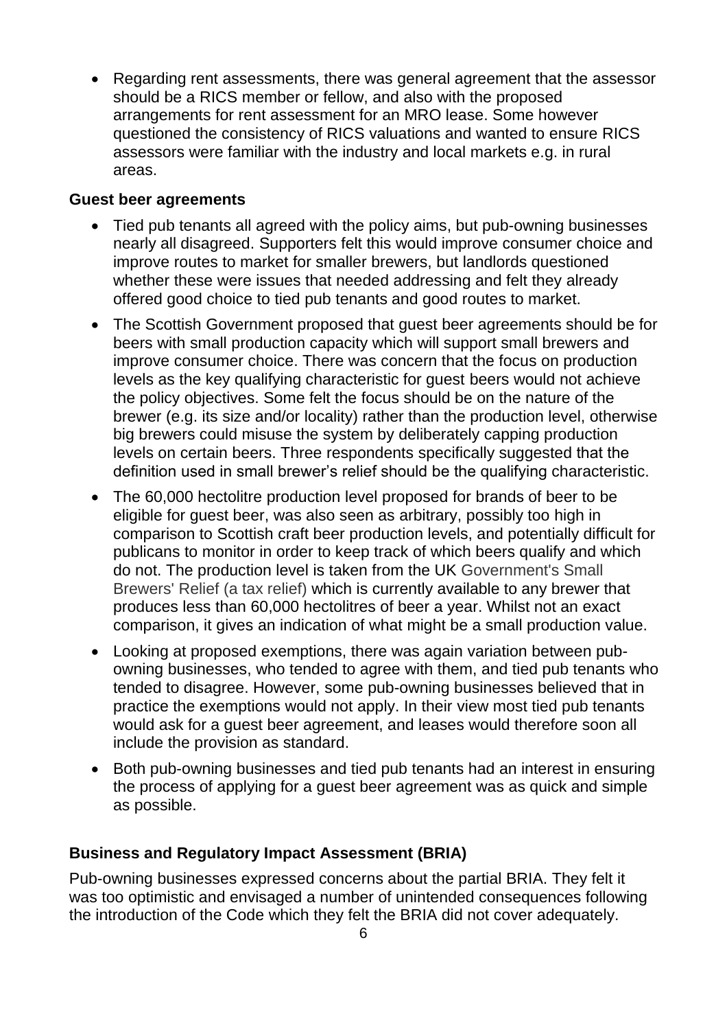- Regarding rent assessments, there was general agreement that the assessor should be a RICS member or fellow, and also with the proposed arrangements for rent assessment for an MRO lease. Some however questioned the consistency of RICS valuations and wanted to ensure RICS assessors were familiar with the industry and local markets e.g. in rural areas.

**Guest beer agreements**

- Tied pub tenants all agreed with the policy aims, but pub-owning businesses nearly all disagreed. Supporters felt this would improve consumer choice and improve routes to market for smaller brewers, but landlords questioned whether these were issues that needed addressing and felt they already offered good choice to tied pub tenants and good routes to market.
- The Scottish Government proposed that guest beer agreements should be for beers with small production capacity which will support small brewers and improve consumer choice. There was concern that the focus on production levels as the key qualifying characteristic for guest beers would not achieve the policy objectives. Some felt the focus should be on the nature of the brewer (e.g. its size and/or locality) rather than the production level, otherwise big brewers could misuse the system by deliberately capping production levels on certain beers. Three respondents specifically suggested that the definition used in small brewer's relief should be the qualifying characteristic.
- The 60,000 hectolitre production level proposed for brands of beer to be eligible for guest beer, was also seen as arbitrary, possibly too high in comparison to Scottish craft beer production levels, and potentially difficult for publicans to monitor in order to keep track of which beers qualify and which do not. The production level is taken from the UK Government's Small Brewers' Relief (a tax relief) which is currently available to any brewer that produces less than 60,000 hectolitres of beer a year. Whilst not an exact comparison, it gives an indication of what might be a small production value.
- Looking at proposed exemptions, there was again variation between pub-owning businesses, who tended to agree with them, and tied pub tenants who tended to disagree. However, some pub-owning businesses believed that in practice the exemptions would not apply. In their view most tied pub tenants would ask for a guest beer agreement, and leases would therefore soon all include the provision as standard.
- Both pub-owning businesses and tied pub tenants had an interest in ensuring the process of applying for a guest beer agreement was as quick and simple as possible.

**Business and Regulatory Impact Assessment (BRIA)**

Pub-owning businesses expressed concerns about the partial BRIA. They felt it was too optimistic and envisaged a number of unintended consequences following the introduction of the Code which they felt the BRIA did not cover adequately.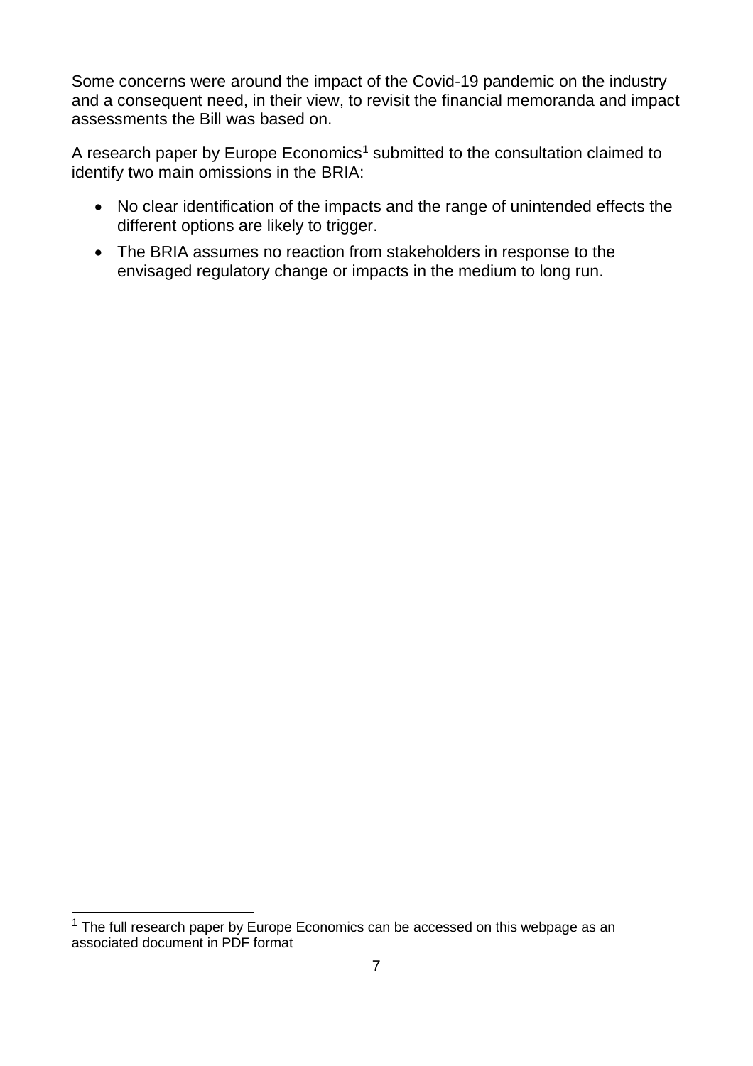Some concerns were around the impact of the Covid-19 pandemic on the industry and a consequent need, in their view, to revisit the financial memoranda and impact assessments the Bill was based on.

A research paper by Europe Economics[1] submitted to the consultation claimed to identify two main omissions in the BRIA:

- No clear identification of the impacts and the range of unintended effects the different options are likely to trigger.
- The BRIA assumes no reaction from stakeholders in response to the envisaged regulatory change or impacts in the medium to long run.

[1] The full research paper by Europe Economics can be accessed on this webpage as an associated document in PDF format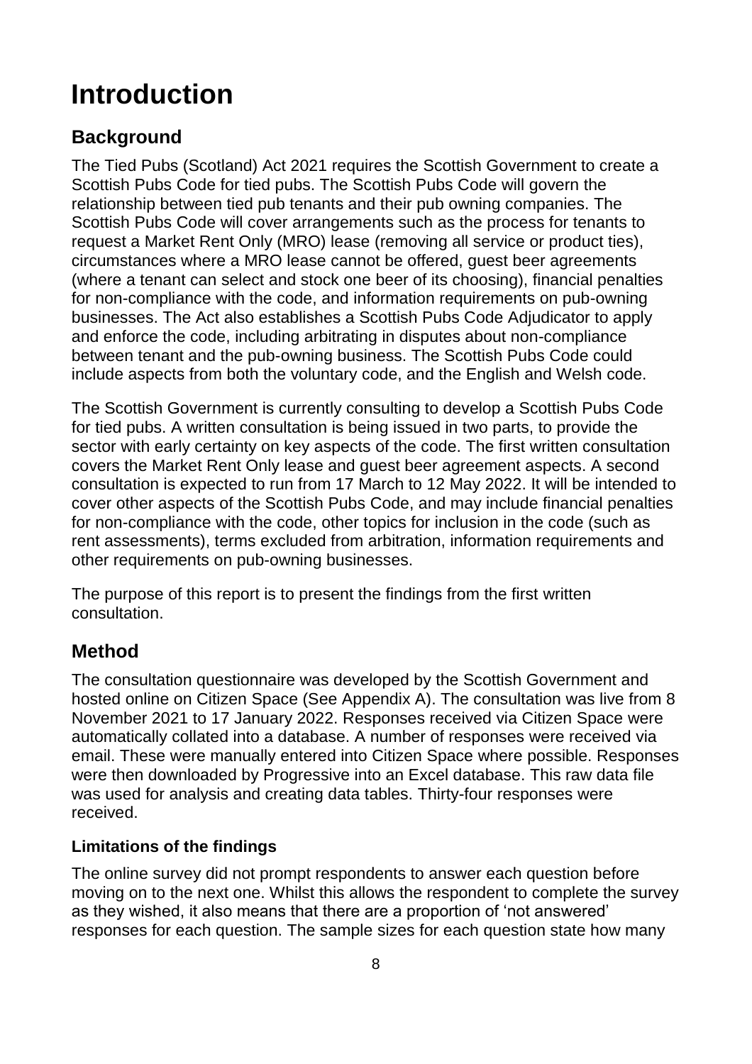# Introduction

## Background

The Tied Pubs (Scotland) Act 2021 requires the Scottish Government to create a Scottish Pubs Code for tied pubs. The Scottish Pubs Code will govern the relationship between tied pub tenants and their pub owning companies. The Scottish Pubs Code will cover arrangements such as the process for tenants to request a Market Rent Only (MRO) lease (removing all service or product ties), circumstances where a MRO lease cannot be offered, guest beer agreements (where a tenant can select and stock one beer of its choosing), financial penalties for non-compliance with the code, and information requirements on pub-owning businesses. The Act also establishes a Scottish Pubs Code Adjudicator to apply and enforce the code, including arbitrating in disputes about non-compliance between tenant and the pub-owning business. The Scottish Pubs Code could include aspects from both the voluntary code, and the English and Welsh code.

The Scottish Government is currently consulting to develop a Scottish Pubs Code for tied pubs. A written consultation is being issued in two parts, to provide the sector with early certainty on key aspects of the code. The first written consultation covers the Market Rent Only lease and guest beer agreement aspects. A second consultation is expected to run from 17 March to 12 May 2022. It will be intended to cover other aspects of the Scottish Pubs Code, and may include financial penalties for non-compliance with the code, other topics for inclusion in the code (such as rent assessments), terms excluded from arbitration, information requirements and other requirements on pub-owning businesses.

The purpose of this report is to present the findings from the first written consultation.

## Method

The consultation questionnaire was developed by the Scottish Government and hosted online on Citizen Space (See Appendix A). The consultation was live from 8 November 2021 to 17 January 2022. Responses received via Citizen Space were automatically collated into a database. A number of responses were received via email. These were manually entered into Citizen Space where possible. Responses were then downloaded by Progressive into an Excel database. This raw data file was used for analysis and creating data tables. Thirty-four responses were received.

### Limitations of the findings

The online survey did not prompt respondents to answer each question before moving on to the next one. Whilst this allows the respondent to complete the survey as they wished, it also means that there are a proportion of 'not answered' responses for each question. The sample sizes for each question state how many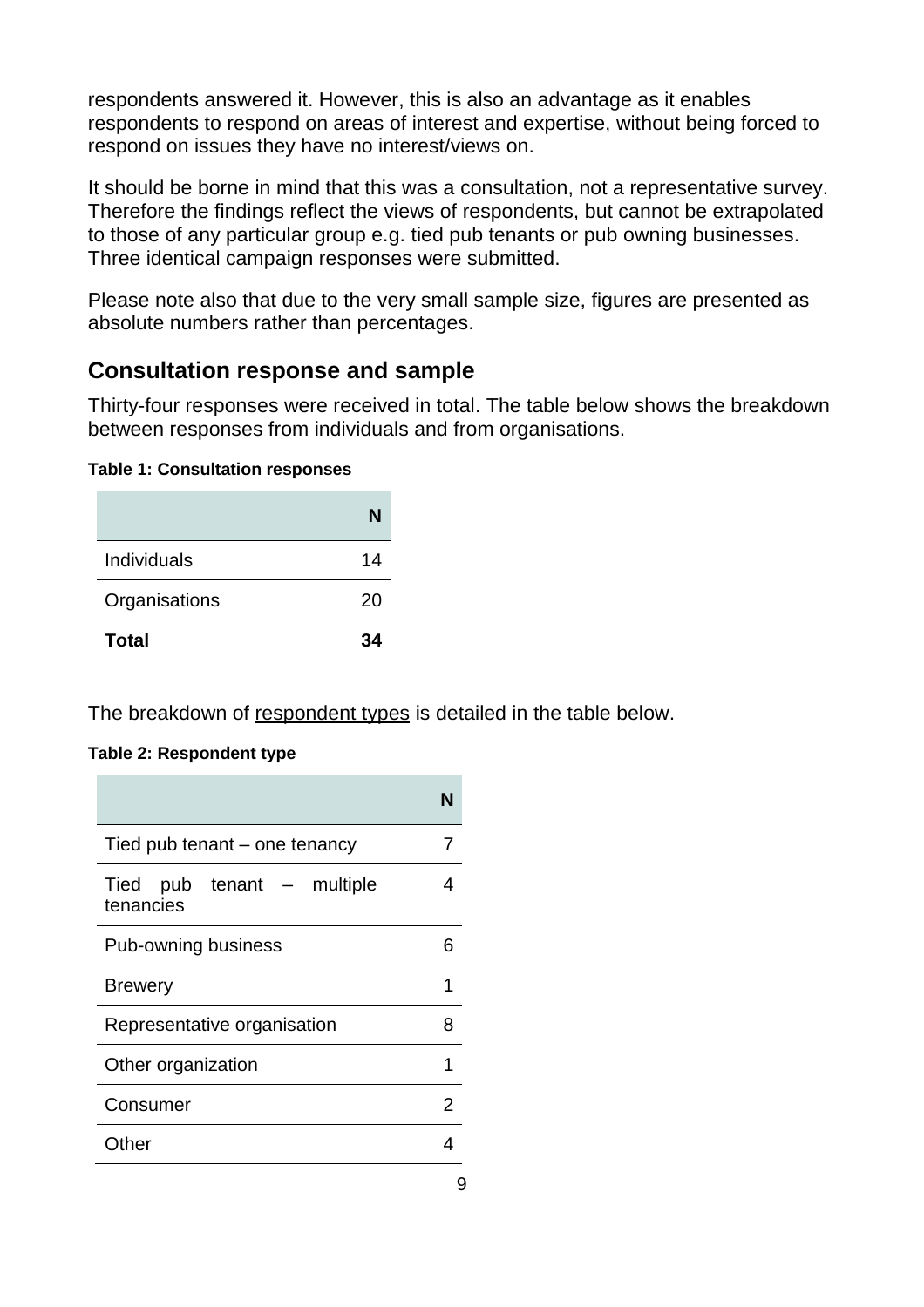respondents answered it. However, this is also an advantage as it enables respondents to respond on areas of interest and expertise, without being forced to respond on issues they have no interest/views on.

It should be borne in mind that this was a consultation, not a representative survey. Therefore the findings reflect the views of respondents, but cannot be extrapolated to those of any particular group e.g. tied pub tenants or pub owning businesses. Three identical campaign responses were submitted.

Please note also that due to the very small sample size, figures are presented as absolute numbers rather than percentages.

## Consultation response and sample

Thirty-four responses were received in total. The table below shows the breakdown between responses from individuals and from organisations.

**Table 1: Consultation responses**

| | N |
|---|---|
| Individuals | 14 |
| Organisations | 20 |
| **Total** | **34** |

The breakdown of respondent types is detailed in the table below.

**Table 2: Respondent type**

| | N |
|---|---|
| Tied pub tenant – one tenancy | 7 |
| Tied pub tenant – multiple tenancies | 4 |
| Pub-owning business | 6 |
| Brewery | 1 |
| Representative organisation | 8 |
| Other organization | 1 |
| Consumer | 2 |
| Other | 4 |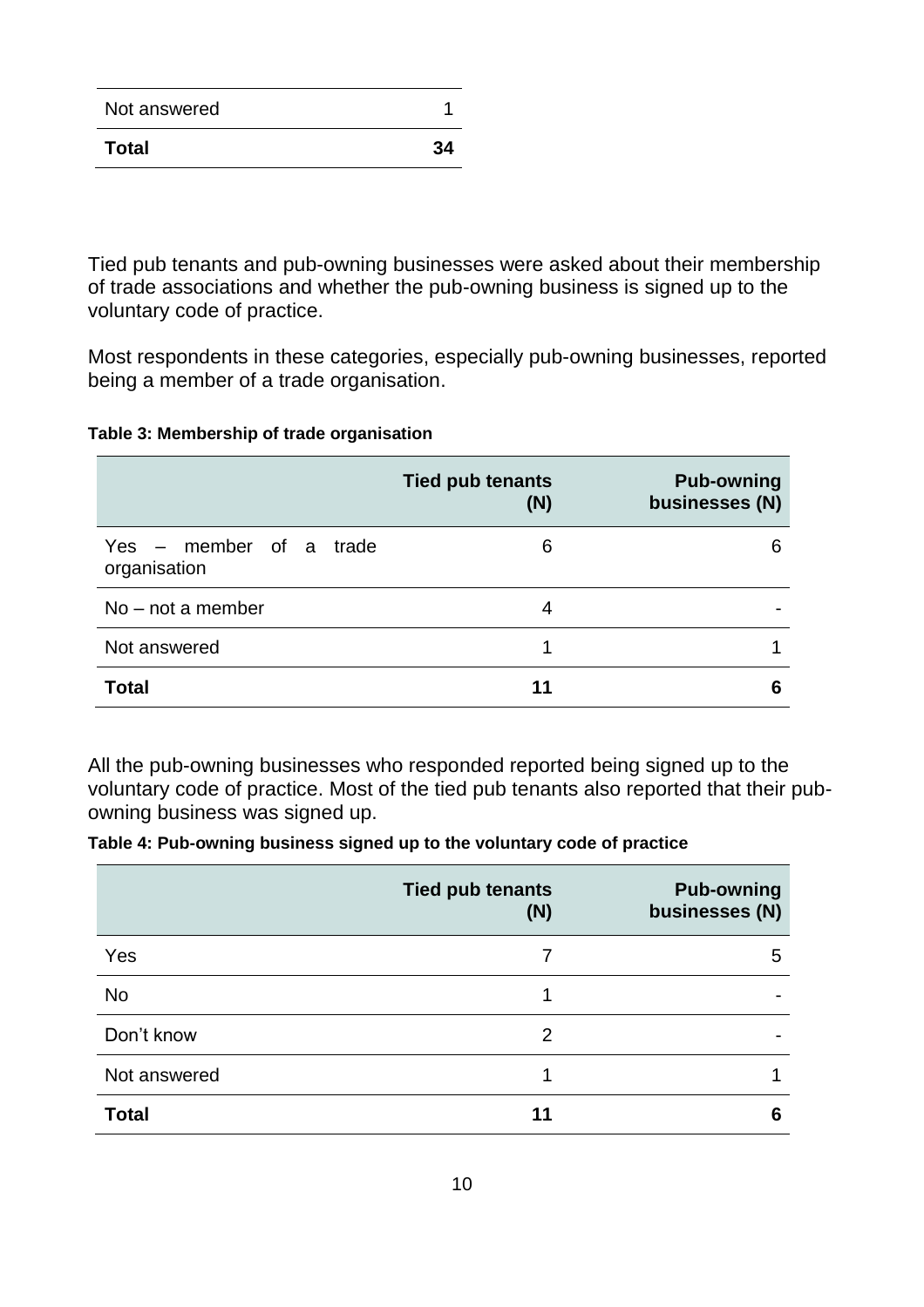| | |
|---|---|
| Not answered | 1 |
| **Total** | **34** |

Tied pub tenants and pub-owning businesses were asked about their membership of trade associations and whether the pub-owning business is signed up to the voluntary code of practice.

Most respondents in these categories, especially pub-owning businesses, reported being a member of a trade organisation.

**Table 3: Membership of trade organisation**

| | Tied pub tenants (N) | Pub-owning businesses (N) |
|---|---|---|
| Yes – member of a trade organisation | 6 | 6 |
| No – not a member | 4 | - |
| Not answered | 1 | 1 |
| **Total** | **11** | **6** |

All the pub-owning businesses who responded reported being signed up to the voluntary code of practice. Most of the tied pub tenants also reported that their pub-owning business was signed up.

**Table 4: Pub-owning business signed up to the voluntary code of practice**

| | Tied pub tenants (N) | Pub-owning businesses (N) |
|---|---|---|
| Yes | 7 | 5 |
| No | 1 | - |
| Don't know | 2 | - |
| Not answered | 1 | 1 |
| **Total** | **11** | **6** |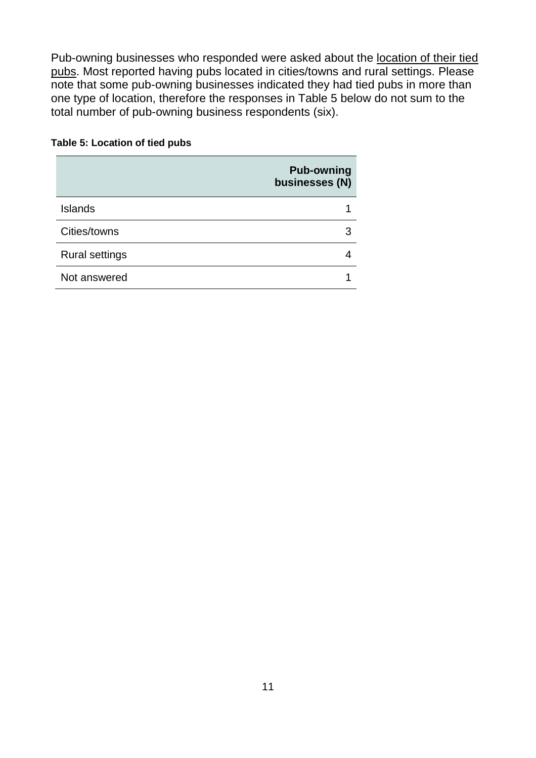Pub-owning businesses who responded were asked about the location of their tied pubs. Most reported having pubs located in cities/towns and rural settings. Please note that some pub-owning businesses indicated they had tied pubs in more than one type of location, therefore the responses in Table 5 below do not sum to the total number of pub-owning business respondents (six).

**Table 5: Location of tied pubs**

| | Pub-owning businesses (N) |
|---|---|
| Islands | 1 |
| Cities/towns | 3 |
| Rural settings | 4 |
| Not answered | 1 |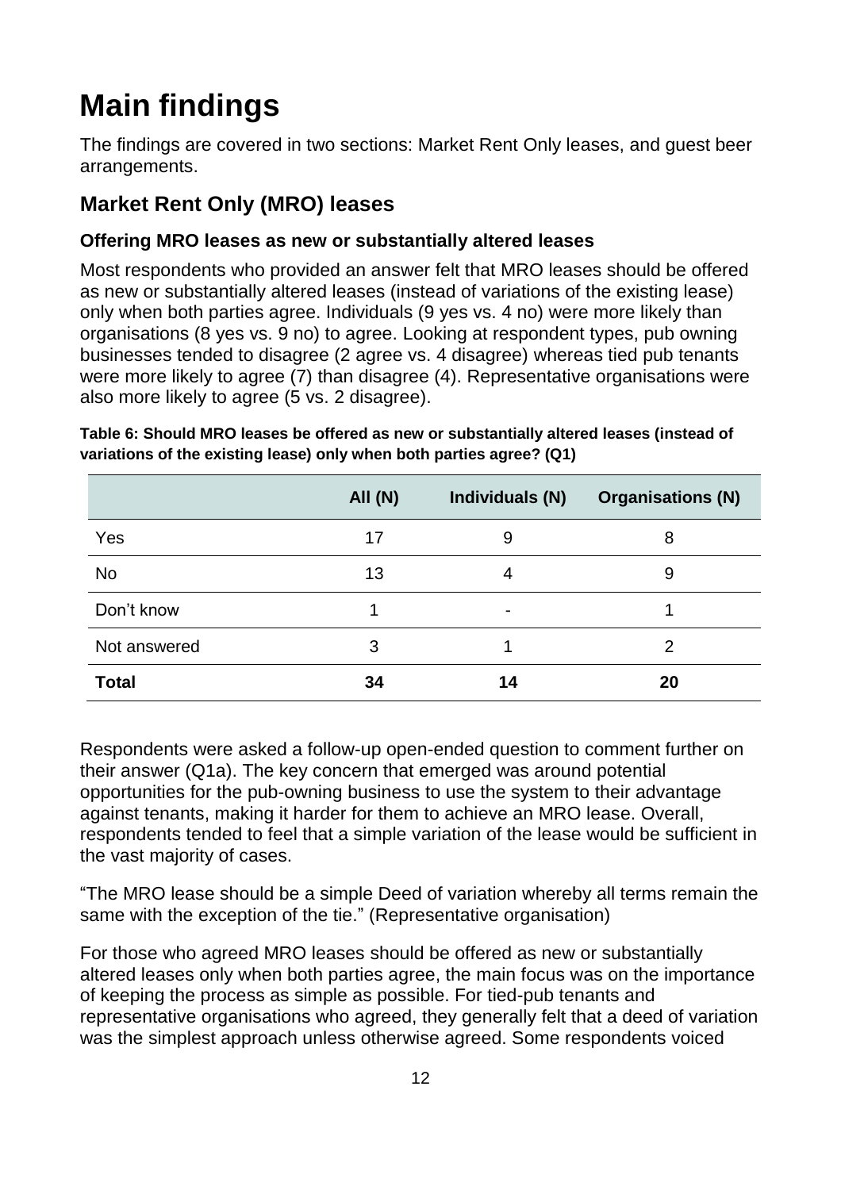# Main findings

The findings are covered in two sections: Market Rent Only leases, and guest beer arrangements.

## Market Rent Only (MRO) leases

### Offering MRO leases as new or substantially altered leases

Most respondents who provided an answer felt that MRO leases should be offered as new or substantially altered leases (instead of variations of the existing lease) only when both parties agree. Individuals (9 yes vs. 4 no) were more likely than organisations (8 yes vs. 9 no) to agree. Looking at respondent types, pub owning businesses tended to disagree (2 agree vs. 4 disagree) whereas tied pub tenants were more likely to agree (7) than disagree (4). Representative organisations were also more likely to agree (5 vs. 2 disagree).

**Table 6: Should MRO leases be offered as new or substantially altered leases (instead of variations of the existing lease) only when both parties agree? (Q1)**

| | All (N) | Individuals (N) | Organisations (N) |
|---|---|---|---|
| Yes | 17 | 9 | 8 |
| No | 13 | 4 | 9 |
| Don't know | 1 | - | 1 |
| Not answered | 3 | 1 | 2 |
| **Total** | **34** | **14** | **20** |

Respondents were asked a follow-up open-ended question to comment further on their answer (Q1a). The key concern that emerged was around potential opportunities for the pub-owning business to use the system to their advantage against tenants, making it harder for them to achieve an MRO lease. Overall, respondents tended to feel that a simple variation of the lease would be sufficient in the vast majority of cases.

"The MRO lease should be a simple Deed of variation whereby all terms remain the same with the exception of the tie." (Representative organisation)

For those who agreed MRO leases should be offered as new or substantially altered leases only when both parties agree, the main focus was on the importance of keeping the process as simple as possible. For tied-pub tenants and representative organisations who agreed, they generally felt that a deed of variation was the simplest approach unless otherwise agreed. Some respondents voiced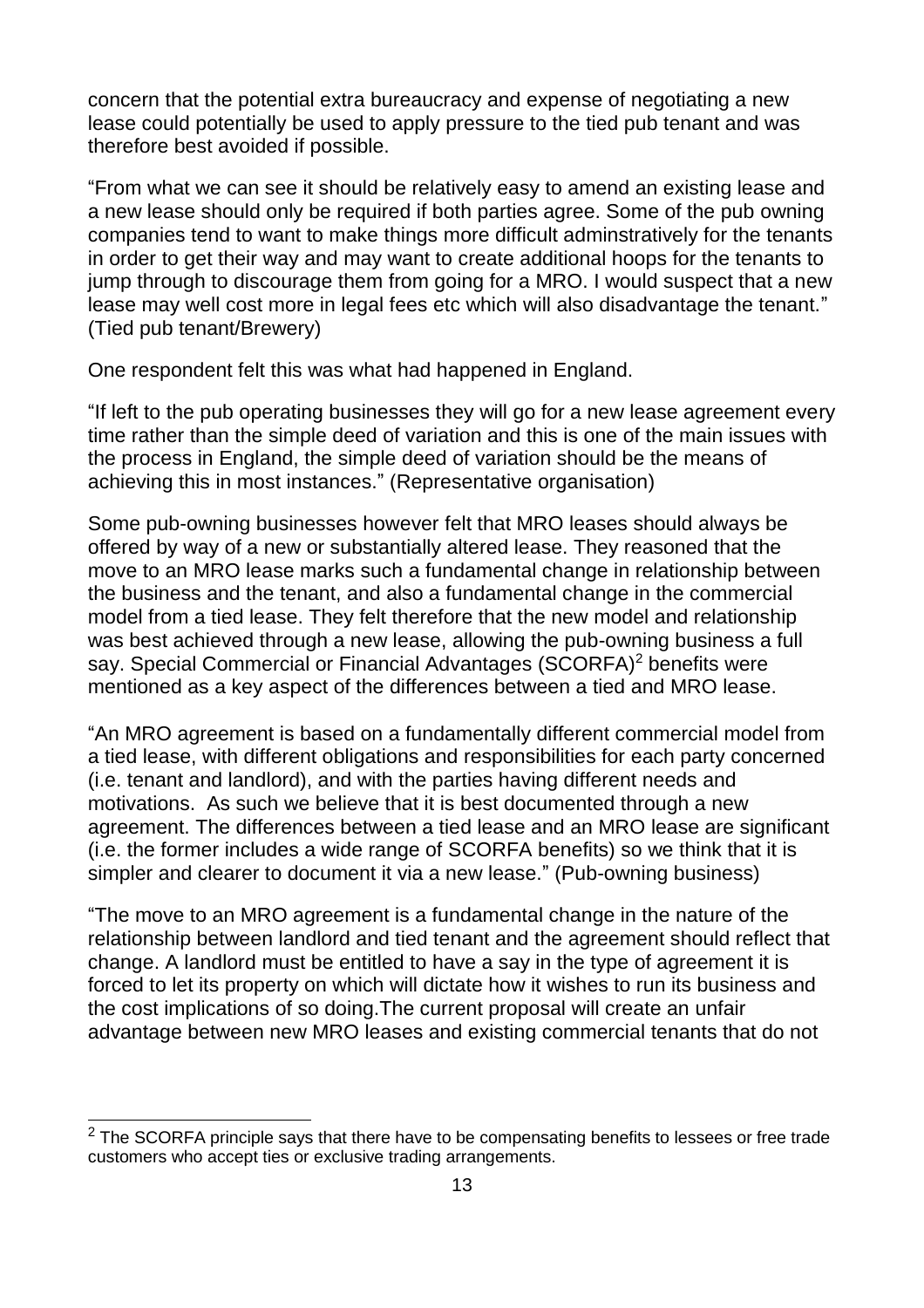concern that the potential extra bureaucracy and expense of negotiating a new lease could potentially be used to apply pressure to the tied pub tenant and was therefore best avoided if possible.

"From what we can see it should be relatively easy to amend an existing lease and a new lease should only be required if both parties agree. Some of the pub owning companies tend to want to make things more difficult adminstratively for the tenants in order to get their way and may want to create additional hoops for the tenants to jump through to discourage them from going for a MRO. I would suspect that a new lease may well cost more in legal fees etc which will also disadvantage the tenant." (Tied pub tenant/Brewery)

One respondent felt this was what had happened in England.

"If left to the pub operating businesses they will go for a new lease agreement every time rather than the simple deed of variation and this is one of the main issues with the process in England, the simple deed of variation should be the means of achieving this in most instances." (Representative organisation)

Some pub-owning businesses however felt that MRO leases should always be offered by way of a new or substantially altered lease. They reasoned that the move to an MRO lease marks such a fundamental change in relationship between the business and the tenant, and also a fundamental change in the commercial model from a tied lease. They felt therefore that the new model and relationship was best achieved through a new lease, allowing the pub-owning business a full say. Special Commercial or Financial Advantages (SCORFA)[2] benefits were mentioned as a key aspect of the differences between a tied and MRO lease.

"An MRO agreement is based on a fundamentally different commercial model from a tied lease, with different obligations and responsibilities for each party concerned (i.e. tenant and landlord), and with the parties having different needs and motivations. As such we believe that it is best documented through a new agreement. The differences between a tied lease and an MRO lease are significant (i.e. the former includes a wide range of SCORFA benefits) so we think that it is simpler and clearer to document it via a new lease." (Pub-owning business)

"The move to an MRO agreement is a fundamental change in the nature of the relationship between landlord and tied tenant and the agreement should reflect that change. A landlord must be entitled to have a say in the type of agreement it is forced to let its property on which will dictate how it wishes to run its business and the cost implications of so doing.The current proposal will create an unfair advantage between new MRO leases and existing commercial tenants that do not

[2] The SCORFA principle says that there have to be compensating benefits to lessees or free trade customers who accept ties or exclusive trading arrangements.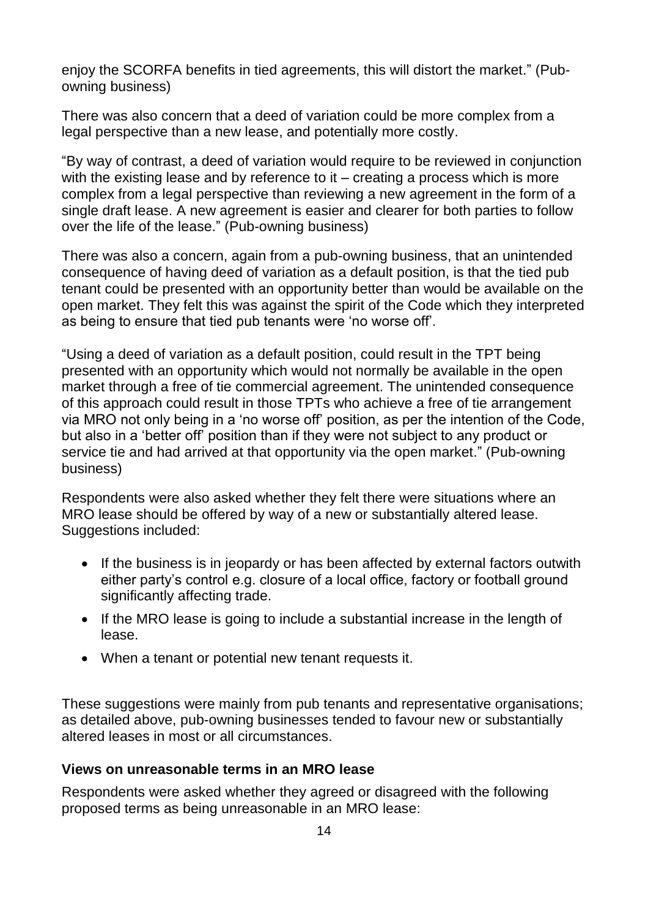enjoy the SCORFA benefits in tied agreements, this will distort the market." (Pub-owning business)

There was also concern that a deed of variation could be more complex from a legal perspective than a new lease, and potentially more costly.

"By way of contrast, a deed of variation would require to be reviewed in conjunction with the existing lease and by reference to it – creating a process which is more complex from a legal perspective than reviewing a new agreement in the form of a single draft lease. A new agreement is easier and clearer for both parties to follow over the life of the lease." (Pub-owning business)

There was also a concern, again from a pub-owning business, that an unintended consequence of having deed of variation as a default position, is that the tied pub tenant could be presented with an opportunity better than would be available on the open market. They felt this was against the spirit of the Code which they interpreted as being to ensure that tied pub tenants were 'no worse off'.

"Using a deed of variation as a default position, could result in the TPT being presented with an opportunity which would not normally be available in the open market through a free of tie commercial agreement. The unintended consequence of this approach could result in those TPTs who achieve a free of tie arrangement via MRO not only being in a 'no worse off' position, as per the intention of the Code, but also in a 'better off' position than if they were not subject to any product or service tie and had arrived at that opportunity via the open market." (Pub-owning business)

Respondents were also asked whether they felt there were situations where an MRO lease should be offered by way of a new or substantially altered lease. Suggestions included:

- If the business is in jeopardy or has been affected by external factors outwith either party's control e.g. closure of a local office, factory or football ground significantly affecting trade.
- If the MRO lease is going to include a substantial increase in the length of lease.
- When a tenant or potential new tenant requests it.

These suggestions were mainly from pub tenants and representative organisations; as detailed above, pub-owning businesses tended to favour new or substantially altered leases in most or all circumstances.

### Views on unreasonable terms in an MRO lease

Respondents were asked whether they agreed or disagreed with the following proposed terms as being unreasonable in an MRO lease: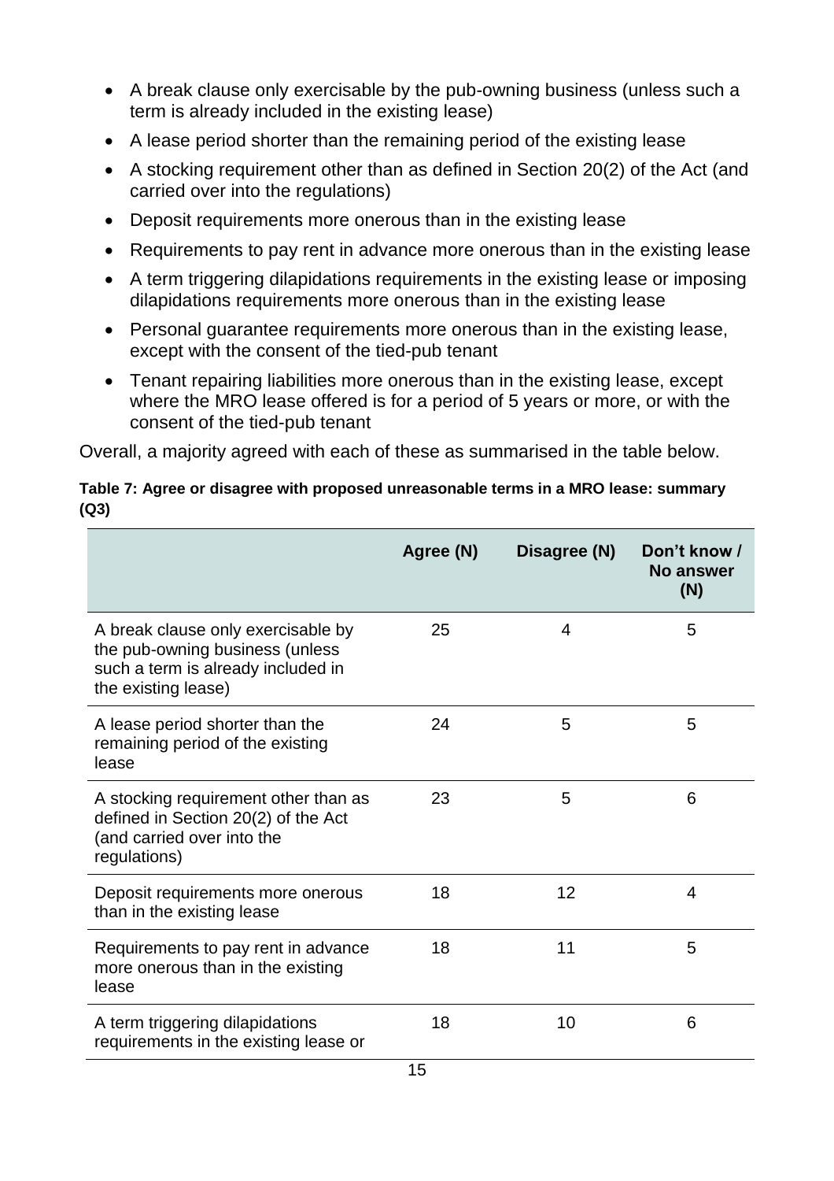- A break clause only exercisable by the pub-owning business (unless such a term is already included in the existing lease)
- A lease period shorter than the remaining period of the existing lease
- A stocking requirement other than as defined in Section 20(2) of the Act (and carried over into the regulations)
- Deposit requirements more onerous than in the existing lease
- Requirements to pay rent in advance more onerous than in the existing lease
- A term triggering dilapidations requirements in the existing lease or imposing dilapidations requirements more onerous than in the existing lease
- Personal guarantee requirements more onerous than in the existing lease, except with the consent of the tied-pub tenant
- Tenant repairing liabilities more onerous than in the existing lease, except where the MRO lease offered is for a period of 5 years or more, or with the consent of the tied-pub tenant

Overall, a majority agreed with each of these as summarised in the table below.

**Table 7: Agree or disagree with proposed unreasonable terms in a MRO lease: summary (Q3)**

| | Agree (N) | Disagree (N) | Don't know / No answer (N) |
|---|---|---|---|
| A break clause only exercisable by the pub-owning business (unless such a term is already included in the existing lease) | 25 | 4 | 5 |
| A lease period shorter than the remaining period of the existing lease | 24 | 5 | 5 |
| A stocking requirement other than as defined in Section 20(2) of the Act (and carried over into the regulations) | 23 | 5 | 6 |
| Deposit requirements more onerous than in the existing lease | 18 | 12 | 4 |
| Requirements to pay rent in advance more onerous than in the existing lease | 18 | 11 | 5 |
| A term triggering dilapidations requirements in the existing lease or | 18 | 10 | 6 |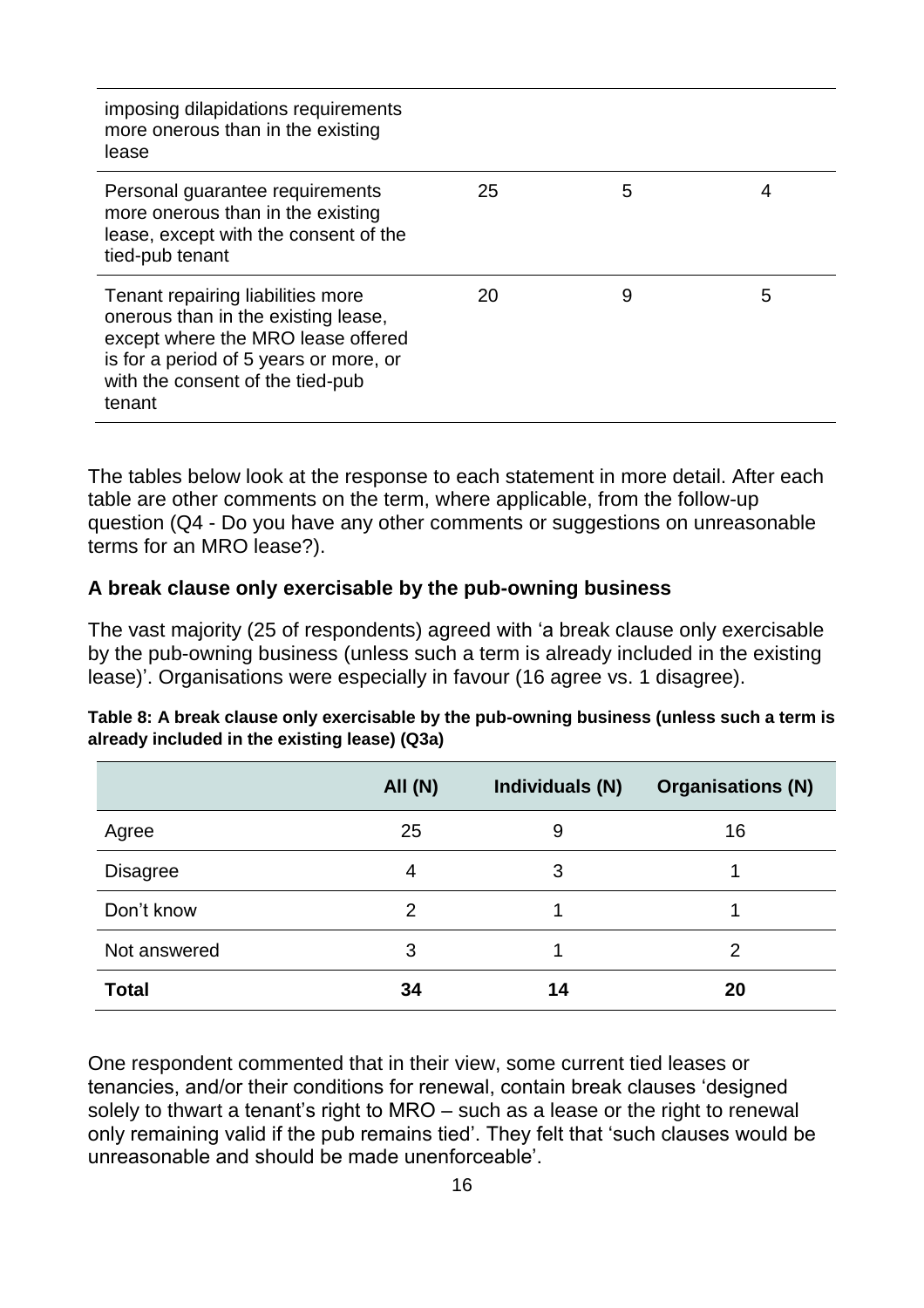| | | | |
|---|---|---|---|
| imposing dilapidations requirements more onerous than in the existing lease | | | |
| Personal guarantee requirements more onerous than in the existing lease, except with the consent of the tied-pub tenant | 25 | 5 | 4 |
| Tenant repairing liabilities more onerous than in the existing lease, except where the MRO lease offered is for a period of 5 years or more, or with the consent of the tied-pub tenant | 20 | 9 | 5 |

The tables below look at the response to each statement in more detail. After each table are other comments on the term, where applicable, from the follow-up question (Q4 - Do you have any other comments or suggestions on unreasonable terms for an MRO lease?).

### A break clause only exercisable by the pub-owning business

The vast majority (25 of respondents) agreed with 'a break clause only exercisable by the pub-owning business (unless such a term is already included in the existing lease)'. Organisations were especially in favour (16 agree vs. 1 disagree).

**Table 8: A break clause only exercisable by the pub-owning business (unless such a term is already included in the existing lease) (Q3a)**

| | All (N) | Individuals (N) | Organisations (N) |
|---|---|---|---|
| Agree | 25 | 9 | 16 |
| Disagree | 4 | 3 | 1 |
| Don't know | 2 | 1 | 1 |
| Not answered | 3 | 1 | 2 |
| **Total** | **34** | **14** | **20** |

One respondent commented that in their view, some current tied leases or tenancies, and/or their conditions for renewal, contain break clauses 'designed solely to thwart a tenant's right to MRO – such as a lease or the right to renewal only remaining valid if the pub remains tied'. They felt that 'such clauses would be unreasonable and should be made unenforceable'.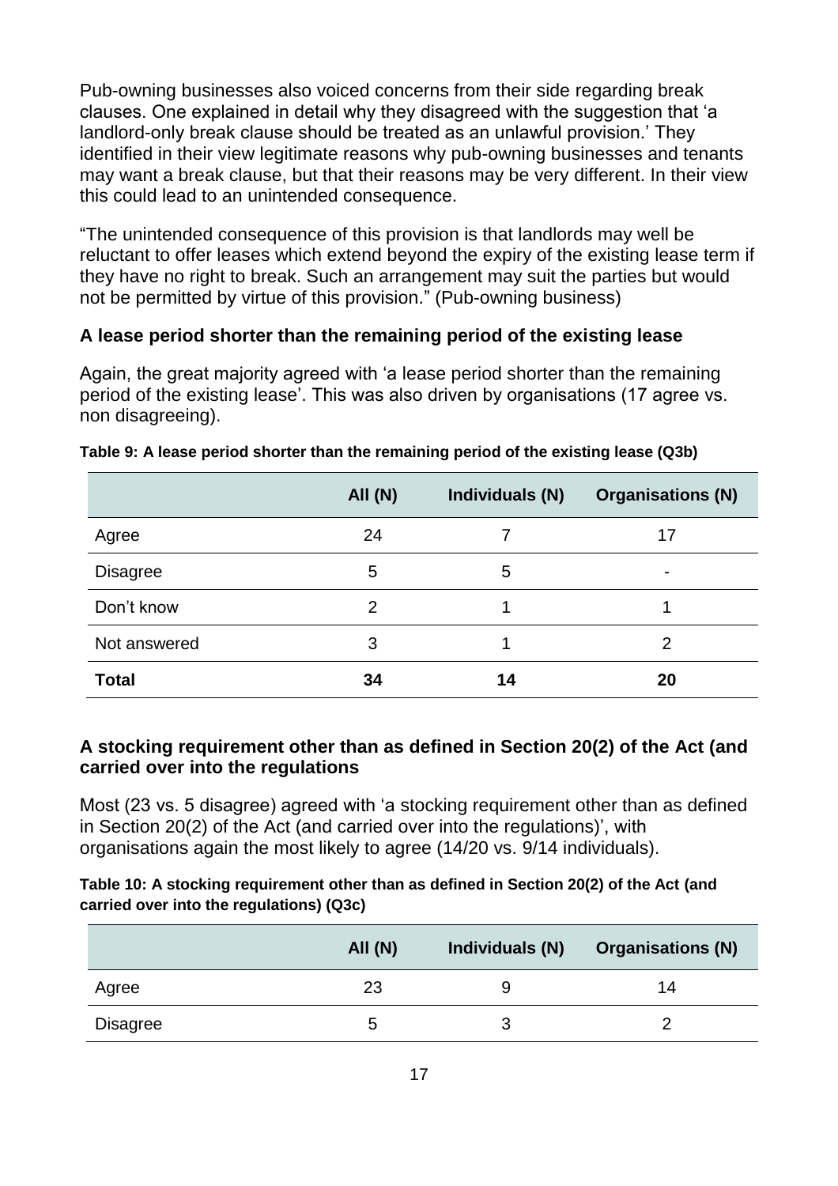Pub-owning businesses also voiced concerns from their side regarding break clauses. One explained in detail why they disagreed with the suggestion that 'a landlord-only break clause should be treated as an unlawful provision.' They identified in their view legitimate reasons why pub-owning businesses and tenants may want a break clause, but that their reasons may be very different. In their view this could lead to an unintended consequence.

"The unintended consequence of this provision is that landlords may well be reluctant to offer leases which extend beyond the expiry of the existing lease term if they have no right to break. Such an arrangement may suit the parties but would not be permitted by virtue of this provision." (Pub-owning business)

### A lease period shorter than the remaining period of the existing lease

Again, the great majority agreed with 'a lease period shorter than the remaining period of the existing lease'. This was also driven by organisations (17 agree vs. non disagreeing).

**Table 9: A lease period shorter than the remaining period of the existing lease (Q3b)**

| | All (N) | Individuals (N) | Organisations (N) |
|---|---|---|---|
| Agree | 24 | 7 | 17 |
| Disagree | 5 | 5 | - |
| Don't know | 2 | 1 | 1 |
| Not answered | 3 | 1 | 2 |
| **Total** | **34** | **14** | **20** |

### A stocking requirement other than as defined in Section 20(2) of the Act (and carried over into the regulations

Most (23 vs. 5 disagree) agreed with 'a stocking requirement other than as defined in Section 20(2) of the Act (and carried over into the regulations)', with organisations again the most likely to agree (14/20 vs. 9/14 individuals).

**Table 10: A stocking requirement other than as defined in Section 20(2) of the Act (and carried over into the regulations) (Q3c)**

| | All (N) | Individuals (N) | Organisations (N) |
|---|---|---|---|
| Agree | 23 | 9 | 14 |
| Disagree | 5 | 3 | 2 |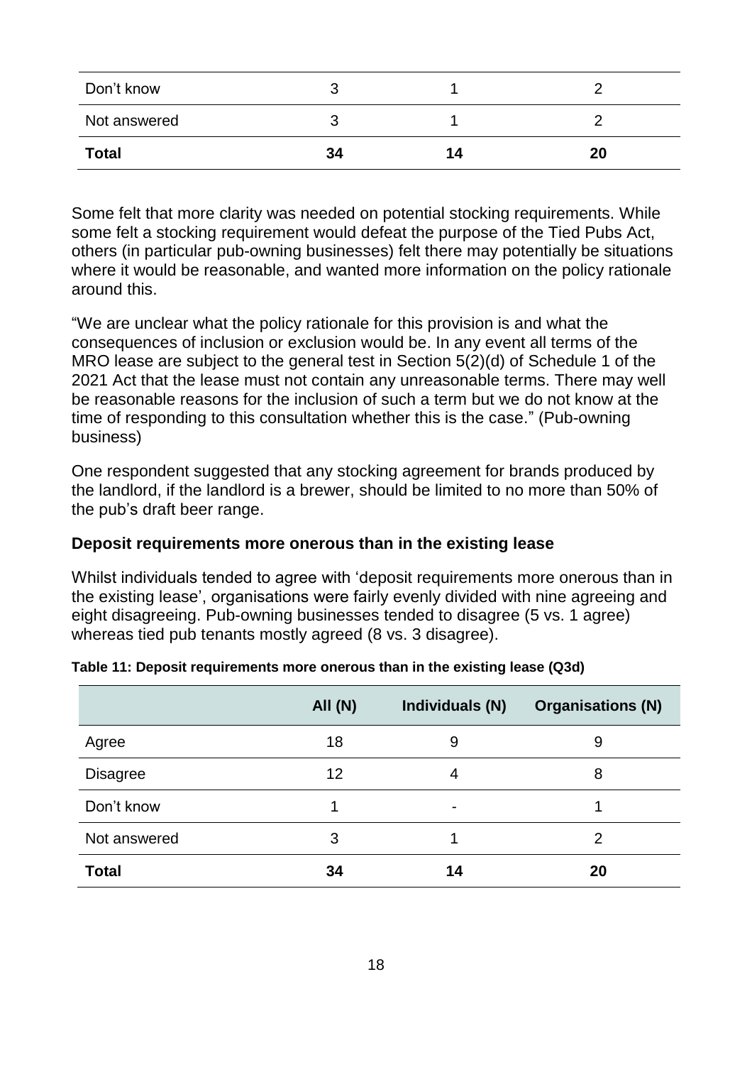| | | | |
|---|---|---|---|
| Don't know | 3 | 1 | 2 |
| Not answered | 3 | 1 | 2 |
| **Total** | **34** | **14** | **20** |

Some felt that more clarity was needed on potential stocking requirements. While some felt a stocking requirement would defeat the purpose of the Tied Pubs Act, others (in particular pub-owning businesses) felt there may potentially be situations where it would be reasonable, and wanted more information on the policy rationale around this.

"We are unclear what the policy rationale for this provision is and what the consequences of inclusion or exclusion would be. In any event all terms of the MRO lease are subject to the general test in Section 5(2)(d) of Schedule 1 of the 2021 Act that the lease must not contain any unreasonable terms. There may well be reasonable reasons for the inclusion of such a term but we do not know at the time of responding to this consultation whether this is the case." (Pub-owning business)

One respondent suggested that any stocking agreement for brands produced by the landlord, if the landlord is a brewer, should be limited to no more than 50% of the pub's draft beer range.

### Deposit requirements more onerous than in the existing lease

Whilst individuals tended to agree with 'deposit requirements more onerous than in the existing lease', organisations were fairly evenly divided with nine agreeing and eight disagreeing. Pub-owning businesses tended to disagree (5 vs. 1 agree) whereas tied pub tenants mostly agreed (8 vs. 3 disagree).

**Table 11: Deposit requirements more onerous than in the existing lease (Q3d)**

| | All (N) | Individuals (N) | Organisations (N) |
|---|---|---|---|
| Agree | 18 | 9 | 9 |
| Disagree | 12 | 4 | 8 |
| Don't know | 1 | - | 1 |
| Not answered | 3 | 1 | 2 |
| **Total** | **34** | **14** | **20** |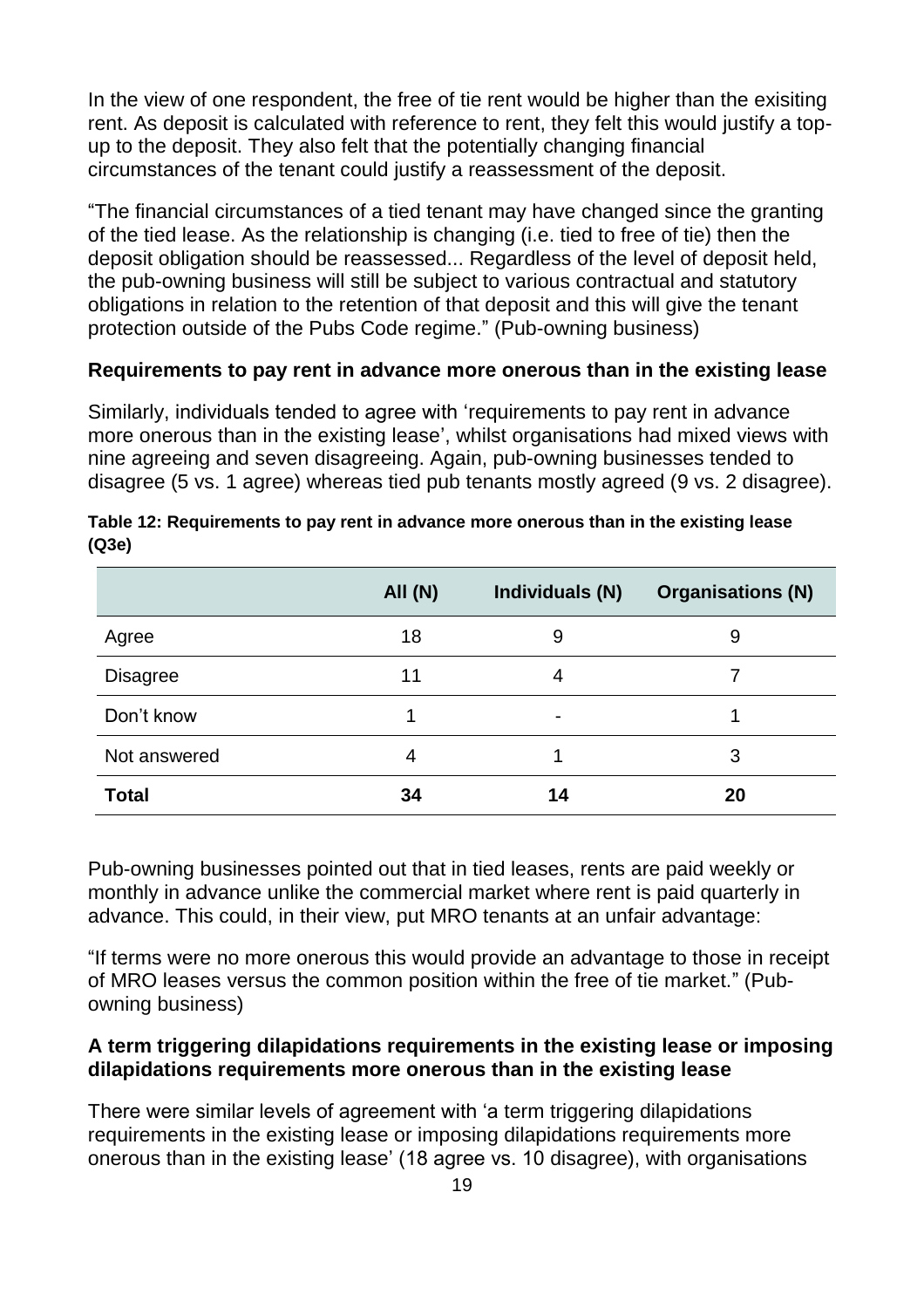In the view of one respondent, the free of tie rent would be higher than the exisiting rent. As deposit is calculated with reference to rent, they felt this would justify a top-up to the deposit. They also felt that the potentially changing financial circumstances of the tenant could justify a reassessment of the deposit.

"The financial circumstances of a tied tenant may have changed since the granting of the tied lease. As the relationship is changing (i.e. tied to free of tie) then the deposit obligation should be reassessed... Regardless of the level of deposit held, the pub-owning business will still be subject to various contractual and statutory obligations in relation to the retention of that deposit and this will give the tenant protection outside of the Pubs Code regime." (Pub-owning business)

### Requirements to pay rent in advance more onerous than in the existing lease

Similarly, individuals tended to agree with 'requirements to pay rent in advance more onerous than in the existing lease', whilst organisations had mixed views with nine agreeing and seven disagreeing. Again, pub-owning businesses tended to disagree (5 vs. 1 agree) whereas tied pub tenants mostly agreed (9 vs. 2 disagree).

**Table 12: Requirements to pay rent in advance more onerous than in the existing lease (Q3e)**

| | All (N) | Individuals (N) | Organisations (N) |
|---|---|---|---|
| Agree | 18 | 9 | 9 |
| Disagree | 11 | 4 | 7 |
| Don't know | 1 | - | 1 |
| Not answered | 4 | 1 | 3 |
| **Total** | **34** | **14** | **20** |

Pub-owning businesses pointed out that in tied leases, rents are paid weekly or monthly in advance unlike the commercial market where rent is paid quarterly in advance. This could, in their view, put MRO tenants at an unfair advantage:

"If terms were no more onerous this would provide an advantage to those in receipt of MRO leases versus the common position within the free of tie market." (Pub-owning business)

### A term triggering dilapidations requirements in the existing lease or imposing dilapidations requirements more onerous than in the existing lease

There were similar levels of agreement with 'a term triggering dilapidations requirements in the existing lease or imposing dilapidations requirements more onerous than in the existing lease' (18 agree vs. 10 disagree), with organisations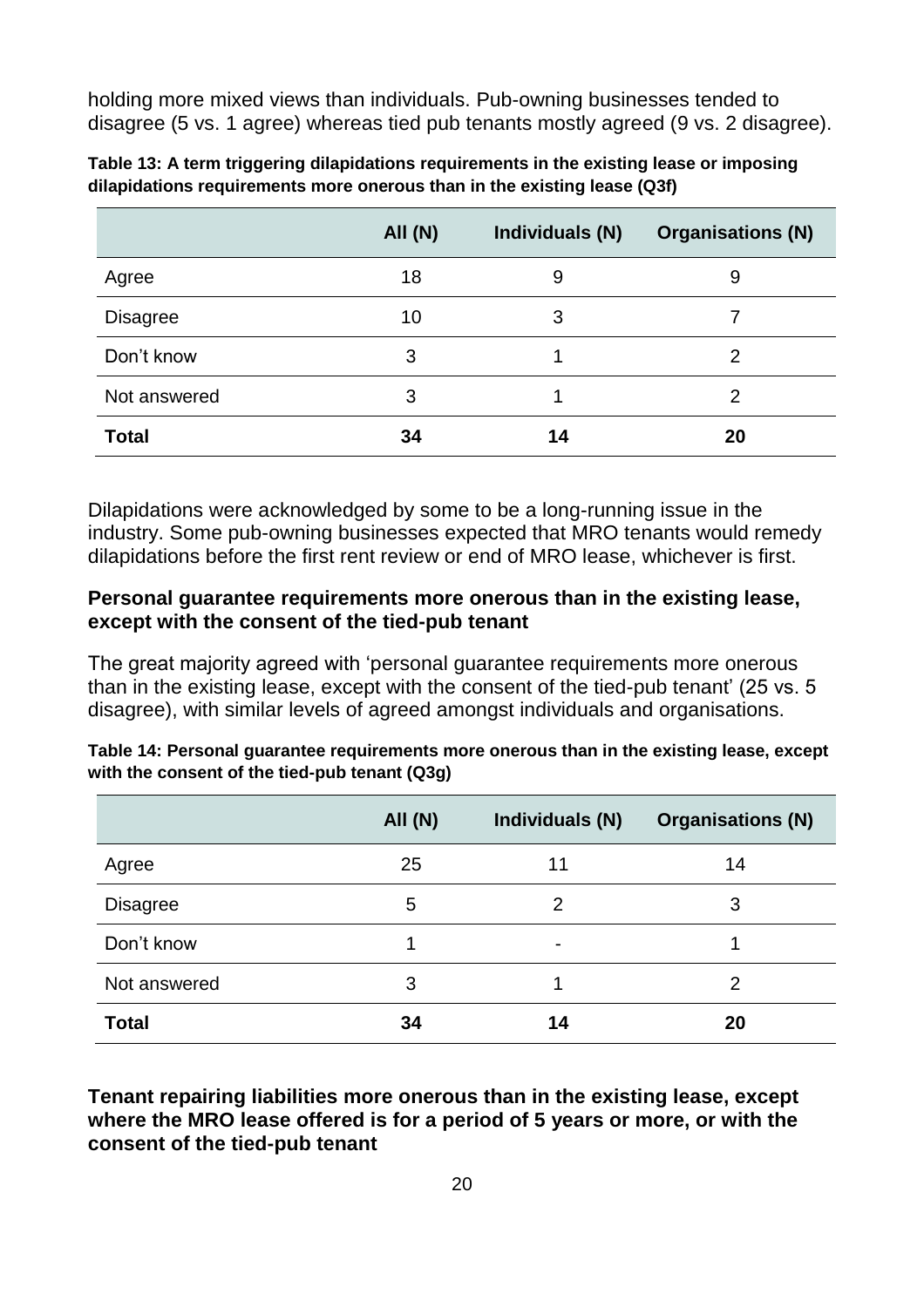holding more mixed views than individuals. Pub-owning businesses tended to disagree (5 vs. 1 agree) whereas tied pub tenants mostly agreed (9 vs. 2 disagree).

**Table 13: A term triggering dilapidations requirements in the existing lease or imposing dilapidations requirements more onerous than in the existing lease (Q3f)**

| | All (N) | Individuals (N) | Organisations (N) |
|---|---|---|---|
| Agree | 18 | 9 | 9 |
| Disagree | 10 | 3 | 7 |
| Don't know | 3 | 1 | 2 |
| Not answered | 3 | 1 | 2 |
| **Total** | **34** | **14** | **20** |

Dilapidations were acknowledged by some to be a long-running issue in the industry. Some pub-owning businesses expected that MRO tenants would remedy dilapidations before the first rent review or end of MRO lease, whichever is first.

### Personal guarantee requirements more onerous than in the existing lease, except with the consent of the tied-pub tenant

The great majority agreed with 'personal guarantee requirements more onerous than in the existing lease, except with the consent of the tied-pub tenant' (25 vs. 5 disagree), with similar levels of agreed amongst individuals and organisations.

**Table 14: Personal guarantee requirements more onerous than in the existing lease, except with the consent of the tied-pub tenant (Q3g)**

| | All (N) | Individuals (N) | Organisations (N) |
|---|---|---|---|
| Agree | 25 | 11 | 14 |
| Disagree | 5 | 2 | 3 |
| Don't know | 1 | - | 1 |
| Not answered | 3 | 1 | 2 |
| **Total** | **34** | **14** | **20** |

### Tenant repairing liabilities more onerous than in the existing lease, except where the MRO lease offered is for a period of 5 years or more, or with the consent of the tied-pub tenant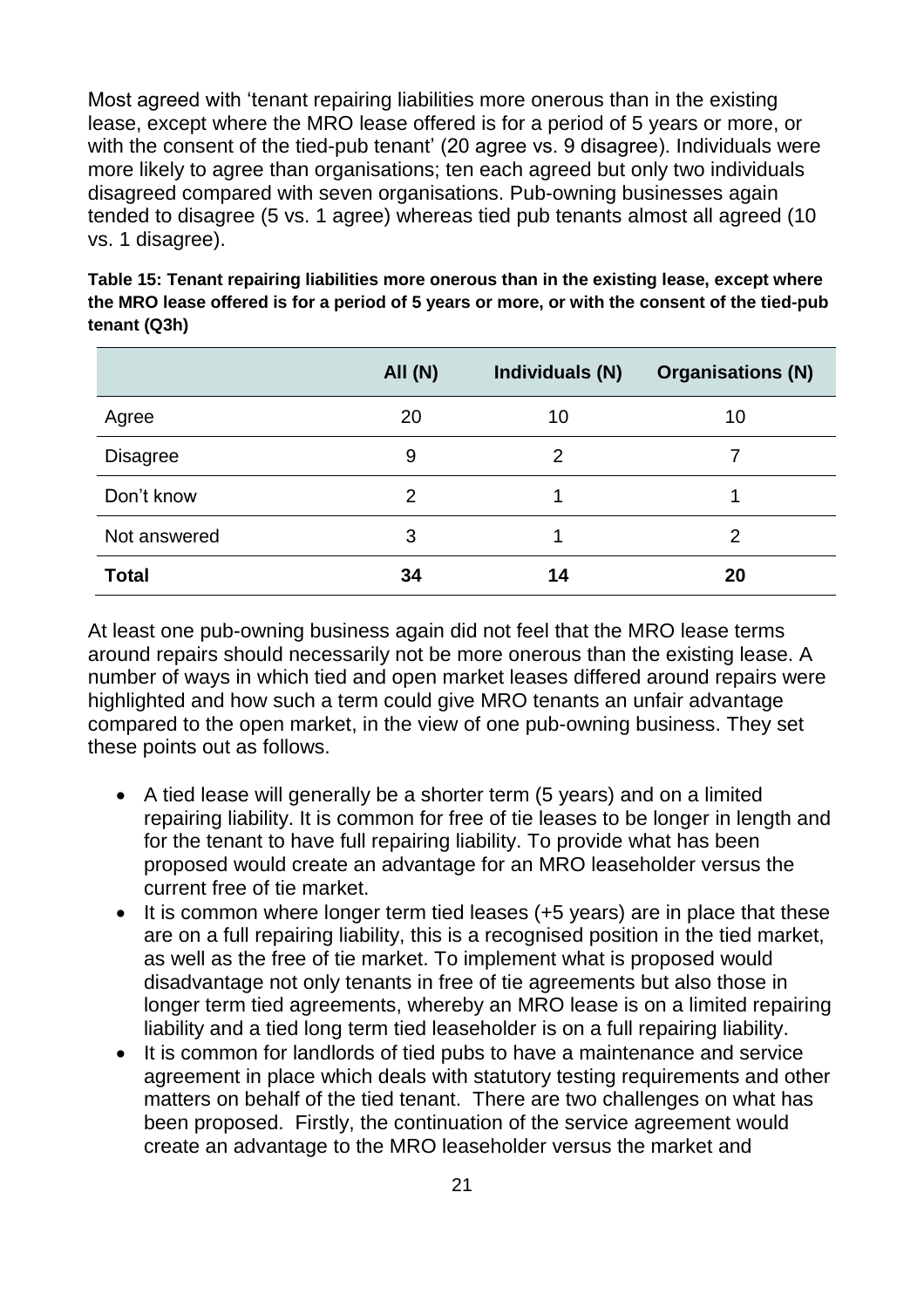Most agreed with 'tenant repairing liabilities more onerous than in the existing lease, except where the MRO lease offered is for a period of 5 years or more, or with the consent of the tied-pub tenant' (20 agree vs. 9 disagree). Individuals were more likely to agree than organisations; ten each agreed but only two individuals disagreed compared with seven organisations. Pub-owning businesses again tended to disagree (5 vs. 1 agree) whereas tied pub tenants almost all agreed (10 vs. 1 disagree).

**Table 15: Tenant repairing liabilities more onerous than in the existing lease, except where the MRO lease offered is for a period of 5 years or more, or with the consent of the tied-pub tenant (Q3h)**

| | All (N) | Individuals (N) | Organisations (N) |
|---|---|---|---|
| Agree | 20 | 10 | 10 |
| Disagree | 9 | 2 | 7 |
| Don't know | 2 | 1 | 1 |
| Not answered | 3 | 1 | 2 |
| **Total** | **34** | **14** | **20** |

At least one pub-owning business again did not feel that the MRO lease terms around repairs should necessarily not be more onerous than the existing lease. A number of ways in which tied and open market leases differed around repairs were highlighted and how such a term could give MRO tenants an unfair advantage compared to the open market, in the view of one pub-owning business. They set these points out as follows.

- A tied lease will generally be a shorter term (5 years) and on a limited repairing liability. It is common for free of tie leases to be longer in length and for the tenant to have full repairing liability. To provide what has been proposed would create an advantage for an MRO leaseholder versus the current free of tie market.
- It is common where longer term tied leases (+5 years) are in place that these are on a full repairing liability, this is a recognised position in the tied market, as well as the free of tie market. To implement what is proposed would disadvantage not only tenants in free of tie agreements but also those in longer term tied agreements, whereby an MRO lease is on a limited repairing liability and a tied long term tied leaseholder is on a full repairing liability.
- It is common for landlords of tied pubs to have a maintenance and service agreement in place which deals with statutory testing requirements and other matters on behalf of the tied tenant. There are two challenges on what has been proposed. Firstly, the continuation of the service agreement would create an advantage to the MRO leaseholder versus the market and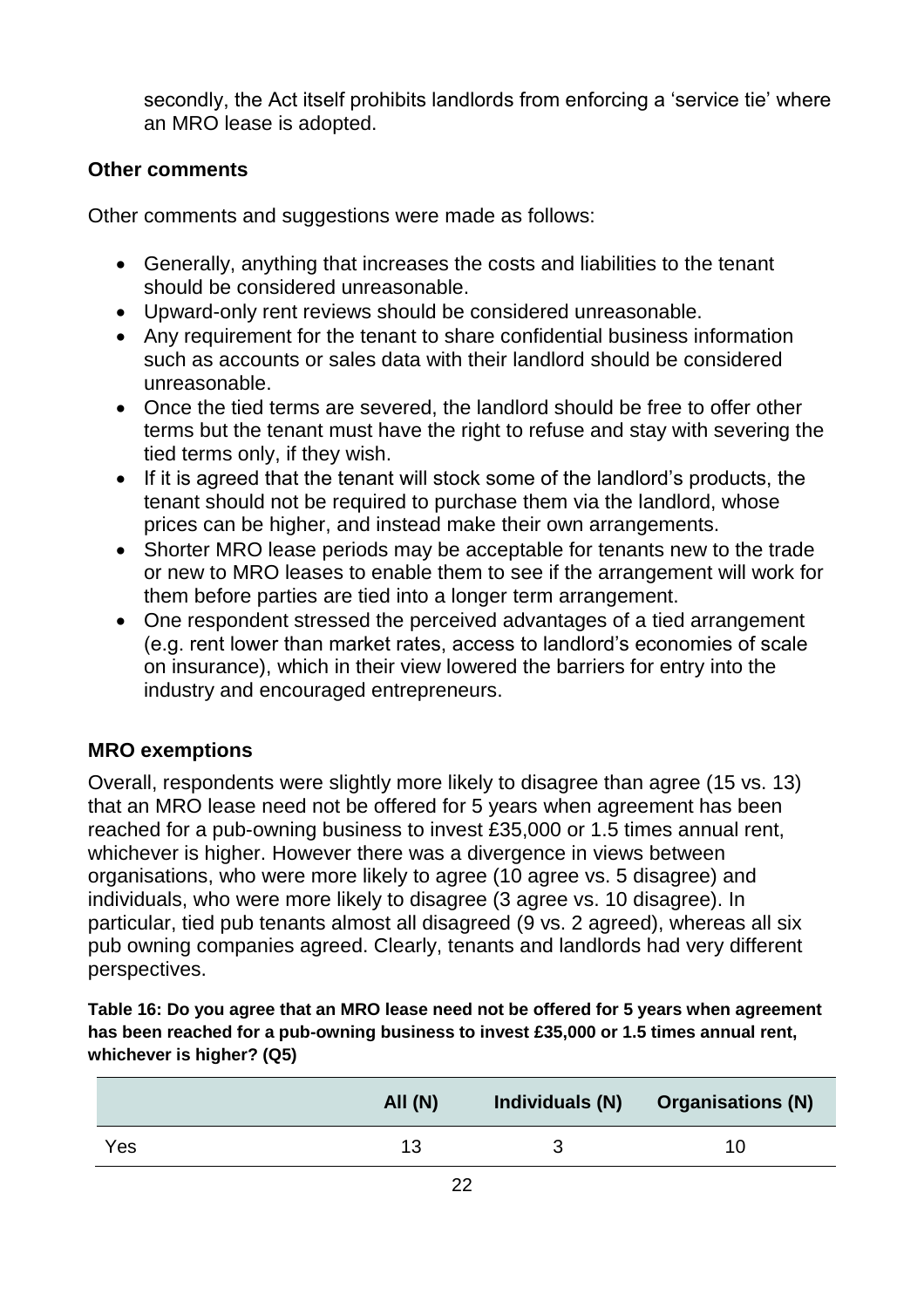secondly, the Act itself prohibits landlords from enforcing a 'service tie' where an MRO lease is adopted.

**Other comments**

Other comments and suggestions were made as follows:

- Generally, anything that increases the costs and liabilities to the tenant should be considered unreasonable.
- Upward-only rent reviews should be considered unreasonable.
- Any requirement for the tenant to share confidential business information such as accounts or sales data with their landlord should be considered unreasonable.
- Once the tied terms are severed, the landlord should be free to offer other terms but the tenant must have the right to refuse and stay with severing the tied terms only, if they wish.
- If it is agreed that the tenant will stock some of the landlord's products, the tenant should not be required to purchase them via the landlord, whose prices can be higher, and instead make their own arrangements.
- Shorter MRO lease periods may be acceptable for tenants new to the trade or new to MRO leases to enable them to see if the arrangement will work for them before parties are tied into a longer term arrangement.
- One respondent stressed the perceived advantages of a tied arrangement (e.g. rent lower than market rates, access to landlord's economies of scale on insurance), which in their view lowered the barriers for entry into the industry and encouraged entrepreneurs.

## MRO exemptions

Overall, respondents were slightly more likely to disagree than agree (15 vs. 13) that an MRO lease need not be offered for 5 years when agreement has been reached for a pub-owning business to invest £35,000 or 1.5 times annual rent, whichever is higher. However there was a divergence in views between organisations, who were more likely to agree (10 agree vs. 5 disagree) and individuals, who were more likely to disagree (3 agree vs. 10 disagree). In particular, tied pub tenants almost all disagreed (9 vs. 2 agreed), whereas all six pub owning companies agreed. Clearly, tenants and landlords had very different perspectives.

**Table 16: Do you agree that an MRO lease need not be offered for 5 years when agreement has been reached for a pub-owning business to invest £35,000 or 1.5 times annual rent, whichever is higher? (Q5)**

| | All (N) | Individuals (N) | Organisations (N) |
|---|---|---|---|
| Yes | 13 | 3 | 10 |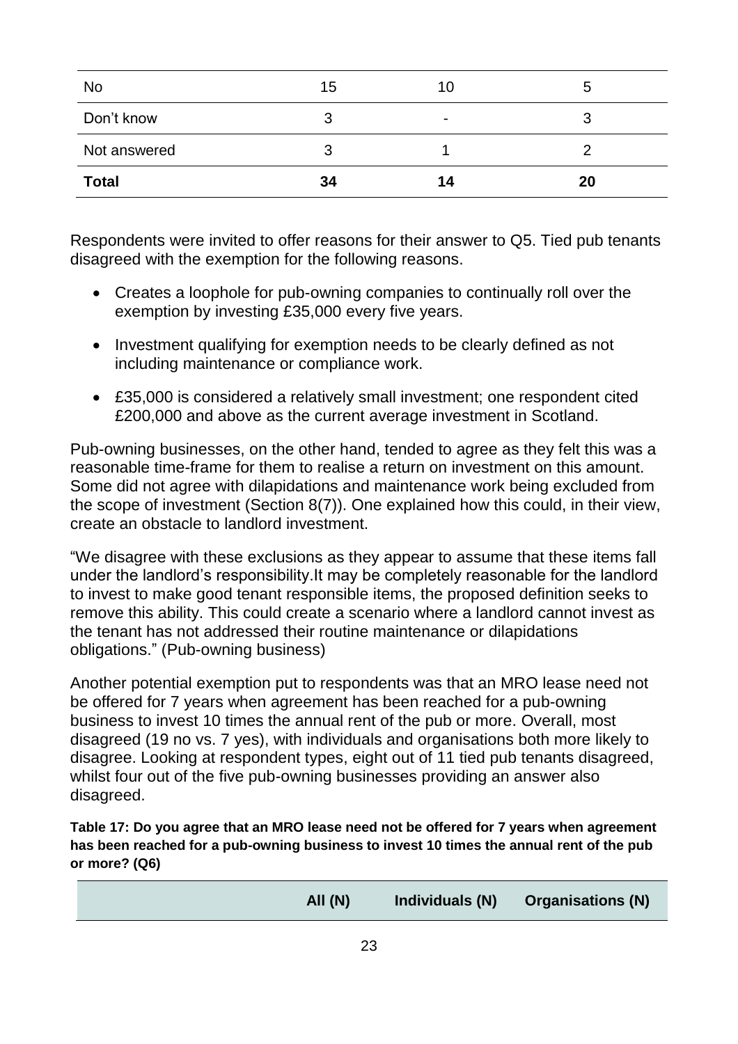| No | 15 | 10 | 5 |
|---|---|---|---|
| Don't know | 3 | - | 3 |
| Not answered | 3 | 1 | 2 |
| **Total** | **34** | **14** | **20** |

Respondents were invited to offer reasons for their answer to Q5. Tied pub tenants disagreed with the exemption for the following reasons.

- Creates a loophole for pub-owning companies to continually roll over the exemption by investing £35,000 every five years.
- Investment qualifying for exemption needs to be clearly defined as not including maintenance or compliance work.
- £35,000 is considered a relatively small investment; one respondent cited £200,000 and above as the current average investment in Scotland.

Pub-owning businesses, on the other hand, tended to agree as they felt this was a reasonable time-frame for them to realise a return on investment on this amount. Some did not agree with dilapidations and maintenance work being excluded from the scope of investment (Section 8(7)). One explained how this could, in their view, create an obstacle to landlord investment.

"We disagree with these exclusions as they appear to assume that these items fall under the landlord's responsibility.It may be completely reasonable for the landlord to invest to make good tenant responsible items, the proposed definition seeks to remove this ability. This could create a scenario where a landlord cannot invest as the tenant has not addressed their routine maintenance or dilapidations obligations." (Pub-owning business)

Another potential exemption put to respondents was that an MRO lease need not be offered for 7 years when agreement has been reached for a pub-owning business to invest 10 times the annual rent of the pub or more. Overall, most disagreed (19 no vs. 7 yes), with individuals and organisations both more likely to disagree. Looking at respondent types, eight out of 11 tied pub tenants disagreed, whilst four out of the five pub-owning businesses providing an answer also disagreed.

**Table 17: Do you agree that an MRO lease need not be offered for 7 years when agreement has been reached for a pub-owning business to invest 10 times the annual rent of the pub or more? (Q6)**

| | All (N) | Individuals (N) | Organisations (N) |
|---|---|---|---|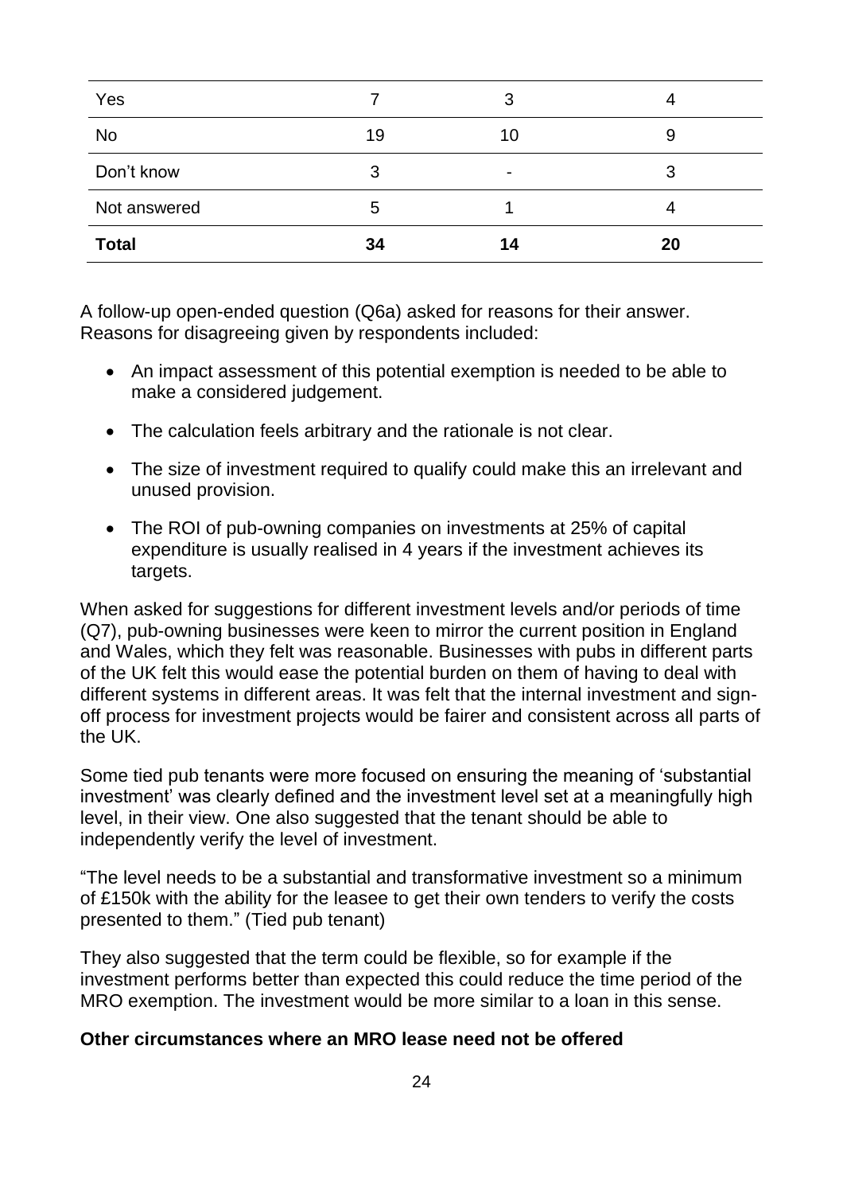| | | | |
|---|---|---|---|
| Yes | 7 | 3 | 4 |
| No | 19 | 10 | 9 |
| Don't know | 3 | - | 3 |
| Not answered | 5 | 1 | 4 |
| **Total** | **34** | **14** | **20** |

A follow-up open-ended question (Q6a) asked for reasons for their answer. Reasons for disagreeing given by respondents included:

- An impact assessment of this potential exemption is needed to be able to make a considered judgement.
- The calculation feels arbitrary and the rationale is not clear.
- The size of investment required to qualify could make this an irrelevant and unused provision.
- The ROI of pub-owning companies on investments at 25% of capital expenditure is usually realised in 4 years if the investment achieves its targets.

When asked for suggestions for different investment levels and/or periods of time (Q7), pub-owning businesses were keen to mirror the current position in England and Wales, which they felt was reasonable. Businesses with pubs in different parts of the UK felt this would ease the potential burden on them of having to deal with different systems in different areas. It was felt that the internal investment and sign-off process for investment projects would be fairer and consistent across all parts of the UK.

Some tied pub tenants were more focused on ensuring the meaning of 'substantial investment' was clearly defined and the investment level set at a meaningfully high level, in their view. One also suggested that the tenant should be able to independently verify the level of investment.

"The level needs to be a substantial and transformative investment so a minimum of £150k with the ability for the leasee to get their own tenders to verify the costs presented to them." (Tied pub tenant)

They also suggested that the term could be flexible, so for example if the investment performs better than expected this could reduce the time period of the MRO exemption. The investment would be more similar to a loan in this sense.

**Other circumstances where an MRO lease need not be offered**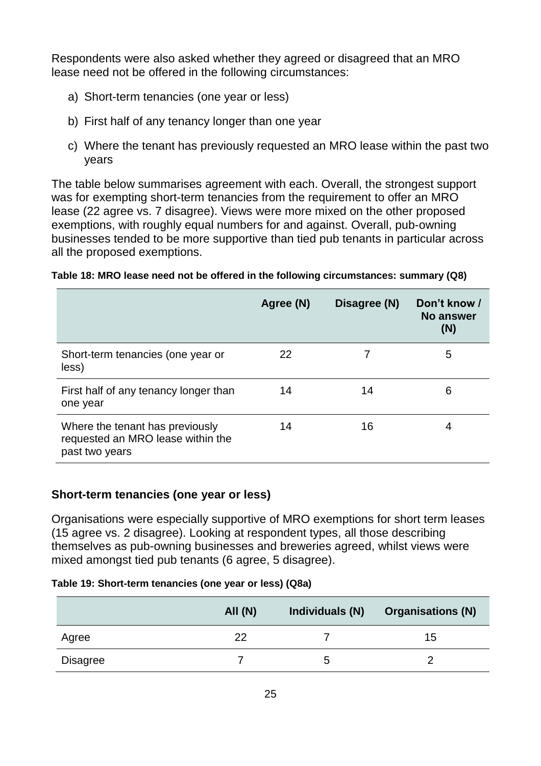Respondents were also asked whether they agreed or disagreed that an MRO lease need not be offered in the following circumstances:

a) Short-term tenancies (one year or less)

b) First half of any tenancy longer than one year

c) Where the tenant has previously requested an MRO lease within the past two years

The table below summarises agreement with each. Overall, the strongest support was for exempting short-term tenancies from the requirement to offer an MRO lease (22 agree vs. 7 disagree). Views were more mixed on the other proposed exemptions, with roughly equal numbers for and against. Overall, pub-owning businesses tended to be more supportive than tied pub tenants in particular across all the proposed exemptions.

**Table 18: MRO lease need not be offered in the following circumstances: summary (Q8)**

| | Agree (N) | Disagree (N) | Don't know / No answer (N) |
|---|---|---|---|
| Short-term tenancies (one year or less) | 22 | 7 | 5 |
| First half of any tenancy longer than one year | 14 | 14 | 6 |
| Where the tenant has previously requested an MRO lease within the past two years | 14 | 16 | 4 |

### Short-term tenancies (one year or less)

Organisations were especially supportive of MRO exemptions for short term leases (15 agree vs. 2 disagree). Looking at respondent types, all those describing themselves as pub-owning businesses and breweries agreed, whilst views were mixed amongst tied pub tenants (6 agree, 5 disagree).

**Table 19: Short-term tenancies (one year or less) (Q8a)**

| | All (N) | Individuals (N) | Organisations (N) |
|---|---|---|---|
| Agree | 22 | 7 | 15 |
| Disagree | 7 | 5 | 2 |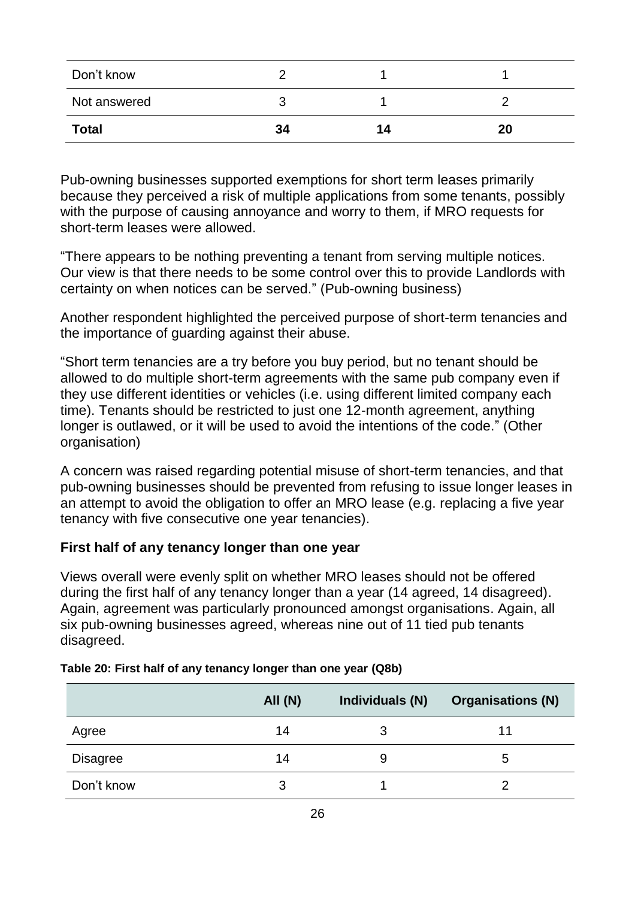| | | | |
|---|---|---|---|
| Don't know | 2 | 1 | 1 |
| Not answered | 3 | 1 | 2 |
| **Total** | **34** | **14** | **20** |

Pub-owning businesses supported exemptions for short term leases primarily because they perceived a risk of multiple applications from some tenants, possibly with the purpose of causing annoyance and worry to them, if MRO requests for short-term leases were allowed.

"There appears to be nothing preventing a tenant from serving multiple notices. Our view is that there needs to be some control over this to provide Landlords with certainty on when notices can be served." (Pub-owning business)

Another respondent highlighted the perceived purpose of short-term tenancies and the importance of guarding against their abuse.

"Short term tenancies are a try before you buy period, but no tenant should be allowed to do multiple short-term agreements with the same pub company even if they use different identities or vehicles (i.e. using different limited company each time). Tenants should be restricted to just one 12-month agreement, anything longer is outlawed, or it will be used to avoid the intentions of the code." (Other organisation)

A concern was raised regarding potential misuse of short-term tenancies, and that pub-owning businesses should be prevented from refusing to issue longer leases in an attempt to avoid the obligation to offer an MRO lease (e.g. replacing a five year tenancy with five consecutive one year tenancies).

### First half of any tenancy longer than one year

Views overall were evenly split on whether MRO leases should not be offered during the first half of any tenancy longer than a year (14 agreed, 14 disagreed). Again, agreement was particularly pronounced amongst organisations. Again, all six pub-owning businesses agreed, whereas nine out of 11 tied pub tenants disagreed.

**Table 20: First half of any tenancy longer than one year (Q8b)**

| | All (N) | Individuals (N) | Organisations (N) |
|---|---|---|---|
| Agree | 14 | 3 | 11 |
| Disagree | 14 | 9 | 5 |
| Don't know | 3 | 1 | 2 |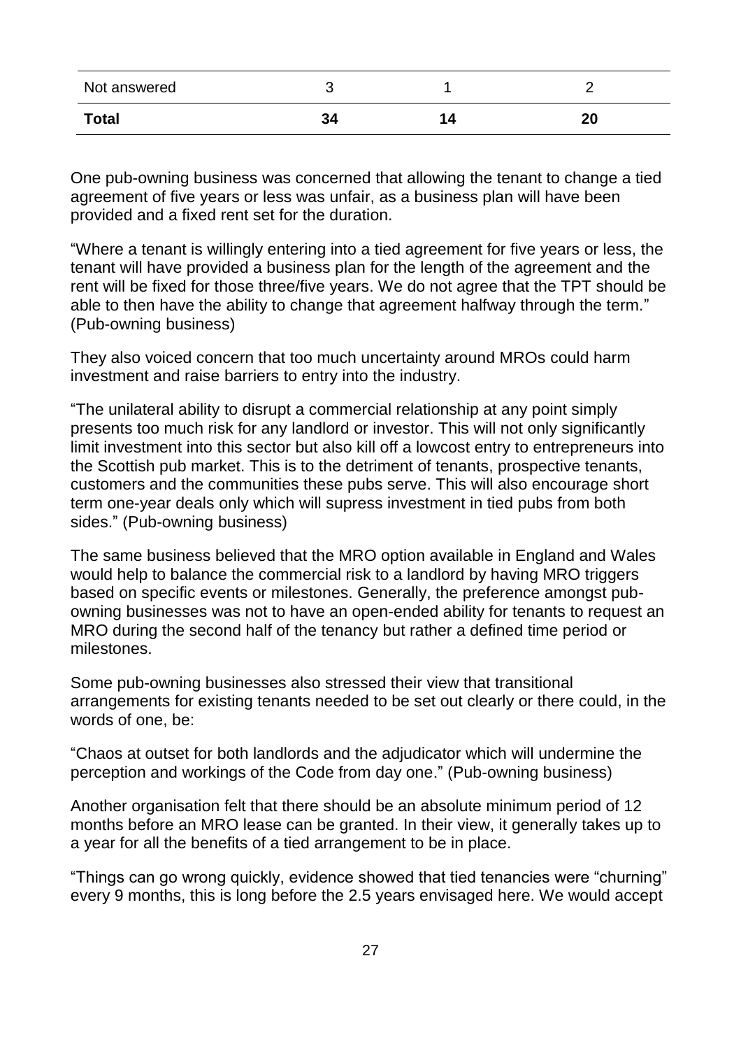| Not answered | 3 | 1 | 2 |
|---|---|---|---|
| **Total** | **34** | **14** | **20** |

One pub-owning business was concerned that allowing the tenant to change a tied agreement of five years or less was unfair, as a business plan will have been provided and a fixed rent set for the duration.

"Where a tenant is willingly entering into a tied agreement for five years or less, the tenant will have provided a business plan for the length of the agreement and the rent will be fixed for those three/five years. We do not agree that the TPT should be able to then have the ability to change that agreement halfway through the term." (Pub-owning business)

They also voiced concern that too much uncertainty around MROs could harm investment and raise barriers to entry into the industry.

"The unilateral ability to disrupt a commercial relationship at any point simply presents too much risk for any landlord or investor. This will not only significantly limit investment into this sector but also kill off a lowcost entry to entrepreneurs into the Scottish pub market. This is to the detriment of tenants, prospective tenants, customers and the communities these pubs serve. This will also encourage short term one-year deals only which will supress investment in tied pubs from both sides." (Pub-owning business)

The same business believed that the MRO option available in England and Wales would help to balance the commercial risk to a landlord by having MRO triggers based on specific events or milestones. Generally, the preference amongst pub-owning businesses was not to have an open-ended ability for tenants to request an MRO during the second half of the tenancy but rather a defined time period or milestones.

Some pub-owning businesses also stressed their view that transitional arrangements for existing tenants needed to be set out clearly or there could, in the words of one, be:

"Chaos at outset for both landlords and the adjudicator which will undermine the perception and workings of the Code from day one." (Pub-owning business)

Another organisation felt that there should be an absolute minimum period of 12 months before an MRO lease can be granted. In their view, it generally takes up to a year for all the benefits of a tied arrangement to be in place.

"Things can go wrong quickly, evidence showed that tied tenancies were "churning" every 9 months, this is long before the 2.5 years envisaged here. We would accept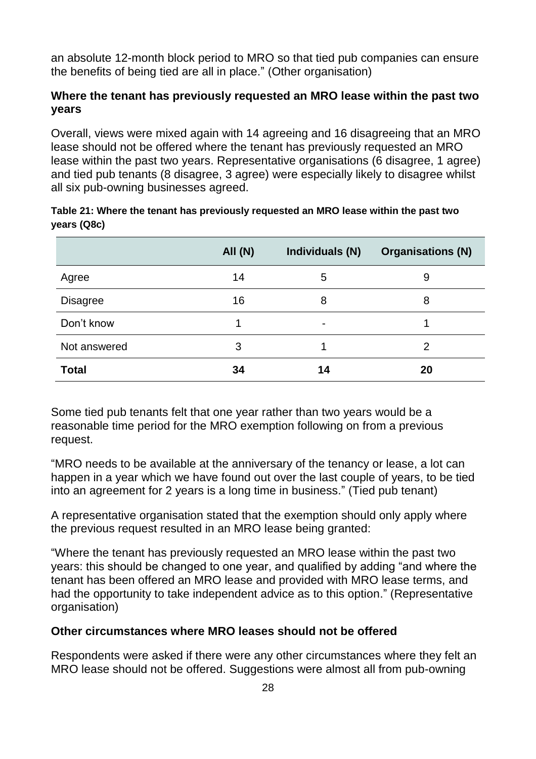an absolute 12-month block period to MRO so that tied pub companies can ensure the benefits of being tied are all in place." (Other organisation)

**Where the tenant has previously requested an MRO lease within the past two years**

Overall, views were mixed again with 14 agreeing and 16 disagreeing that an MRO lease should not be offered where the tenant has previously requested an MRO lease within the past two years. Representative organisations (6 disagree, 1 agree) and tied pub tenants (8 disagree, 3 agree) were especially likely to disagree whilst all six pub-owning businesses agreed.

**Table 21: Where the tenant has previously requested an MRO lease within the past two years (Q8c)**

| | All (N) | Individuals (N) | Organisations (N) |
|---|---|---|---|
| Agree | 14 | 5 | 9 |
| Disagree | 16 | 8 | 8 |
| Don't know | 1 | - | 1 |
| Not answered | 3 | 1 | 2 |
| **Total** | **34** | **14** | **20** |

Some tied pub tenants felt that one year rather than two years would be a reasonable time period for the MRO exemption following on from a previous request.

"MRO needs to be available at the anniversary of the tenancy or lease, a lot can happen in a year which we have found out over the last couple of years, to be tied into an agreement for 2 years is a long time in business." (Tied pub tenant)

A representative organisation stated that the exemption should only apply where the previous request resulted in an MRO lease being granted:

"Where the tenant has previously requested an MRO lease within the past two years: this should be changed to one year, and qualified by adding "and where the tenant has been offered an MRO lease and provided with MRO lease terms, and had the opportunity to take independent advice as to this option." (Representative organisation)

**Other circumstances where MRO leases should not be offered**

Respondents were asked if there were any other circumstances where they felt an MRO lease should not be offered. Suggestions were almost all from pub-owning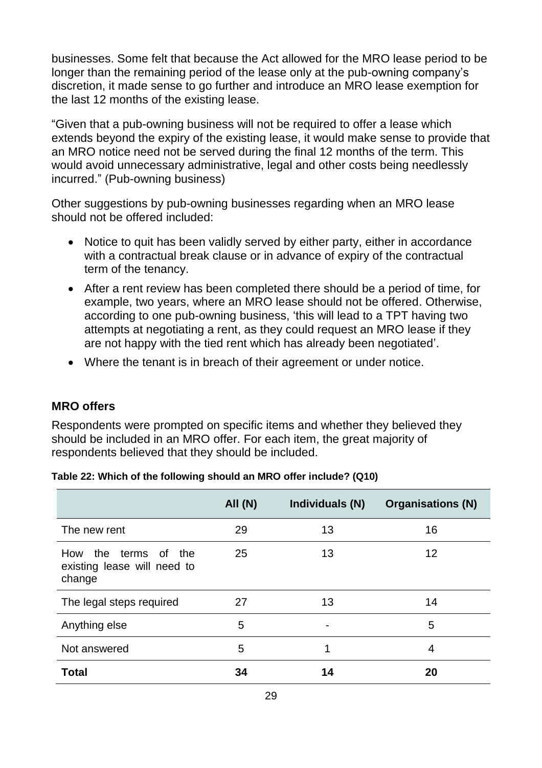businesses. Some felt that because the Act allowed for the MRO lease period to be longer than the remaining period of the lease only at the pub-owning company's discretion, it made sense to go further and introduce an MRO lease exemption for the last 12 months of the existing lease.

"Given that a pub-owning business will not be required to offer a lease which extends beyond the expiry of the existing lease, it would make sense to provide that an MRO notice need not be served during the final 12 months of the term. This would avoid unnecessary administrative, legal and other costs being needlessly incurred." (Pub-owning business)

Other suggestions by pub-owning businesses regarding when an MRO lease should not be offered included:

- Notice to quit has been validly served by either party, either in accordance with a contractual break clause or in advance of expiry of the contractual term of the tenancy.
- After a rent review has been completed there should be a period of time, for example, two years, where an MRO lease should not be offered. Otherwise, according to one pub-owning business, 'this will lead to a TPT having two attempts at negotiating a rent, as they could request an MRO lease if they are not happy with the tied rent which has already been negotiated'.
- Where the tenant is in breach of their agreement or under notice.

### MRO offers

Respondents were prompted on specific items and whether they believed they should be included in an MRO offer. For each item, the great majority of respondents believed that they should be included.

**Table 22: Which of the following should an MRO offer include? (Q10)**

| | All (N) | Individuals (N) | Organisations (N) |
|---|---|---|---|
| The new rent | 29 | 13 | 16 |
| How the terms of the existing lease will need to change | 25 | 13 | 12 |
| The legal steps required | 27 | 13 | 14 |
| Anything else | 5 | - | 5 |
| Not answered | 5 | 1 | 4 |
| **Total** | **34** | **14** | **20** |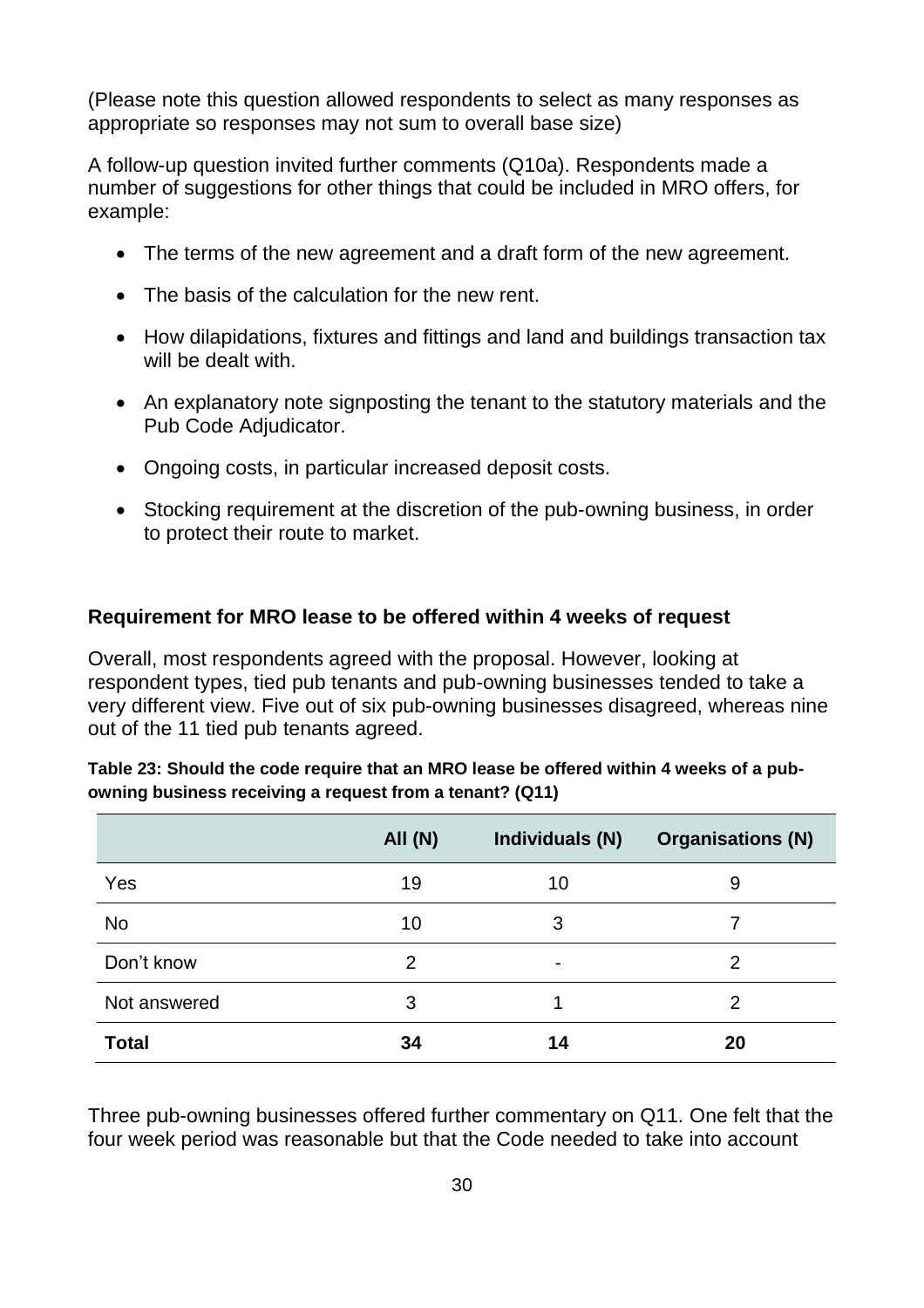(Please note this question allowed respondents to select as many responses as appropriate so responses may not sum to overall base size)

A follow-up question invited further comments (Q10a). Respondents made a number of suggestions for other things that could be included in MRO offers, for example:

- The terms of the new agreement and a draft form of the new agreement.
- The basis of the calculation for the new rent.
- How dilapidations, fixtures and fittings and land and buildings transaction tax will be dealt with.
- An explanatory note signposting the tenant to the statutory materials and the Pub Code Adjudicator.
- Ongoing costs, in particular increased deposit costs.
- Stocking requirement at the discretion of the pub-owning business, in order to protect their route to market.

### Requirement for MRO lease to be offered within 4 weeks of request

Overall, most respondents agreed with the proposal. However, looking at respondent types, tied pub tenants and pub-owning businesses tended to take a very different view. Five out of six pub-owning businesses disagreed, whereas nine out of the 11 tied pub tenants agreed.

**Table 23: Should the code require that an MRO lease be offered within 4 weeks of a pub-owning business receiving a request from a tenant? (Q11)**

| | All (N) | Individuals (N) | Organisations (N) |
|---|---|---|---|
| Yes | 19 | 10 | 9 |
| No | 10 | 3 | 7 |
| Don't know | 2 | - | 2 |
| Not answered | 3 | 1 | 2 |
| **Total** | **34** | **14** | **20** |

Three pub-owning businesses offered further commentary on Q11. One felt that the four week period was reasonable but that the Code needed to take into account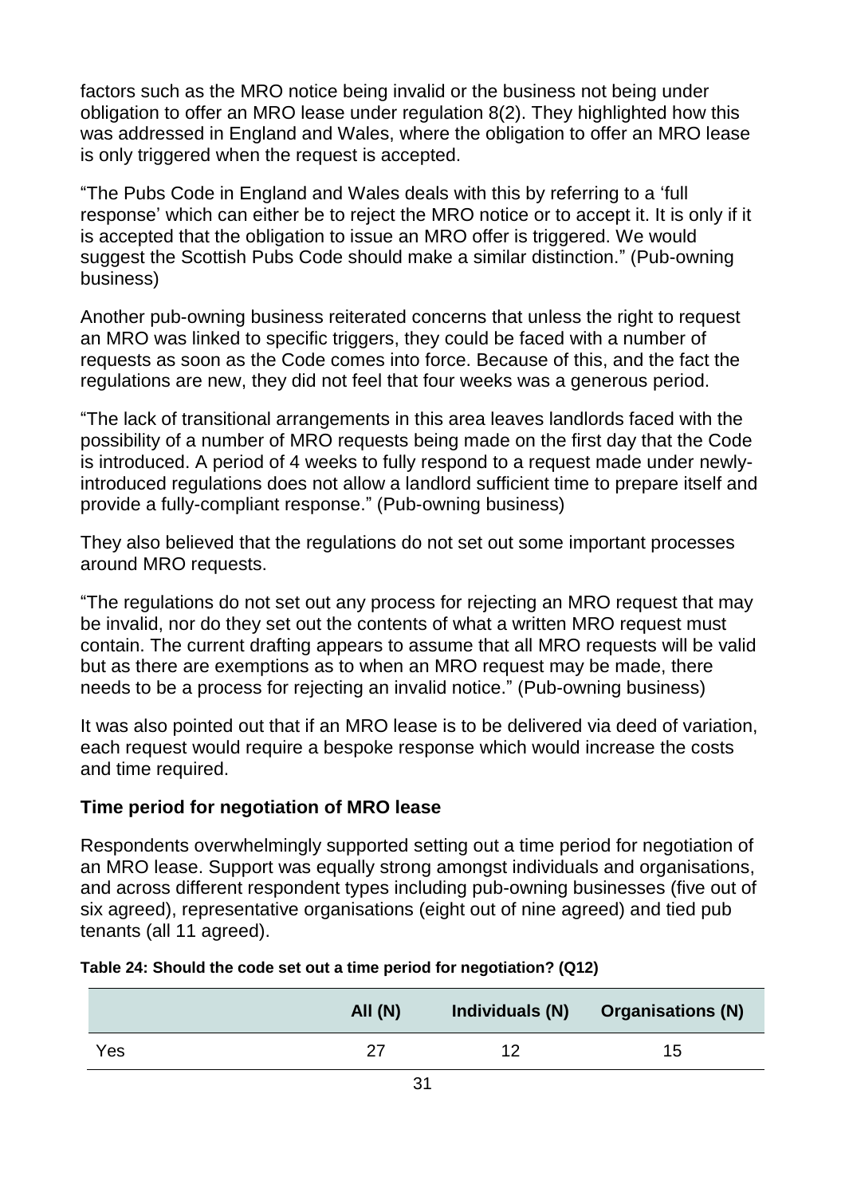factors such as the MRO notice being invalid or the business not being under obligation to offer an MRO lease under regulation 8(2). They highlighted how this was addressed in England and Wales, where the obligation to offer an MRO lease is only triggered when the request is accepted.

"The Pubs Code in England and Wales deals with this by referring to a 'full response' which can either be to reject the MRO notice or to accept it. It is only if it is accepted that the obligation to issue an MRO offer is triggered. We would suggest the Scottish Pubs Code should make a similar distinction." (Pub-owning business)

Another pub-owning business reiterated concerns that unless the right to request an MRO was linked to specific triggers, they could be faced with a number of requests as soon as the Code comes into force. Because of this, and the fact the regulations are new, they did not feel that four weeks was a generous period.

"The lack of transitional arrangements in this area leaves landlords faced with the possibility of a number of MRO requests being made on the first day that the Code is introduced. A period of 4 weeks to fully respond to a request made under newly-introduced regulations does not allow a landlord sufficient time to prepare itself and provide a fully-compliant response." (Pub-owning business)

They also believed that the regulations do not set out some important processes around MRO requests.

"The regulations do not set out any process for rejecting an MRO request that may be invalid, nor do they set out the contents of what a written MRO request must contain. The current drafting appears to assume that all MRO requests will be valid but as there are exemptions as to when an MRO request may be made, there needs to be a process for rejecting an invalid notice." (Pub-owning business)

It was also pointed out that if an MRO lease is to be delivered via deed of variation, each request would require a bespoke response which would increase the costs and time required.

### Time period for negotiation of MRO lease

Respondents overwhelmingly supported setting out a time period for negotiation of an MRO lease. Support was equally strong amongst individuals and organisations, and across different respondent types including pub-owning businesses (five out of six agreed), representative organisations (eight out of nine agreed) and tied pub tenants (all 11 agreed).

**Table 24: Should the code set out a time period for negotiation? (Q12)**

| | All (N) | Individuals (N) | Organisations (N) |
|---|---|---|---|
| Yes | 27 | 12 | 15 |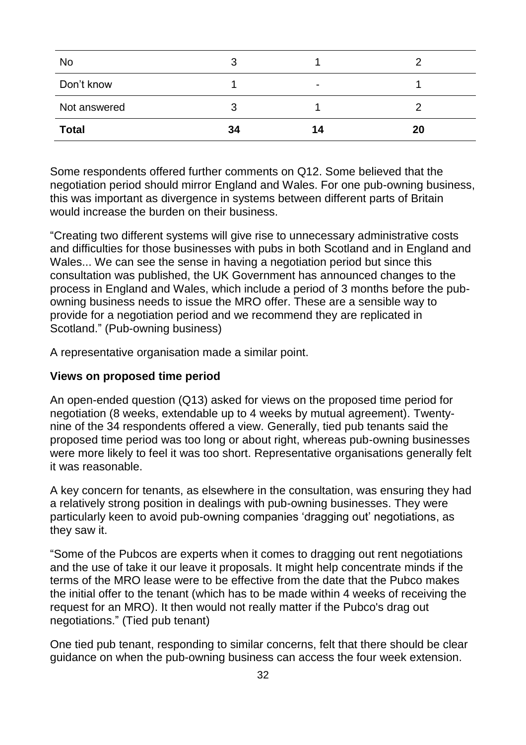| | | | |
|---|---|---|---|
| No | 3 | 1 | 2 |
| Don't know | 1 | - | 1 |
| Not answered | 3 | 1 | 2 |
| **Total** | **34** | **14** | **20** |

Some respondents offered further comments on Q12. Some believed that the negotiation period should mirror England and Wales. For one pub-owning business, this was important as divergence in systems between different parts of Britain would increase the burden on their business.

"Creating two different systems will give rise to unnecessary administrative costs and difficulties for those businesses with pubs in both Scotland and in England and Wales... We can see the sense in having a negotiation period but since this consultation was published, the UK Government has announced changes to the process in England and Wales, which include a period of 3 months before the pub-owning business needs to issue the MRO offer. These are a sensible way to provide for a negotiation period and we recommend they are replicated in Scotland." (Pub-owning business)

A representative organisation made a similar point.

**Views on proposed time period**

An open-ended question (Q13) asked for views on the proposed time period for negotiation (8 weeks, extendable up to 4 weeks by mutual agreement). Twenty-nine of the 34 respondents offered a view. Generally, tied pub tenants said the proposed time period was too long or about right, whereas pub-owning businesses were more likely to feel it was too short. Representative organisations generally felt it was reasonable.

A key concern for tenants, as elsewhere in the consultation, was ensuring they had a relatively strong position in dealings with pub-owning businesses. They were particularly keen to avoid pub-owning companies 'dragging out' negotiations, as they saw it.

"Some of the Pubcos are experts when it comes to dragging out rent negotiations and the use of take it our leave it proposals. It might help concentrate minds if the terms of the MRO lease were to be effective from the date that the Pubco makes the initial offer to the tenant (which has to be made within 4 weeks of receiving the request for an MRO). It then would not really matter if the Pubco's drag out negotiations." (Tied pub tenant)

One tied pub tenant, responding to similar concerns, felt that there should be clear guidance on when the pub-owning business can access the four week extension.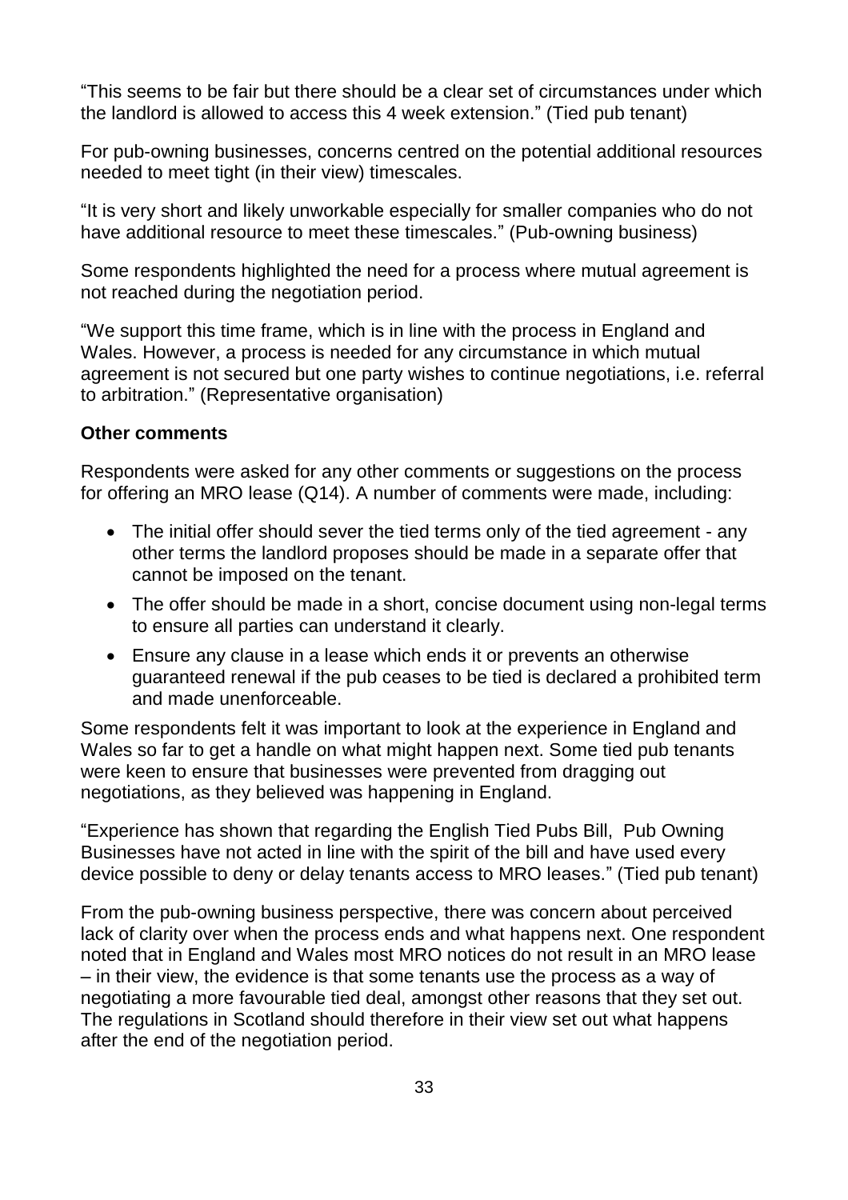"This seems to be fair but there should be a clear set of circumstances under which the landlord is allowed to access this 4 week extension." (Tied pub tenant)

For pub-owning businesses, concerns centred on the potential additional resources needed to meet tight (in their view) timescales.

"It is very short and likely unworkable especially for smaller companies who do not have additional resource to meet these timescales." (Pub-owning business)

Some respondents highlighted the need for a process where mutual agreement is not reached during the negotiation period.

"We support this time frame, which is in line with the process in England and Wales. However, a process is needed for any circumstance in which mutual agreement is not secured but one party wishes to continue negotiations, i.e. referral to arbitration." (Representative organisation)

**Other comments**

Respondents were asked for any other comments or suggestions on the process for offering an MRO lease (Q14). A number of comments were made, including:

- The initial offer should sever the tied terms only of the tied agreement - any other terms the landlord proposes should be made in a separate offer that cannot be imposed on the tenant.
- The offer should be made in a short, concise document using non-legal terms to ensure all parties can understand it clearly.
- Ensure any clause in a lease which ends it or prevents an otherwise guaranteed renewal if the pub ceases to be tied is declared a prohibited term and made unenforceable.

Some respondents felt it was important to look at the experience in England and Wales so far to get a handle on what might happen next. Some tied pub tenants were keen to ensure that businesses were prevented from dragging out negotiations, as they believed was happening in England.

"Experience has shown that regarding the English Tied Pubs Bill, Pub Owning Businesses have not acted in line with the spirit of the bill and have used every device possible to deny or delay tenants access to MRO leases." (Tied pub tenant)

From the pub-owning business perspective, there was concern about perceived lack of clarity over when the process ends and what happens next. One respondent noted that in England and Wales most MRO notices do not result in an MRO lease – in their view, the evidence is that some tenants use the process as a way of negotiating a more favourable tied deal, amongst other reasons that they set out. The regulations in Scotland should therefore in their view set out what happens after the end of the negotiation period.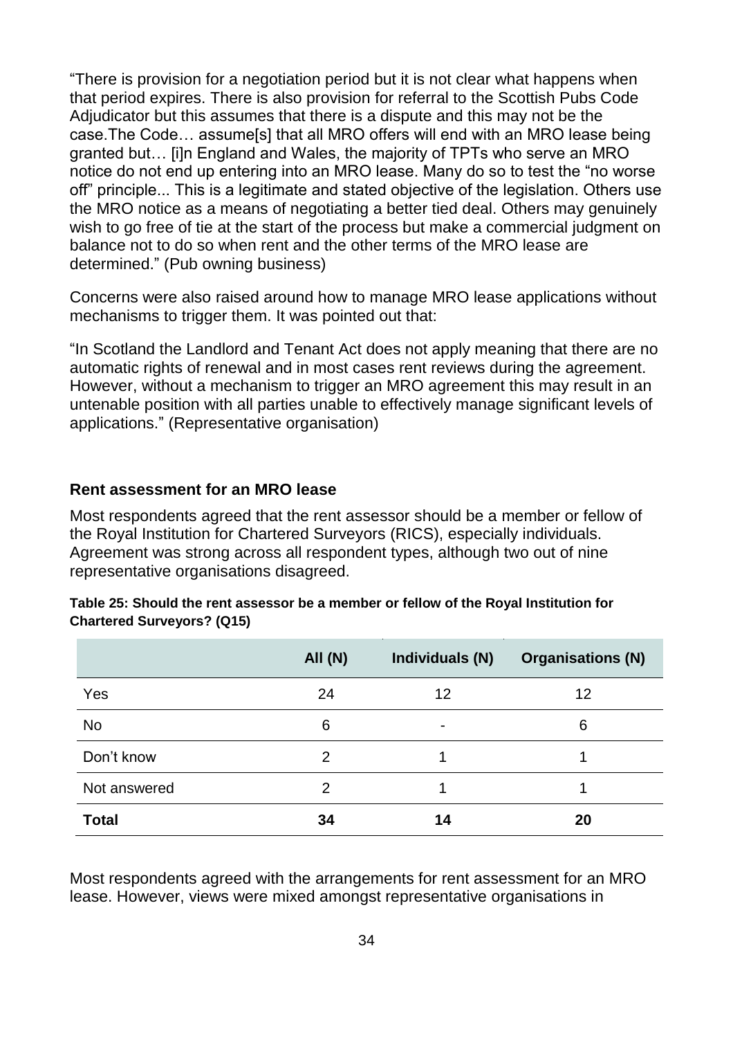"There is provision for a negotiation period but it is not clear what happens when that period expires. There is also provision for referral to the Scottish Pubs Code Adjudicator but this assumes that there is a dispute and this may not be the case.The Code… assume[s] that all MRO offers will end with an MRO lease being granted but… [i]n England and Wales, the majority of TPTs who serve an MRO notice do not end up entering into an MRO lease. Many do so to test the "no worse off" principle... This is a legitimate and stated objective of the legislation. Others use the MRO notice as a means of negotiating a better tied deal. Others may genuinely wish to go free of tie at the start of the process but make a commercial judgment on balance not to do so when rent and the other terms of the MRO lease are determined." (Pub owning business)

Concerns were also raised around how to manage MRO lease applications without mechanisms to trigger them. It was pointed out that:

"In Scotland the Landlord and Tenant Act does not apply meaning that there are no automatic rights of renewal and in most cases rent reviews during the agreement. However, without a mechanism to trigger an MRO agreement this may result in an untenable position with all parties unable to effectively manage significant levels of applications." (Representative organisation)

### Rent assessment for an MRO lease

Most respondents agreed that the rent assessor should be a member or fellow of the Royal Institution for Chartered Surveyors (RICS), especially individuals. Agreement was strong across all respondent types, although two out of nine representative organisations disagreed.

**Table 25: Should the rent assessor be a member or fellow of the Royal Institution for Chartered Surveyors? (Q15)**

| | All (N) | Individuals (N) | Organisations (N) |
|---|---|---|---|
| Yes | 24 | 12 | 12 |
| No | 6 | - | 6 |
| Don't know | 2 | 1 | 1 |
| Not answered | 2 | 1 | 1 |
| **Total** | **34** | **14** | **20** |

Most respondents agreed with the arrangements for rent assessment for an MRO lease. However, views were mixed amongst representative organisations in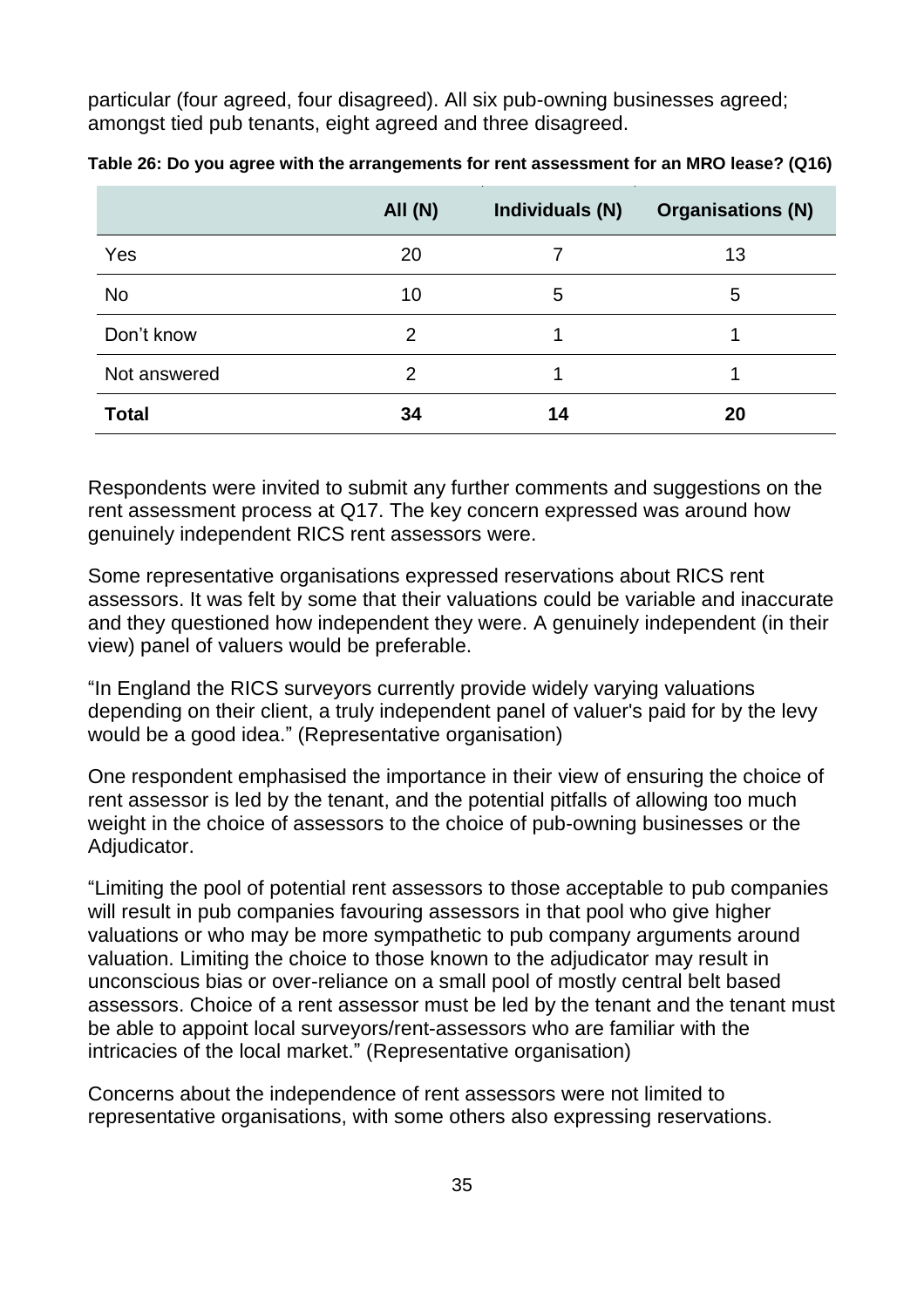particular (four agreed, four disagreed). All six pub-owning businesses agreed; amongst tied pub tenants, eight agreed and three disagreed.

**Table 26: Do you agree with the arrangements for rent assessment for an MRO lease? (Q16)**

| | All (N) | Individuals (N) | Organisations (N) |
|---|---|---|---|
| Yes | 20 | 7 | 13 |
| No | 10 | 5 | 5 |
| Don't know | 2 | 1 | 1 |
| Not answered | 2 | 1 | 1 |
| **Total** | **34** | **14** | **20** |

Respondents were invited to submit any further comments and suggestions on the rent assessment process at Q17. The key concern expressed was around how genuinely independent RICS rent assessors were.

Some representative organisations expressed reservations about RICS rent assessors. It was felt by some that their valuations could be variable and inaccurate and they questioned how independent they were. A genuinely independent (in their view) panel of valuers would be preferable.

"In England the RICS surveyors currently provide widely varying valuations depending on their client, a truly independent panel of valuer's paid for by the levy would be a good idea." (Representative organisation)

One respondent emphasised the importance in their view of ensuring the choice of rent assessor is led by the tenant, and the potential pitfalls of allowing too much weight in the choice of assessors to the choice of pub-owning businesses or the Adjudicator.

"Limiting the pool of potential rent assessors to those acceptable to pub companies will result in pub companies favouring assessors in that pool who give higher valuations or who may be more sympathetic to pub company arguments around valuation. Limiting the choice to those known to the adjudicator may result in unconscious bias or over-reliance on a small pool of mostly central belt based assessors. Choice of a rent assessor must be led by the tenant and the tenant must be able to appoint local surveyors/rent-assessors who are familiar with the intricacies of the local market." (Representative organisation)

Concerns about the independence of rent assessors were not limited to representative organisations, with some others also expressing reservations.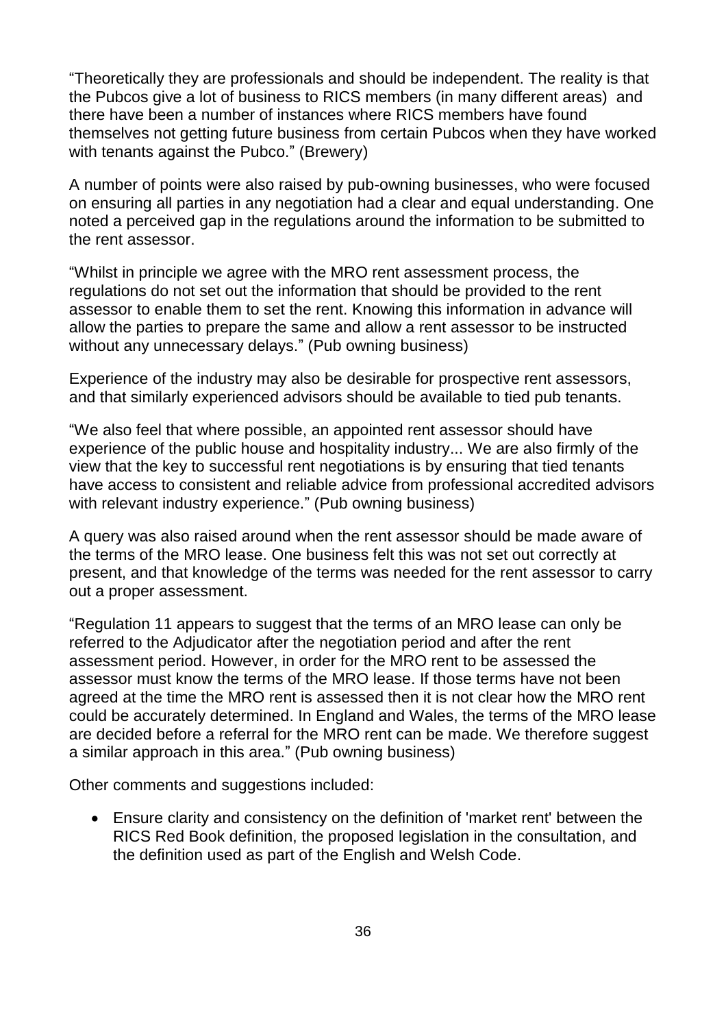"Theoretically they are professionals and should be independent. The reality is that the Pubcos give a lot of business to RICS members (in many different areas) and there have been a number of instances where RICS members have found themselves not getting future business from certain Pubcos when they have worked with tenants against the Pubco." (Brewery)

A number of points were also raised by pub-owning businesses, who were focused on ensuring all parties in any negotiation had a clear and equal understanding. One noted a perceived gap in the regulations around the information to be submitted to the rent assessor.

"Whilst in principle we agree with the MRO rent assessment process, the regulations do not set out the information that should be provided to the rent assessor to enable them to set the rent. Knowing this information in advance will allow the parties to prepare the same and allow a rent assessor to be instructed without any unnecessary delays." (Pub owning business)

Experience of the industry may also be desirable for prospective rent assessors, and that similarly experienced advisors should be available to tied pub tenants.

"We also feel that where possible, an appointed rent assessor should have experience of the public house and hospitality industry... We are also firmly of the view that the key to successful rent negotiations is by ensuring that tied tenants have access to consistent and reliable advice from professional accredited advisors with relevant industry experience." (Pub owning business)

A query was also raised around when the rent assessor should be made aware of the terms of the MRO lease. One business felt this was not set out correctly at present, and that knowledge of the terms was needed for the rent assessor to carry out a proper assessment.

"Regulation 11 appears to suggest that the terms of an MRO lease can only be referred to the Adjudicator after the negotiation period and after the rent assessment period. However, in order for the MRO rent to be assessed the assessor must know the terms of the MRO lease. If those terms have not been agreed at the time the MRO rent is assessed then it is not clear how the MRO rent could be accurately determined. In England and Wales, the terms of the MRO lease are decided before a referral for the MRO rent can be made. We therefore suggest a similar approach in this area." (Pub owning business)

Other comments and suggestions included:

- Ensure clarity and consistency on the definition of 'market rent' between the RICS Red Book definition, the proposed legislation in the consultation, and the definition used as part of the English and Welsh Code.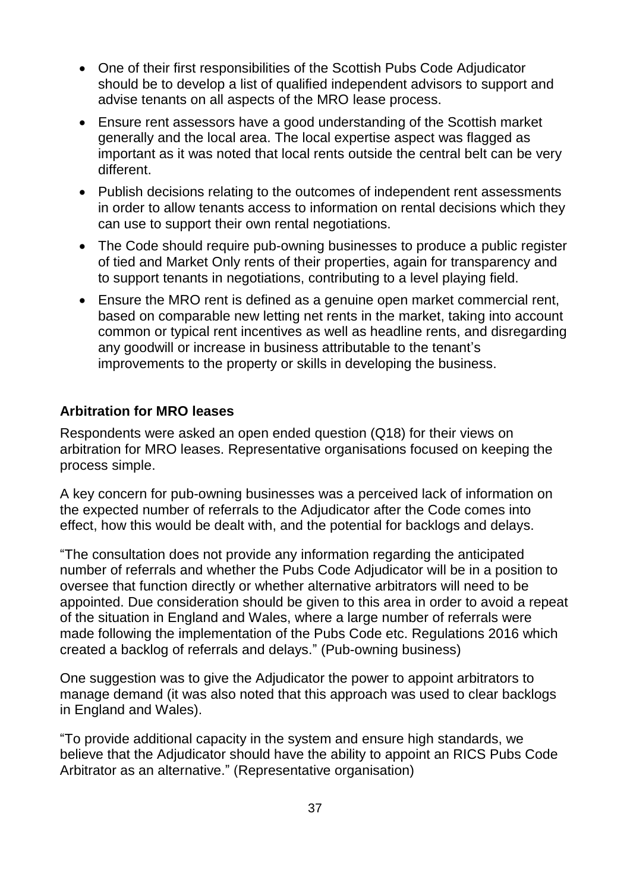- One of their first responsibilities of the Scottish Pubs Code Adjudicator should be to develop a list of qualified independent advisors to support and advise tenants on all aspects of the MRO lease process.
- Ensure rent assessors have a good understanding of the Scottish market generally and the local area. The local expertise aspect was flagged as important as it was noted that local rents outside the central belt can be very different.
- Publish decisions relating to the outcomes of independent rent assessments in order to allow tenants access to information on rental decisions which they can use to support their own rental negotiations.
- The Code should require pub-owning businesses to produce a public register of tied and Market Only rents of their properties, again for transparency and to support tenants in negotiations, contributing to a level playing field.
- Ensure the MRO rent is defined as a genuine open market commercial rent, based on comparable new letting net rents in the market, taking into account common or typical rent incentives as well as headline rents, and disregarding any goodwill or increase in business attributable to the tenant's improvements to the property or skills in developing the business.

**Arbitration for MRO leases**

Respondents were asked an open ended question (Q18) for their views on arbitration for MRO leases. Representative organisations focused on keeping the process simple.

A key concern for pub-owning businesses was a perceived lack of information on the expected number of referrals to the Adjudicator after the Code comes into effect, how this would be dealt with, and the potential for backlogs and delays.

"The consultation does not provide any information regarding the anticipated number of referrals and whether the Pubs Code Adjudicator will be in a position to oversee that function directly or whether alternative arbitrators will need to be appointed. Due consideration should be given to this area in order to avoid a repeat of the situation in England and Wales, where a large number of referrals were made following the implementation of the Pubs Code etc. Regulations 2016 which created a backlog of referrals and delays." (Pub-owning business)

One suggestion was to give the Adjudicator the power to appoint arbitrators to manage demand (it was also noted that this approach was used to clear backlogs in England and Wales).

"To provide additional capacity in the system and ensure high standards, we believe that the Adjudicator should have the ability to appoint an RICS Pubs Code Arbitrator as an alternative." (Representative organisation)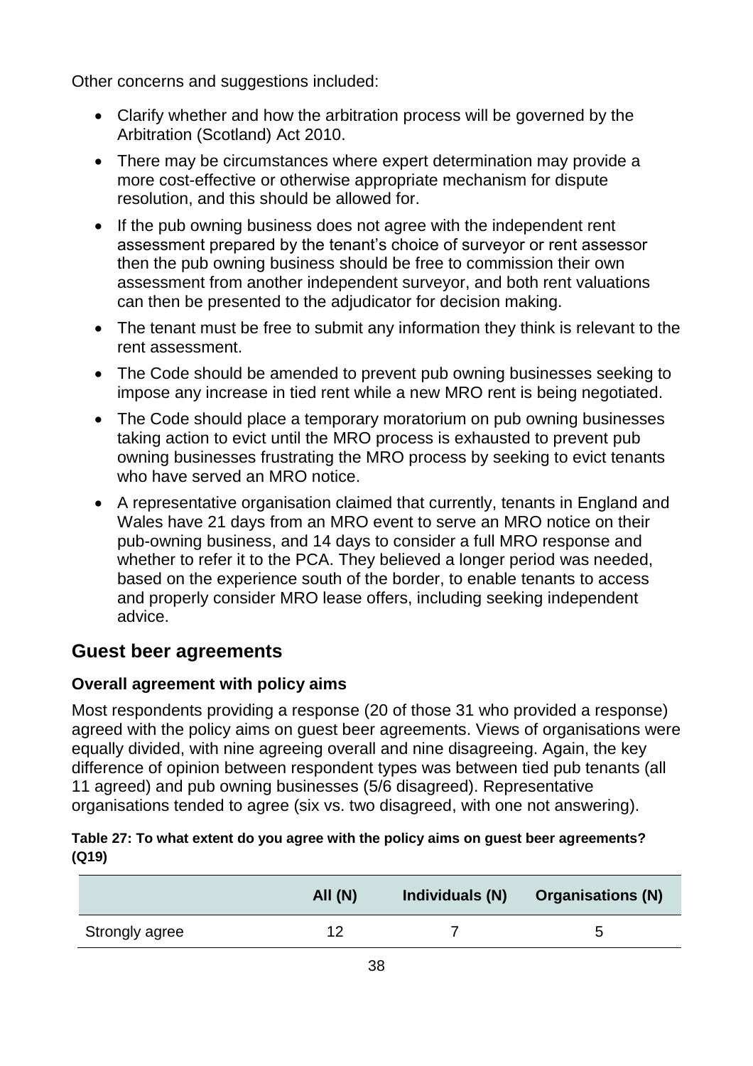Other concerns and suggestions included:

- Clarify whether and how the arbitration process will be governed by the Arbitration (Scotland) Act 2010.
- There may be circumstances where expert determination may provide a more cost-effective or otherwise appropriate mechanism for dispute resolution, and this should be allowed for.
- If the pub owning business does not agree with the independent rent assessment prepared by the tenant's choice of surveyor or rent assessor then the pub owning business should be free to commission their own assessment from another independent surveyor, and both rent valuations can then be presented to the adjudicator for decision making.
- The tenant must be free to submit any information they think is relevant to the rent assessment.
- The Code should be amended to prevent pub owning businesses seeking to impose any increase in tied rent while a new MRO rent is being negotiated.
- The Code should place a temporary moratorium on pub owning businesses taking action to evict until the MRO process is exhausted to prevent pub owning businesses frustrating the MRO process by seeking to evict tenants who have served an MRO notice.
- A representative organisation claimed that currently, tenants in England and Wales have 21 days from an MRO event to serve an MRO notice on their pub-owning business, and 14 days to consider a full MRO response and whether to refer it to the PCA. They believed a longer period was needed, based on the experience south of the border, to enable tenants to access and properly consider MRO lease offers, including seeking independent advice.

## Guest beer agreements

### Overall agreement with policy aims

Most respondents providing a response (20 of those 31 who provided a response) agreed with the policy aims on guest beer agreements. Views of organisations were equally divided, with nine agreeing overall and nine disagreeing. Again, the key difference of opinion between respondent types was between tied pub tenants (all 11 agreed) and pub owning businesses (5/6 disagreed). Representative organisations tended to agree (six vs. two disagreed, with one not answering).

**Table 27: To what extent do you agree with the policy aims on guest beer agreements? (Q19)**

| | All (N) | Individuals (N) | Organisations (N) |
|---|---|---|---|
| Strongly agree | 12 | 7 | 5 |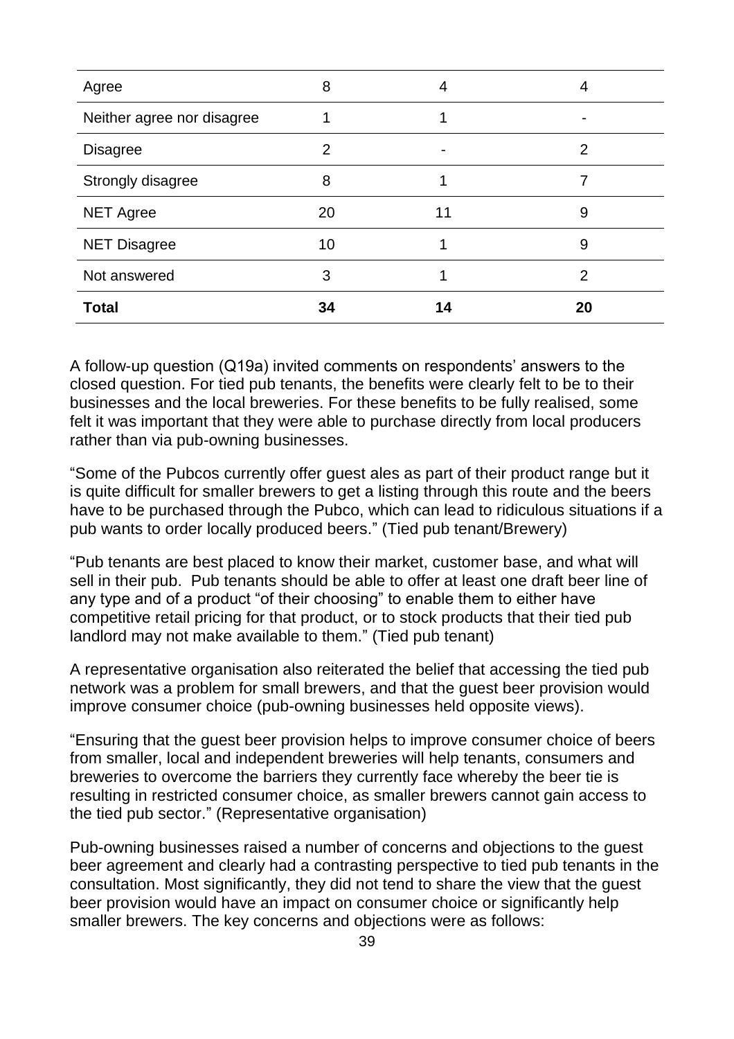| | | | |
|---|---|---|---|
| Agree | 8 | 4 | 4 |
| Neither agree nor disagree | 1 | 1 | - |
| Disagree | 2 | - | 2 |
| Strongly disagree | 8 | 1 | 7 |
| NET Agree | 20 | 11 | 9 |
| NET Disagree | 10 | 1 | 9 |
| Not answered | 3 | 1 | 2 |
| **Total** | **34** | **14** | **20** |

A follow-up question (Q19a) invited comments on respondents' answers to the closed question. For tied pub tenants, the benefits were clearly felt to be to their businesses and the local breweries. For these benefits to be fully realised, some felt it was important that they were able to purchase directly from local producers rather than via pub-owning businesses.

"Some of the Pubcos currently offer guest ales as part of their product range but it is quite difficult for smaller brewers to get a listing through this route and the beers have to be purchased through the Pubco, which can lead to ridiculous situations if a pub wants to order locally produced beers." (Tied pub tenant/Brewery)

"Pub tenants are best placed to know their market, customer base, and what will sell in their pub. Pub tenants should be able to offer at least one draft beer line of any type and of a product "of their choosing" to enable them to either have competitive retail pricing for that product, or to stock products that their tied pub landlord may not make available to them." (Tied pub tenant)

A representative organisation also reiterated the belief that accessing the tied pub network was a problem for small brewers, and that the guest beer provision would improve consumer choice (pub-owning businesses held opposite views).

"Ensuring that the guest beer provision helps to improve consumer choice of beers from smaller, local and independent breweries will help tenants, consumers and breweries to overcome the barriers they currently face whereby the beer tie is resulting in restricted consumer choice, as smaller brewers cannot gain access to the tied pub sector." (Representative organisation)

Pub-owning businesses raised a number of concerns and objections to the guest beer agreement and clearly had a contrasting perspective to tied pub tenants in the consultation. Most significantly, they did not tend to share the view that the guest beer provision would have an impact on consumer choice or significantly help smaller brewers. The key concerns and objections were as follows: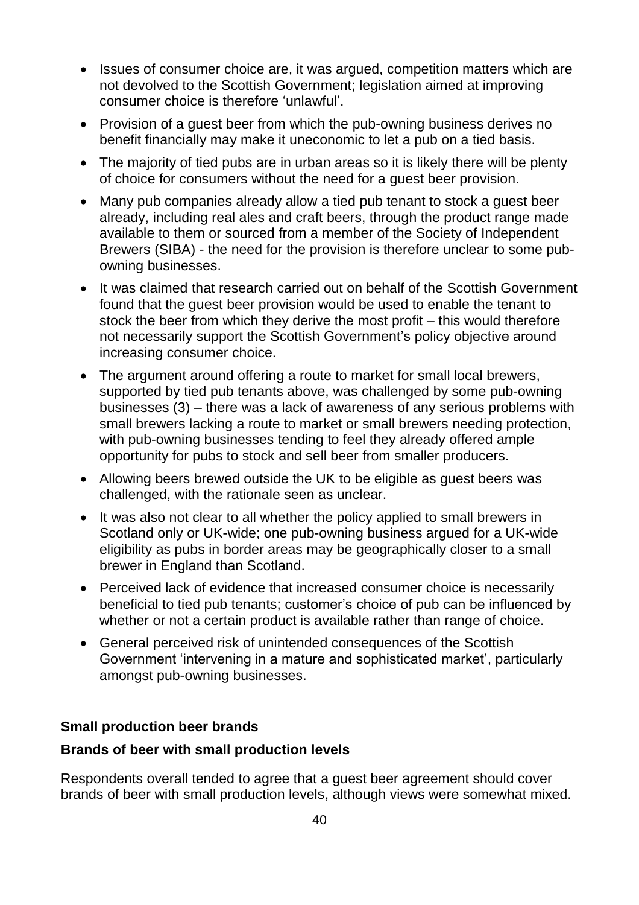- Issues of consumer choice are, it was argued, competition matters which are not devolved to the Scottish Government; legislation aimed at improving consumer choice is therefore 'unlawful'.
- Provision of a guest beer from which the pub-owning business derives no benefit financially may make it uneconomic to let a pub on a tied basis.
- The majority of tied pubs are in urban areas so it is likely there will be plenty of choice for consumers without the need for a guest beer provision.
- Many pub companies already allow a tied pub tenant to stock a guest beer already, including real ales and craft beers, through the product range made available to them or sourced from a member of the Society of Independent Brewers (SIBA) - the need for the provision is therefore unclear to some pub-owning businesses.
- It was claimed that research carried out on behalf of the Scottish Government found that the guest beer provision would be used to enable the tenant to stock the beer from which they derive the most profit – this would therefore not necessarily support the Scottish Government's policy objective around increasing consumer choice.
- The argument around offering a route to market for small local brewers, supported by tied pub tenants above, was challenged by some pub-owning businesses (3) – there was a lack of awareness of any serious problems with small brewers lacking a route to market or small brewers needing protection, with pub-owning businesses tending to feel they already offered ample opportunity for pubs to stock and sell beer from smaller producers.
- Allowing beers brewed outside the UK to be eligible as guest beers was challenged, with the rationale seen as unclear.
- It was also not clear to all whether the policy applied to small brewers in Scotland only or UK-wide; one pub-owning business argued for a UK-wide eligibility as pubs in border areas may be geographically closer to a small brewer in England than Scotland.
- Perceived lack of evidence that increased consumer choice is necessarily beneficial to tied pub tenants; customer's choice of pub can be influenced by whether or not a certain product is available rather than range of choice.
- General perceived risk of unintended consequences of the Scottish Government 'intervening in a mature and sophisticated market', particularly amongst pub-owning businesses.

### Small production beer brands

#### Brands of beer with small production levels

Respondents overall tended to agree that a guest beer agreement should cover brands of beer with small production levels, although views were somewhat mixed.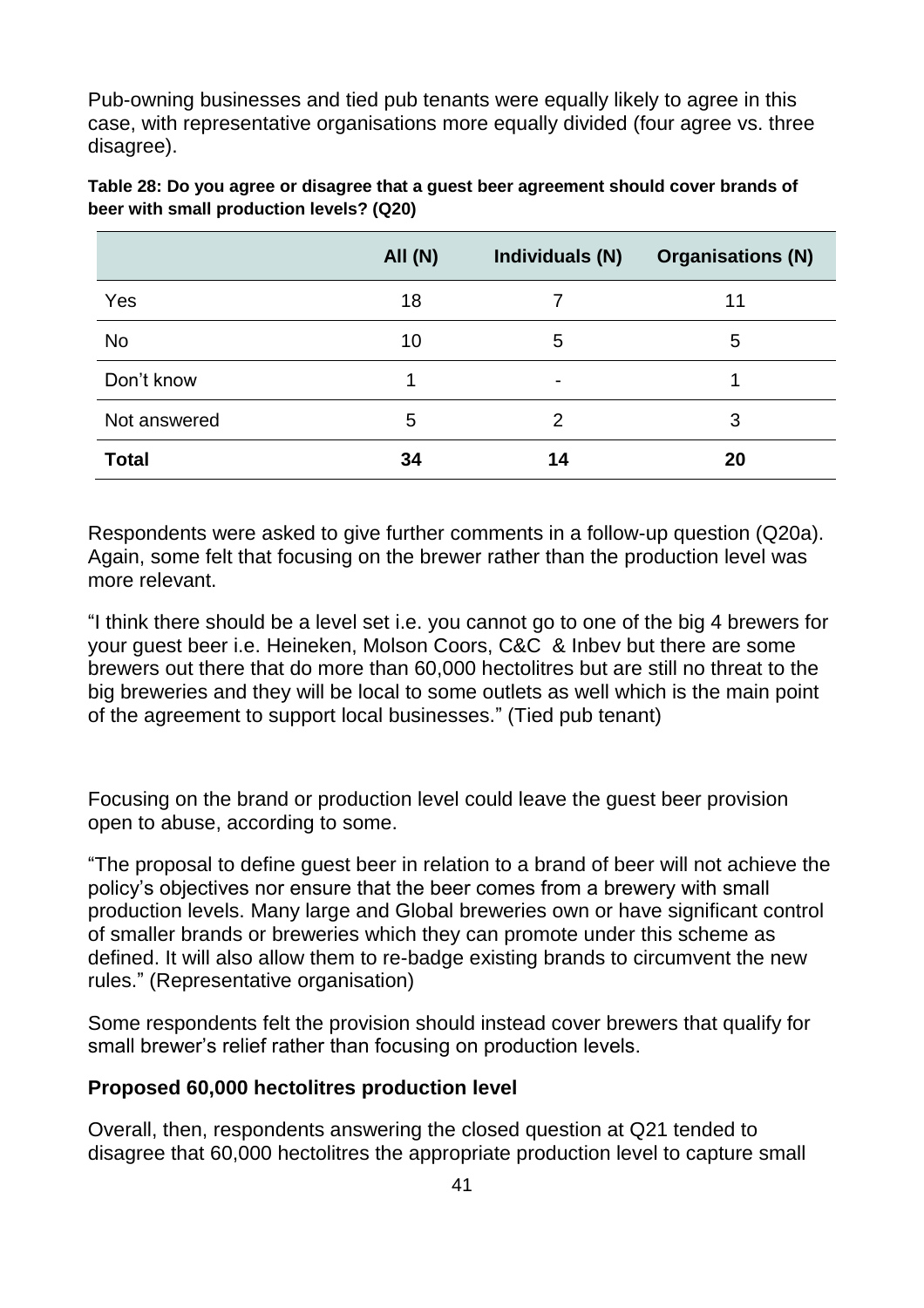Pub-owning businesses and tied pub tenants were equally likely to agree in this case, with representative organisations more equally divided (four agree vs. three disagree).

**Table 28: Do you agree or disagree that a guest beer agreement should cover brands of beer with small production levels? (Q20)**

| | All (N) | Individuals (N) | Organisations (N) |
|---|---|---|---|
| Yes | 18 | 7 | 11 |
| No | 10 | 5 | 5 |
| Don't know | 1 | - | 1 |
| Not answered | 5 | 2 | 3 |
| **Total** | **34** | **14** | **20** |

Respondents were asked to give further comments in a follow-up question (Q20a). Again, some felt that focusing on the brewer rather than the production level was more relevant.

"I think there should be a level set i.e. you cannot go to one of the big 4 brewers for your guest beer i.e. Heineken, Molson Coors, C&C & Inbev but there are some brewers out there that do more than 60,000 hectolitres but are still no threat to the big breweries and they will be local to some outlets as well which is the main point of the agreement to support local businesses." (Tied pub tenant)

Focusing on the brand or production level could leave the guest beer provision open to abuse, according to some.

"The proposal to define guest beer in relation to a brand of beer will not achieve the policy's objectives nor ensure that the beer comes from a brewery with small production levels. Many large and Global breweries own or have significant control of smaller brands or breweries which they can promote under this scheme as defined. It will also allow them to re-badge existing brands to circumvent the new rules." (Representative organisation)

Some respondents felt the provision should instead cover brewers that qualify for small brewer's relief rather than focusing on production levels.

### Proposed 60,000 hectolitres production level

Overall, then, respondents answering the closed question at Q21 tended to disagree that 60,000 hectolitres the appropriate production level to capture small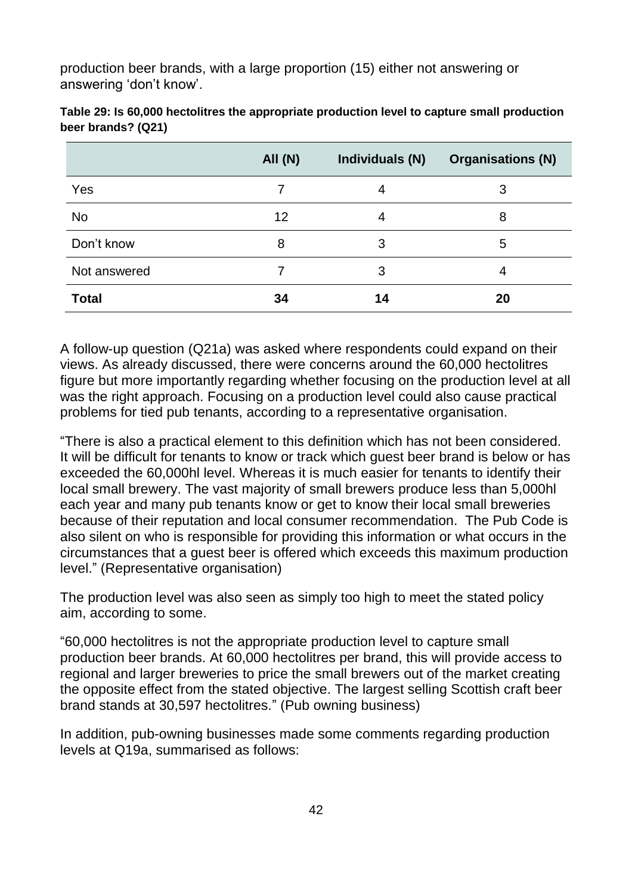production beer brands, with a large proportion (15) either not answering or answering 'don't know'.

**Table 29: Is 60,000 hectolitres the appropriate production level to capture small production beer brands? (Q21)**

| | All (N) | Individuals (N) | Organisations (N) |
|---|---|---|---|
| Yes | 7 | 4 | 3 |
| No | 12 | 4 | 8 |
| Don't know | 8 | 3 | 5 |
| Not answered | 7 | 3 | 4 |
| **Total** | **34** | **14** | **20** |

A follow-up question (Q21a) was asked where respondents could expand on their views. As already discussed, there were concerns around the 60,000 hectolitres figure but more importantly regarding whether focusing on the production level at all was the right approach. Focusing on a production level could also cause practical problems for tied pub tenants, according to a representative organisation.

"There is also a practical element to this definition which has not been considered. It will be difficult for tenants to know or track which guest beer brand is below or has exceeded the 60,000hl level. Whereas it is much easier for tenants to identify their local small brewery. The vast majority of small brewers produce less than 5,000hl each year and many pub tenants know or get to know their local small breweries because of their reputation and local consumer recommendation. The Pub Code is also silent on who is responsible for providing this information or what occurs in the circumstances that a guest beer is offered which exceeds this maximum production level." (Representative organisation)

The production level was also seen as simply too high to meet the stated policy aim, according to some.

"60,000 hectolitres is not the appropriate production level to capture small production beer brands. At 60,000 hectolitres per brand, this will provide access to regional and larger breweries to price the small brewers out of the market creating the opposite effect from the stated objective. The largest selling Scottish craft beer brand stands at 30,597 hectolitres." (Pub owning business)

In addition, pub-owning businesses made some comments regarding production levels at Q19a, summarised as follows: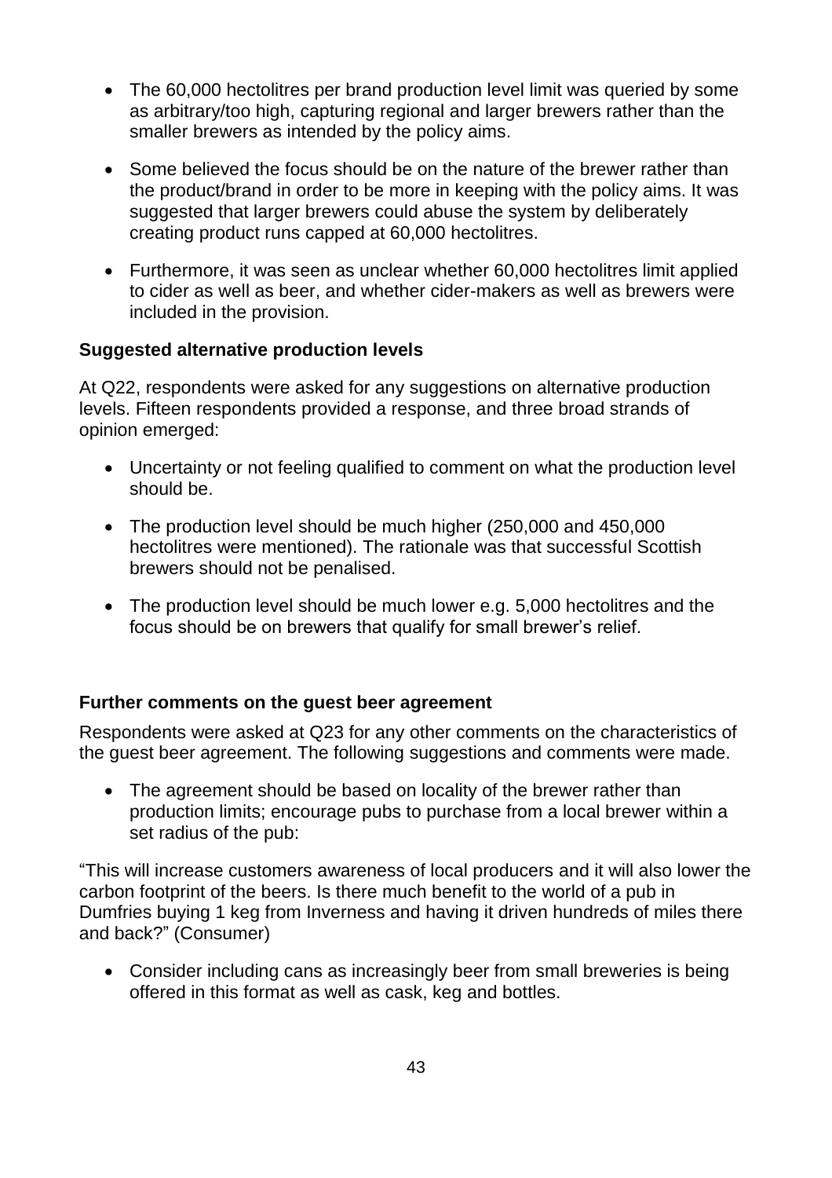- The 60,000 hectolitres per brand production level limit was queried by some as arbitrary/too high, capturing regional and larger brewers rather than the smaller brewers as intended by the policy aims.
- Some believed the focus should be on the nature of the brewer rather than the product/brand in order to be more in keeping with the policy aims. It was suggested that larger brewers could abuse the system by deliberately creating product runs capped at 60,000 hectolitres.
- Furthermore, it was seen as unclear whether 60,000 hectolitres limit applied to cider as well as beer, and whether cider-makers as well as brewers were included in the provision.

**Suggested alternative production levels**

At Q22, respondents were asked for any suggestions on alternative production levels. Fifteen respondents provided a response, and three broad strands of opinion emerged:

- Uncertainty or not feeling qualified to comment on what the production level should be.
- The production level should be much higher (250,000 and 450,000 hectolitres were mentioned). The rationale was that successful Scottish brewers should not be penalised.
- The production level should be much lower e.g. 5,000 hectolitres and the focus should be on brewers that qualify for small brewer's relief.

**Further comments on the guest beer agreement**

Respondents were asked at Q23 for any other comments on the characteristics of the guest beer agreement. The following suggestions and comments were made.

- The agreement should be based on locality of the brewer rather than production limits; encourage pubs to purchase from a local brewer within a set radius of the pub:

"This will increase customers awareness of local producers and it will also lower the carbon footprint of the beers. Is there much benefit to the world of a pub in Dumfries buying 1 keg from Inverness and having it driven hundreds of miles there and back?" (Consumer)

- Consider including cans as increasingly beer from small breweries is being offered in this format as well as cask, keg and bottles.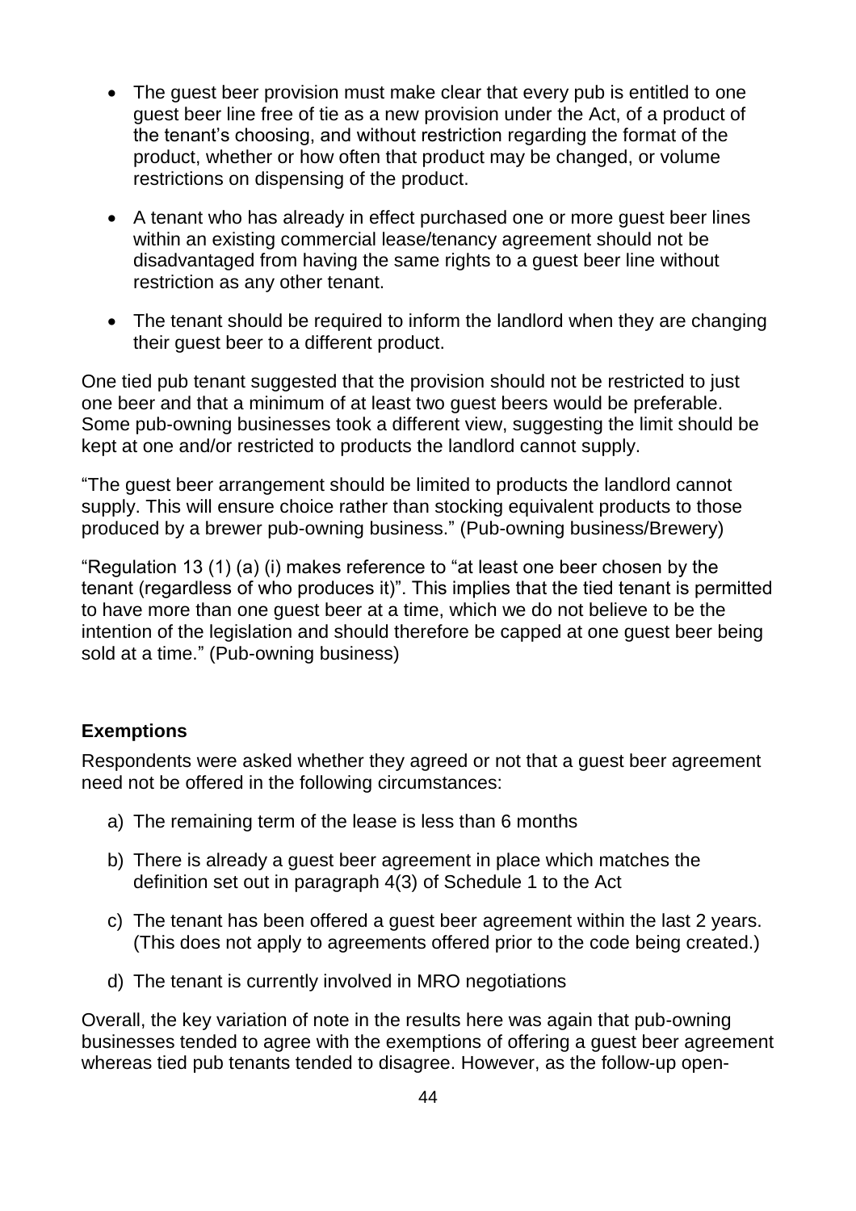- The guest beer provision must make clear that every pub is entitled to one guest beer line free of tie as a new provision under the Act, of a product of the tenant's choosing, and without restriction regarding the format of the product, whether or how often that product may be changed, or volume restrictions on dispensing of the product.
- A tenant who has already in effect purchased one or more guest beer lines within an existing commercial lease/tenancy agreement should not be disadvantaged from having the same rights to a guest beer line without restriction as any other tenant.
- The tenant should be required to inform the landlord when they are changing their guest beer to a different product.

One tied pub tenant suggested that the provision should not be restricted to just one beer and that a minimum of at least two guest beers would be preferable. Some pub-owning businesses took a different view, suggesting the limit should be kept at one and/or restricted to products the landlord cannot supply.

"The guest beer arrangement should be limited to products the landlord cannot supply. This will ensure choice rather than stocking equivalent products to those produced by a brewer pub-owning business." (Pub-owning business/Brewery)

"Regulation 13 (1) (a) (i) makes reference to "at least one beer chosen by the tenant (regardless of who produces it)". This implies that the tied tenant is permitted to have more than one guest beer at a time, which we do not believe to be the intention of the legislation and should therefore be capped at one guest beer being sold at a time." (Pub-owning business)

**Exemptions**

Respondents were asked whether they agreed or not that a guest beer agreement need not be offered in the following circumstances:

a) The remaining term of the lease is less than 6 months

b) There is already a guest beer agreement in place which matches the definition set out in paragraph 4(3) of Schedule 1 to the Act

c) The tenant has been offered a guest beer agreement within the last 2 years. (This does not apply to agreements offered prior to the code being created.)

d) The tenant is currently involved in MRO negotiations

Overall, the key variation of note in the results here was again that pub-owning businesses tended to agree with the exemptions of offering a guest beer agreement whereas tied pub tenants tended to disagree. However, as the follow-up open-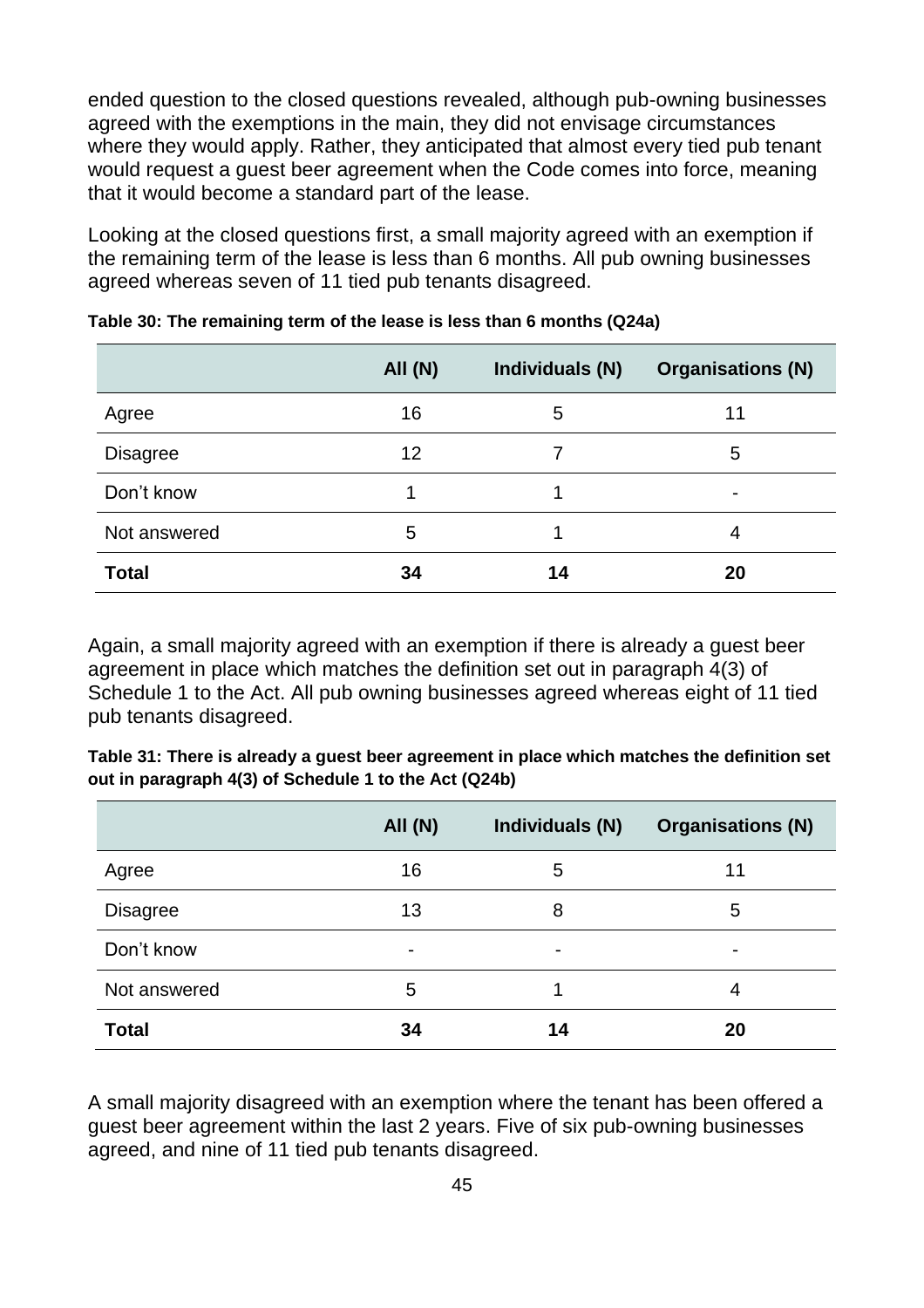ended question to the closed questions revealed, although pub-owning businesses agreed with the exemptions in the main, they did not envisage circumstances where they would apply. Rather, they anticipated that almost every tied pub tenant would request a guest beer agreement when the Code comes into force, meaning that it would become a standard part of the lease.

Looking at the closed questions first, a small majority agreed with an exemption if the remaining term of the lease is less than 6 months. All pub owning businesses agreed whereas seven of 11 tied pub tenants disagreed.

**Table 30: The remaining term of the lease is less than 6 months (Q24a)**

| | All (N) | Individuals (N) | Organisations (N) |
|---|---|---|---|
| Agree | 16 | 5 | 11 |
| Disagree | 12 | 7 | 5 |
| Don't know | 1 | 1 | - |
| Not answered | 5 | 1 | 4 |
| **Total** | **34** | **14** | **20** |

Again, a small majority agreed with an exemption if there is already a guest beer agreement in place which matches the definition set out in paragraph 4(3) of Schedule 1 to the Act. All pub owning businesses agreed whereas eight of 11 tied pub tenants disagreed.

**Table 31: There is already a guest beer agreement in place which matches the definition set out in paragraph 4(3) of Schedule 1 to the Act (Q24b)**

| | All (N) | Individuals (N) | Organisations (N) |
|---|---|---|---|
| Agree | 16 | 5 | 11 |
| Disagree | 13 | 8 | 5 |
| Don't know | - | - | - |
| Not answered | 5 | 1 | 4 |
| **Total** | **34** | **14** | **20** |

A small majority disagreed with an exemption where the tenant has been offered a guest beer agreement within the last 2 years. Five of six pub-owning businesses agreed, and nine of 11 tied pub tenants disagreed.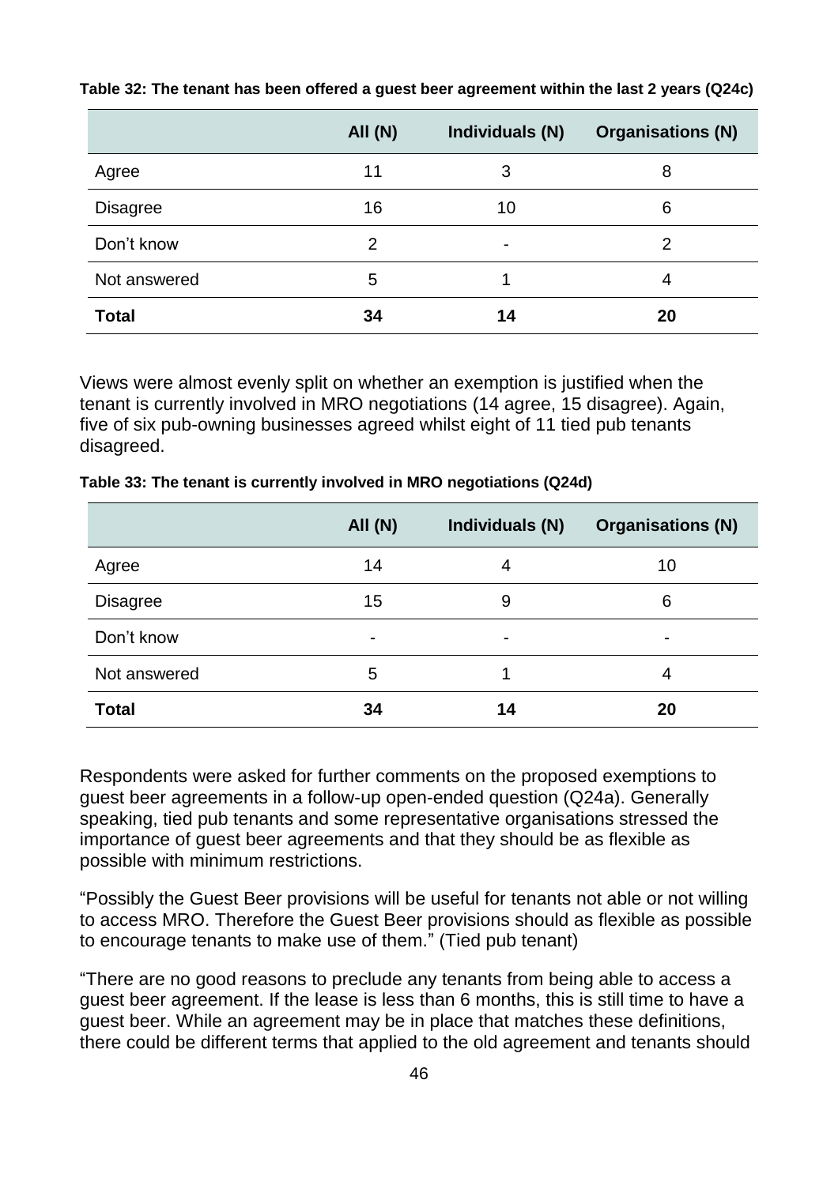**Table 32: The tenant has been offered a guest beer agreement within the last 2 years (Q24c)**

| | All (N) | Individuals (N) | Organisations (N) |
|---|---|---|---|
| Agree | 11 | 3 | 8 |
| Disagree | 16 | 10 | 6 |
| Don't know | 2 | - | 2 |
| Not answered | 5 | 1 | 4 |
| **Total** | **34** | **14** | **20** |

Views were almost evenly split on whether an exemption is justified when the tenant is currently involved in MRO negotiations (14 agree, 15 disagree). Again, five of six pub-owning businesses agreed whilst eight of 11 tied pub tenants disagreed.

**Table 33: The tenant is currently involved in MRO negotiations (Q24d)**

| | All (N) | Individuals (N) | Organisations (N) |
|---|---|---|---|
| Agree | 14 | 4 | 10 |
| Disagree | 15 | 9 | 6 |
| Don't know | - | - | - |
| Not answered | 5 | 1 | 4 |
| **Total** | **34** | **14** | **20** |

Respondents were asked for further comments on the proposed exemptions to guest beer agreements in a follow-up open-ended question (Q24a). Generally speaking, tied pub tenants and some representative organisations stressed the importance of guest beer agreements and that they should be as flexible as possible with minimum restrictions.

"Possibly the Guest Beer provisions will be useful for tenants not able or not willing to access MRO. Therefore the Guest Beer provisions should as flexible as possible to encourage tenants to make use of them." (Tied pub tenant)

"There are no good reasons to preclude any tenants from being able to access a guest beer agreement. If the lease is less than 6 months, this is still time to have a guest beer. While an agreement may be in place that matches these definitions, there could be different terms that applied to the old agreement and tenants should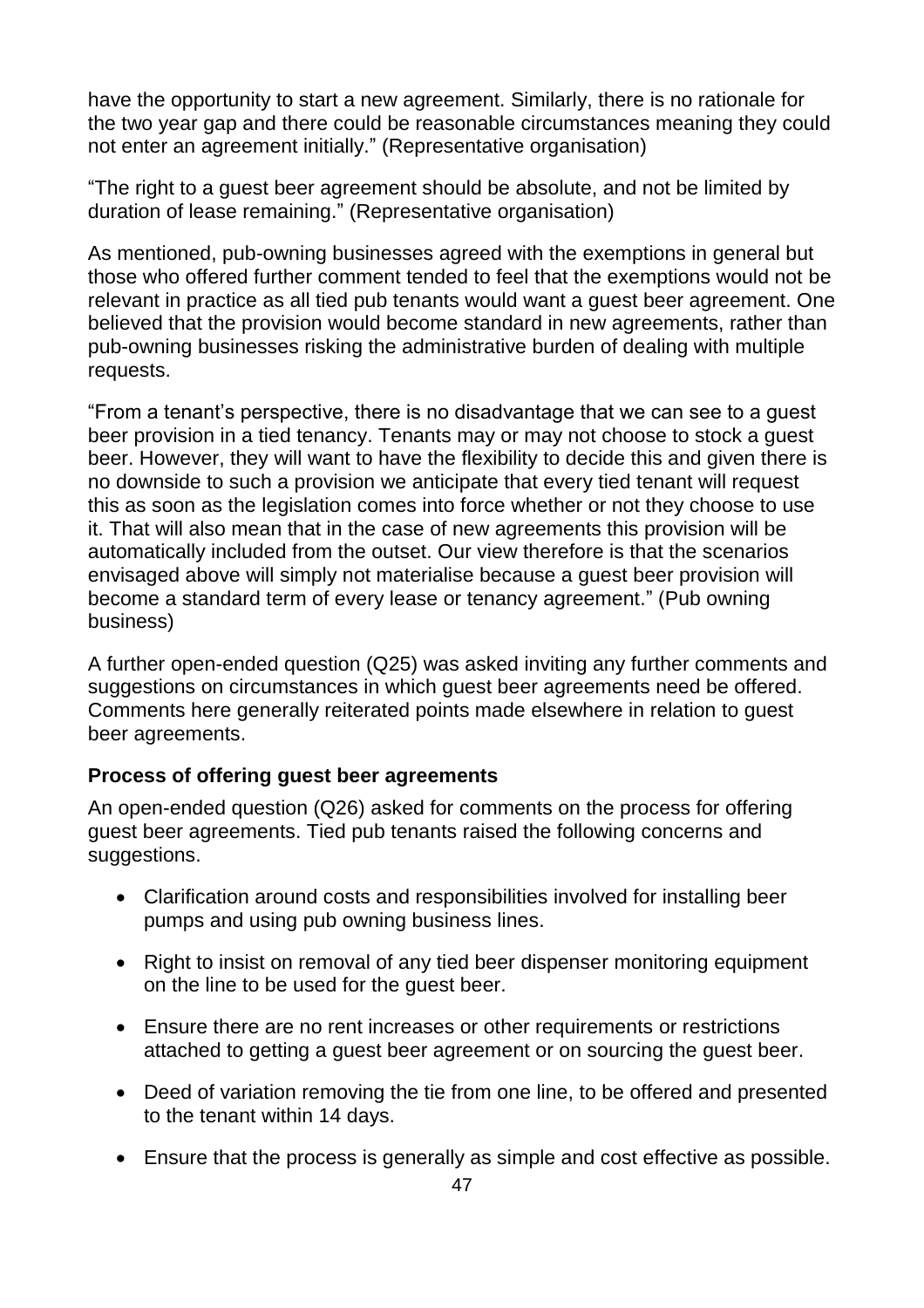have the opportunity to start a new agreement. Similarly, there is no rationale for the two year gap and there could be reasonable circumstances meaning they could not enter an agreement initially." (Representative organisation)

"The right to a guest beer agreement should be absolute, and not be limited by duration of lease remaining." (Representative organisation)

As mentioned, pub-owning businesses agreed with the exemptions in general but those who offered further comment tended to feel that the exemptions would not be relevant in practice as all tied pub tenants would want a guest beer agreement. One believed that the provision would become standard in new agreements, rather than pub-owning businesses risking the administrative burden of dealing with multiple requests.

"From a tenant's perspective, there is no disadvantage that we can see to a guest beer provision in a tied tenancy. Tenants may or may not choose to stock a guest beer. However, they will want to have the flexibility to decide this and given there is no downside to such a provision we anticipate that every tied tenant will request this as soon as the legislation comes into force whether or not they choose to use it. That will also mean that in the case of new agreements this provision will be automatically included from the outset. Our view therefore is that the scenarios envisaged above will simply not materialise because a guest beer provision will become a standard term of every lease or tenancy agreement." (Pub owning business)

A further open-ended question (Q25) was asked inviting any further comments and suggestions on circumstances in which guest beer agreements need be offered. Comments here generally reiterated points made elsewhere in relation to guest beer agreements.

**Process of offering guest beer agreements**

An open-ended question (Q26) asked for comments on the process for offering guest beer agreements. Tied pub tenants raised the following concerns and suggestions.

- Clarification around costs and responsibilities involved for installing beer pumps and using pub owning business lines.
- Right to insist on removal of any tied beer dispenser monitoring equipment on the line to be used for the guest beer.
- Ensure there are no rent increases or other requirements or restrictions attached to getting a guest beer agreement or on sourcing the guest beer.
- Deed of variation removing the tie from one line, to be offered and presented to the tenant within 14 days.
- Ensure that the process is generally as simple and cost effective as possible.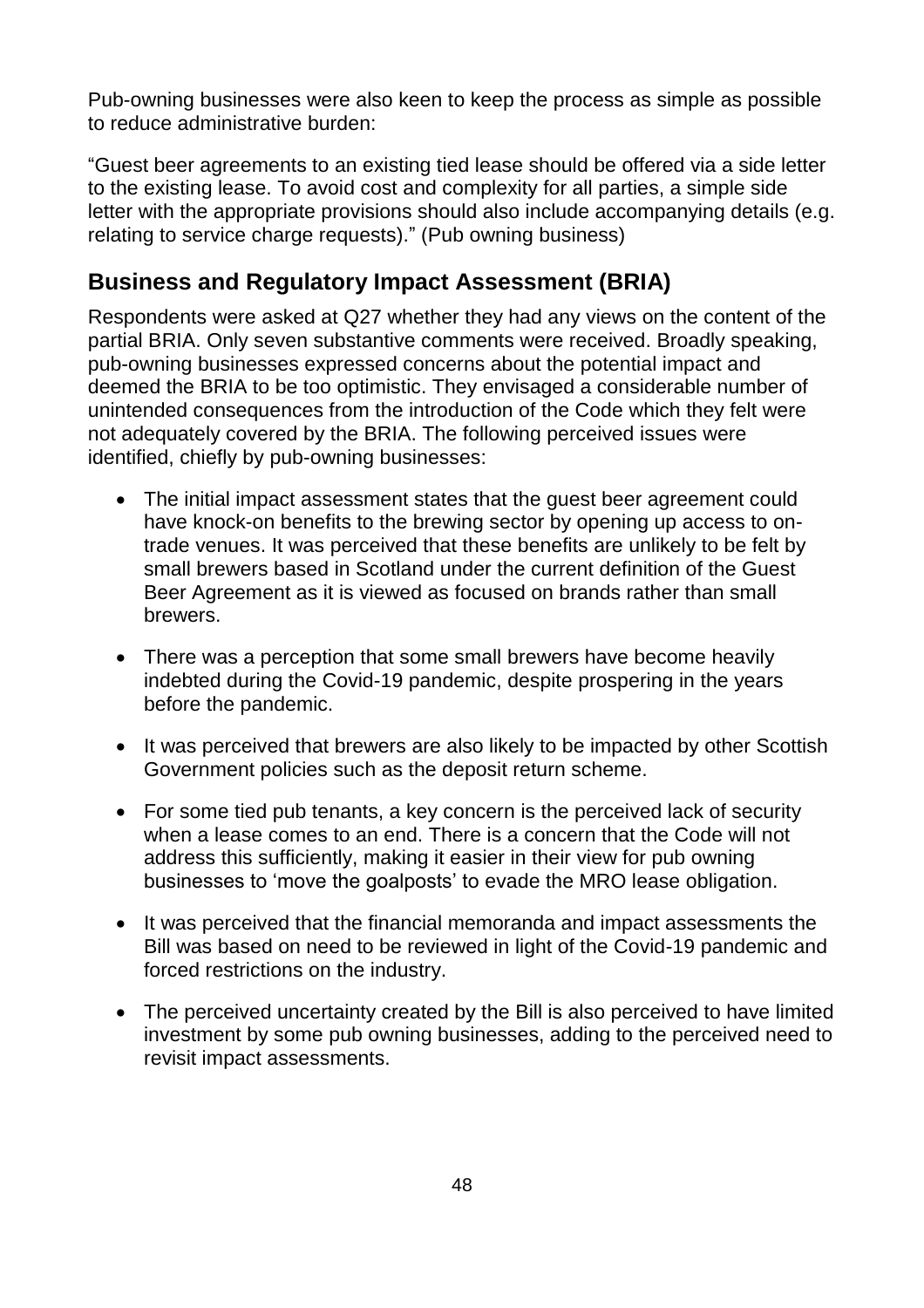Pub-owning businesses were also keen to keep the process as simple as possible to reduce administrative burden:

"Guest beer agreements to an existing tied lease should be offered via a side letter to the existing lease. To avoid cost and complexity for all parties, a simple side letter with the appropriate provisions should also include accompanying details (e.g. relating to service charge requests)." (Pub owning business)

## Business and Regulatory Impact Assessment (BRIA)

Respondents were asked at Q27 whether they had any views on the content of the partial BRIA. Only seven substantive comments were received. Broadly speaking, pub-owning businesses expressed concerns about the potential impact and deemed the BRIA to be too optimistic. They envisaged a considerable number of unintended consequences from the introduction of the Code which they felt were not adequately covered by the BRIA. The following perceived issues were identified, chiefly by pub-owning businesses:

- The initial impact assessment states that the guest beer agreement could have knock-on benefits to the brewing sector by opening up access to on-trade venues. It was perceived that these benefits are unlikely to be felt by small brewers based in Scotland under the current definition of the Guest Beer Agreement as it is viewed as focused on brands rather than small brewers.
- There was a perception that some small brewers have become heavily indebted during the Covid-19 pandemic, despite prospering in the years before the pandemic.
- It was perceived that brewers are also likely to be impacted by other Scottish Government policies such as the deposit return scheme.
- For some tied pub tenants, a key concern is the perceived lack of security when a lease comes to an end. There is a concern that the Code will not address this sufficiently, making it easier in their view for pub owning businesses to 'move the goalposts' to evade the MRO lease obligation.
- It was perceived that the financial memoranda and impact assessments the Bill was based on need to be reviewed in light of the Covid-19 pandemic and forced restrictions on the industry.
- The perceived uncertainty created by the Bill is also perceived to have limited investment by some pub owning businesses, adding to the perceived need to revisit impact assessments.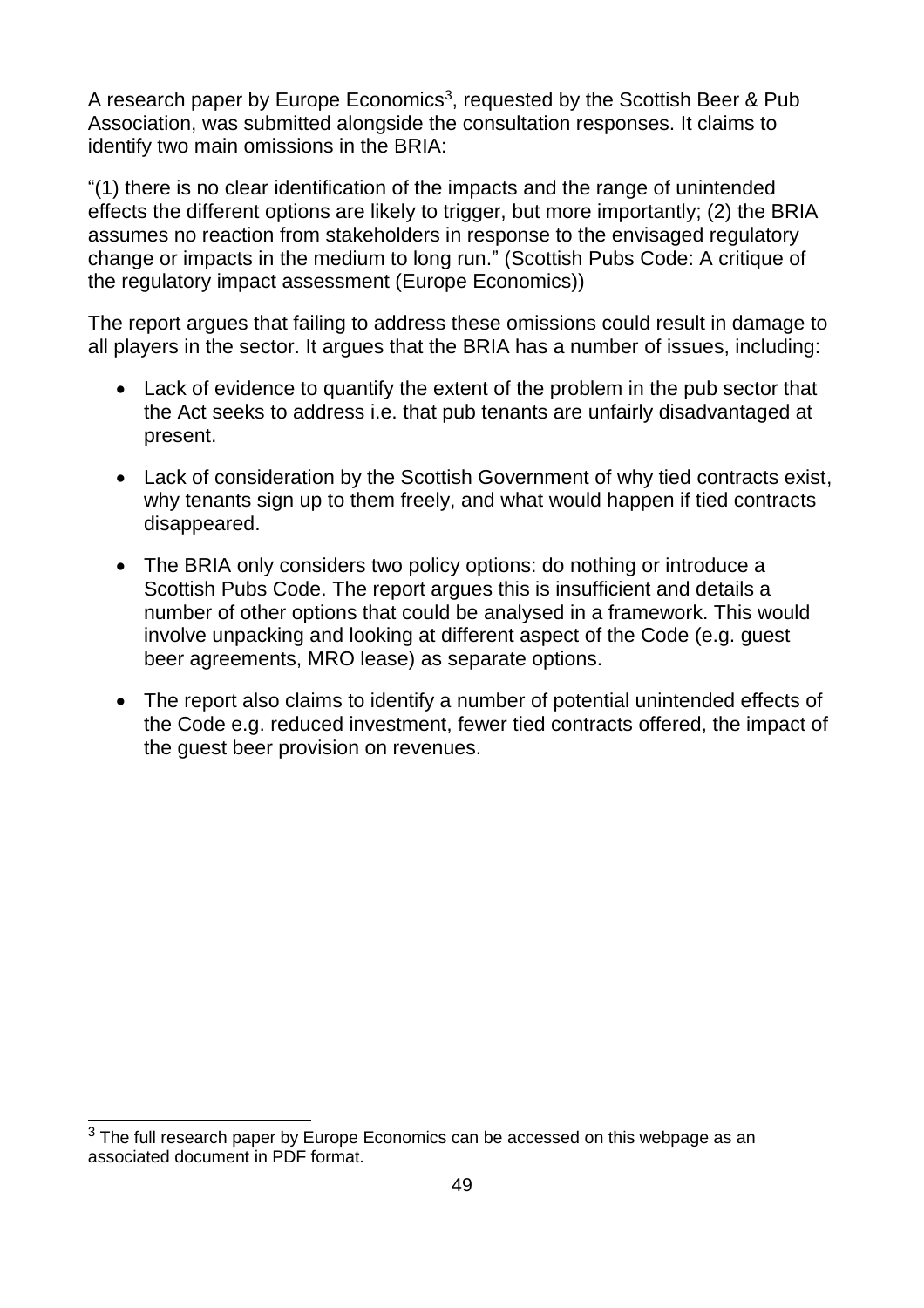A research paper by Europe Economics[3], requested by the Scottish Beer & Pub Association, was submitted alongside the consultation responses. It claims to identify two main omissions in the BRIA:

"(1) there is no clear identification of the impacts and the range of unintended effects the different options are likely to trigger, but more importantly; (2) the BRIA assumes no reaction from stakeholders in response to the envisaged regulatory change or impacts in the medium to long run." (Scottish Pubs Code: A critique of the regulatory impact assessment (Europe Economics))

The report argues that failing to address these omissions could result in damage to all players in the sector. It argues that the BRIA has a number of issues, including:

- Lack of evidence to quantify the extent of the problem in the pub sector that the Act seeks to address i.e. that pub tenants are unfairly disadvantaged at present.
- Lack of consideration by the Scottish Government of why tied contracts exist, why tenants sign up to them freely, and what would happen if tied contracts disappeared.
- The BRIA only considers two policy options: do nothing or introduce a Scottish Pubs Code. The report argues this is insufficient and details a number of other options that could be analysed in a framework. This would involve unpacking and looking at different aspect of the Code (e.g. guest beer agreements, MRO lease) as separate options.
- The report also claims to identify a number of potential unintended effects of the Code e.g. reduced investment, fewer tied contracts offered, the impact of the guest beer provision on revenues.

[3] The full research paper by Europe Economics can be accessed on this webpage as an associated document in PDF format.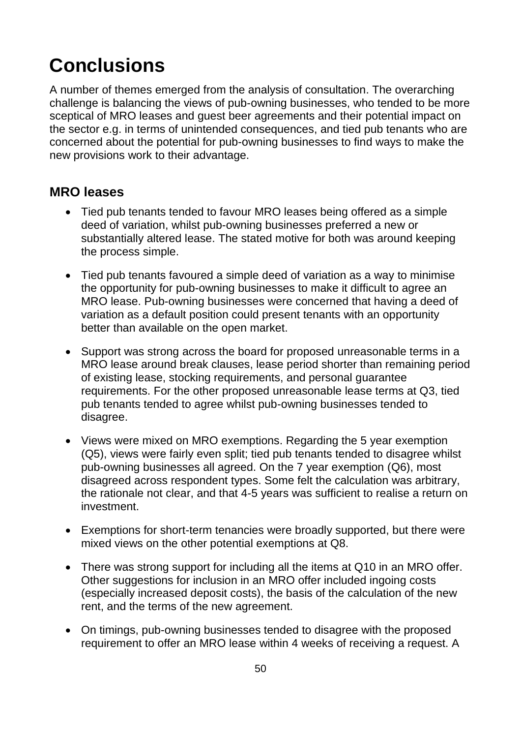# Conclusions

A number of themes emerged from the analysis of consultation. The overarching challenge is balancing the views of pub-owning businesses, who tended to be more sceptical of MRO leases and guest beer agreements and their potential impact on the sector e.g. in terms of unintended consequences, and tied pub tenants who are concerned about the potential for pub-owning businesses to find ways to make the new provisions work to their advantage.

## MRO leases

- Tied pub tenants tended to favour MRO leases being offered as a simple deed of variation, whilst pub-owning businesses preferred a new or substantially altered lease. The stated motive for both was around keeping the process simple.
- Tied pub tenants favoured a simple deed of variation as a way to minimise the opportunity for pub-owning businesses to make it difficult to agree an MRO lease. Pub-owning businesses were concerned that having a deed of variation as a default position could present tenants with an opportunity better than available on the open market.
- Support was strong across the board for proposed unreasonable terms in a MRO lease around break clauses, lease period shorter than remaining period of existing lease, stocking requirements, and personal guarantee requirements. For the other proposed unreasonable lease terms at Q3, tied pub tenants tended to agree whilst pub-owning businesses tended to disagree.
- Views were mixed on MRO exemptions. Regarding the 5 year exemption (Q5), views were fairly even split; tied pub tenants tended to disagree whilst pub-owning businesses all agreed. On the 7 year exemption (Q6), most disagreed across respondent types. Some felt the calculation was arbitrary, the rationale not clear, and that 4-5 years was sufficient to realise a return on investment.
- Exemptions for short-term tenancies were broadly supported, but there were mixed views on the other potential exemptions at Q8.
- There was strong support for including all the items at Q10 in an MRO offer. Other suggestions for inclusion in an MRO offer included ingoing costs (especially increased deposit costs), the basis of the calculation of the new rent, and the terms of the new agreement.
- On timings, pub-owning businesses tended to disagree with the proposed requirement to offer an MRO lease within 4 weeks of receiving a request. A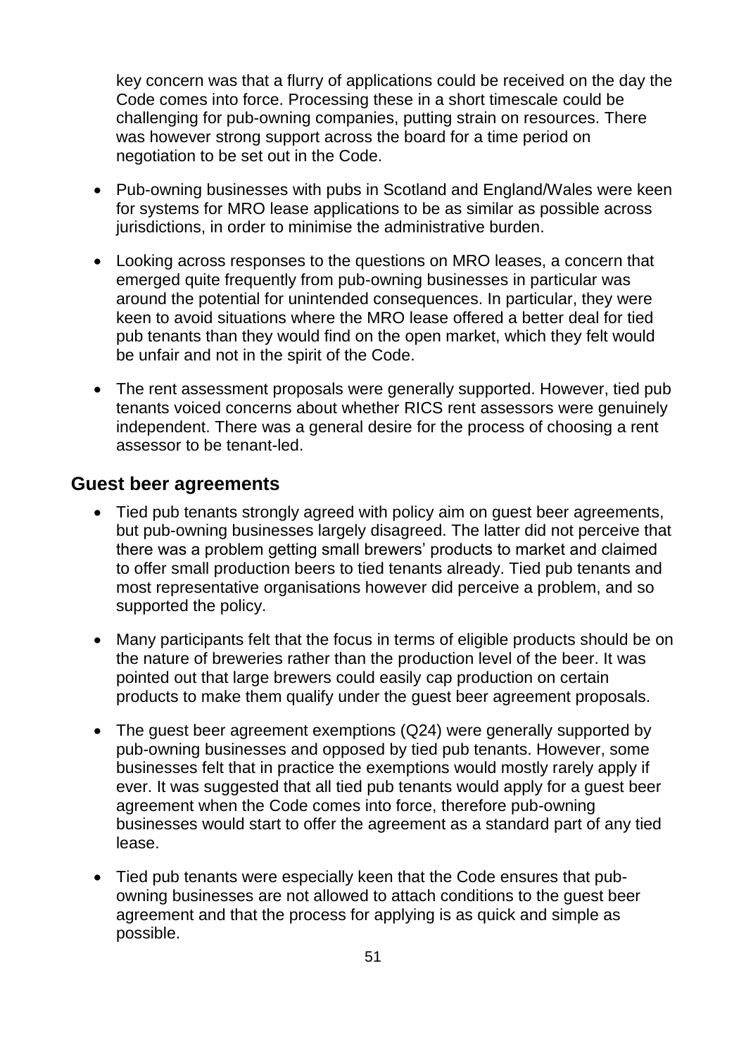key concern was that a flurry of applications could be received on the day the Code comes into force. Processing these in a short timescale could be challenging for pub-owning companies, putting strain on resources. There was however strong support across the board for a time period on negotiation to be set out in the Code.

- Pub-owning businesses with pubs in Scotland and England/Wales were keen for systems for MRO lease applications to be as similar as possible across jurisdictions, in order to minimise the administrative burden.
- Looking across responses to the questions on MRO leases, a concern that emerged quite frequently from pub-owning businesses in particular was around the potential for unintended consequences. In particular, they were keen to avoid situations where the MRO lease offered a better deal for tied pub tenants than they would find on the open market, which they felt would be unfair and not in the spirit of the Code.
- The rent assessment proposals were generally supported. However, tied pub tenants voiced concerns about whether RICS rent assessors were genuinely independent. There was a general desire for the process of choosing a rent assessor to be tenant-led.

## Guest beer agreements

- Tied pub tenants strongly agreed with policy aim on guest beer agreements, but pub-owning businesses largely disagreed. The latter did not perceive that there was a problem getting small brewers' products to market and claimed to offer small production beers to tied tenants already. Tied pub tenants and most representative organisations however did perceive a problem, and so supported the policy.
- Many participants felt that the focus in terms of eligible products should be on the nature of breweries rather than the production level of the beer. It was pointed out that large brewers could easily cap production on certain products to make them qualify under the guest beer agreement proposals.
- The guest beer agreement exemptions (Q24) were generally supported by pub-owning businesses and opposed by tied pub tenants. However, some businesses felt that in practice the exemptions would mostly rarely apply if ever. It was suggested that all tied pub tenants would apply for a guest beer agreement when the Code comes into force, therefore pub-owning businesses would start to offer the agreement as a standard part of any tied lease.
- Tied pub tenants were especially keen that the Code ensures that pub-owning businesses are not allowed to attach conditions to the guest beer agreement and that the process for applying is as quick and simple as possible.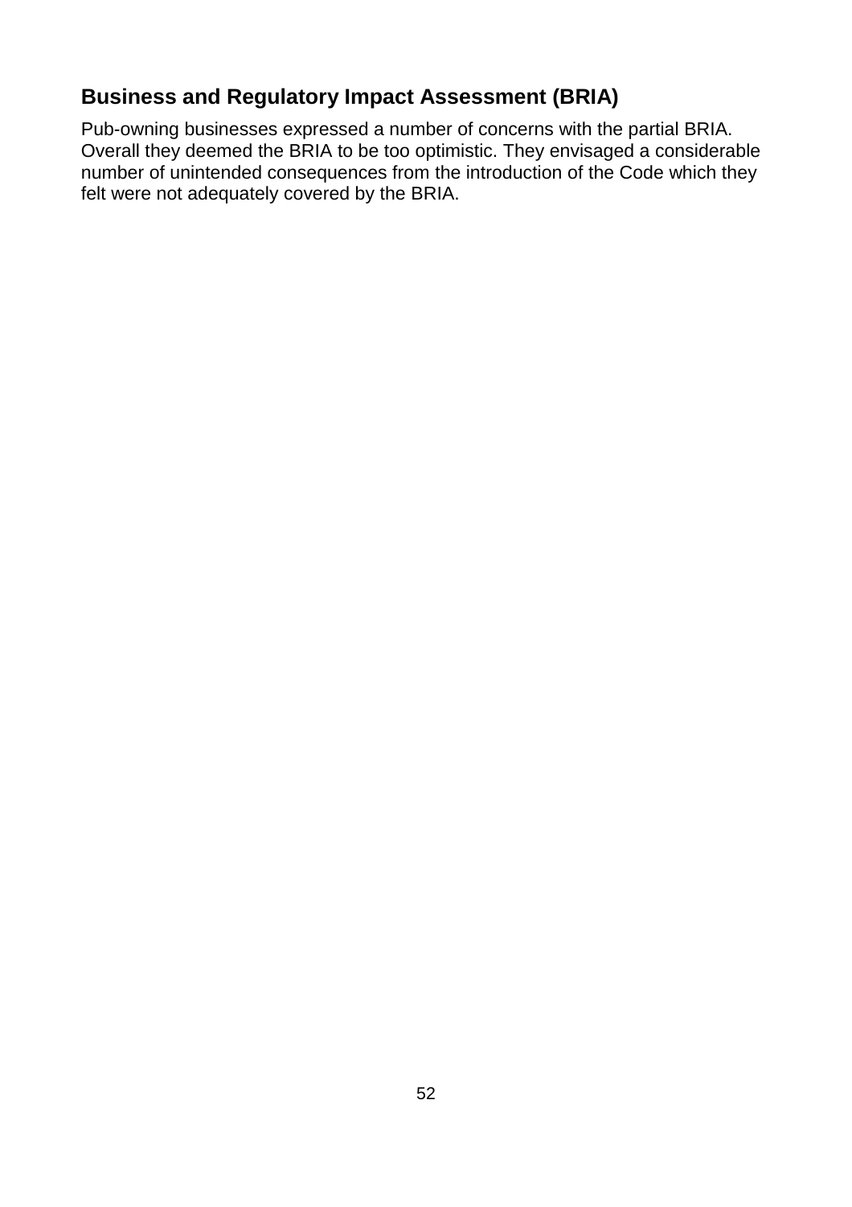## Business and Regulatory Impact Assessment (BRIA)

Pub-owning businesses expressed a number of concerns with the partial BRIA. Overall they deemed the BRIA to be too optimistic. They envisaged a considerable number of unintended consequences from the introduction of the Code which they felt were not adequately covered by the BRIA.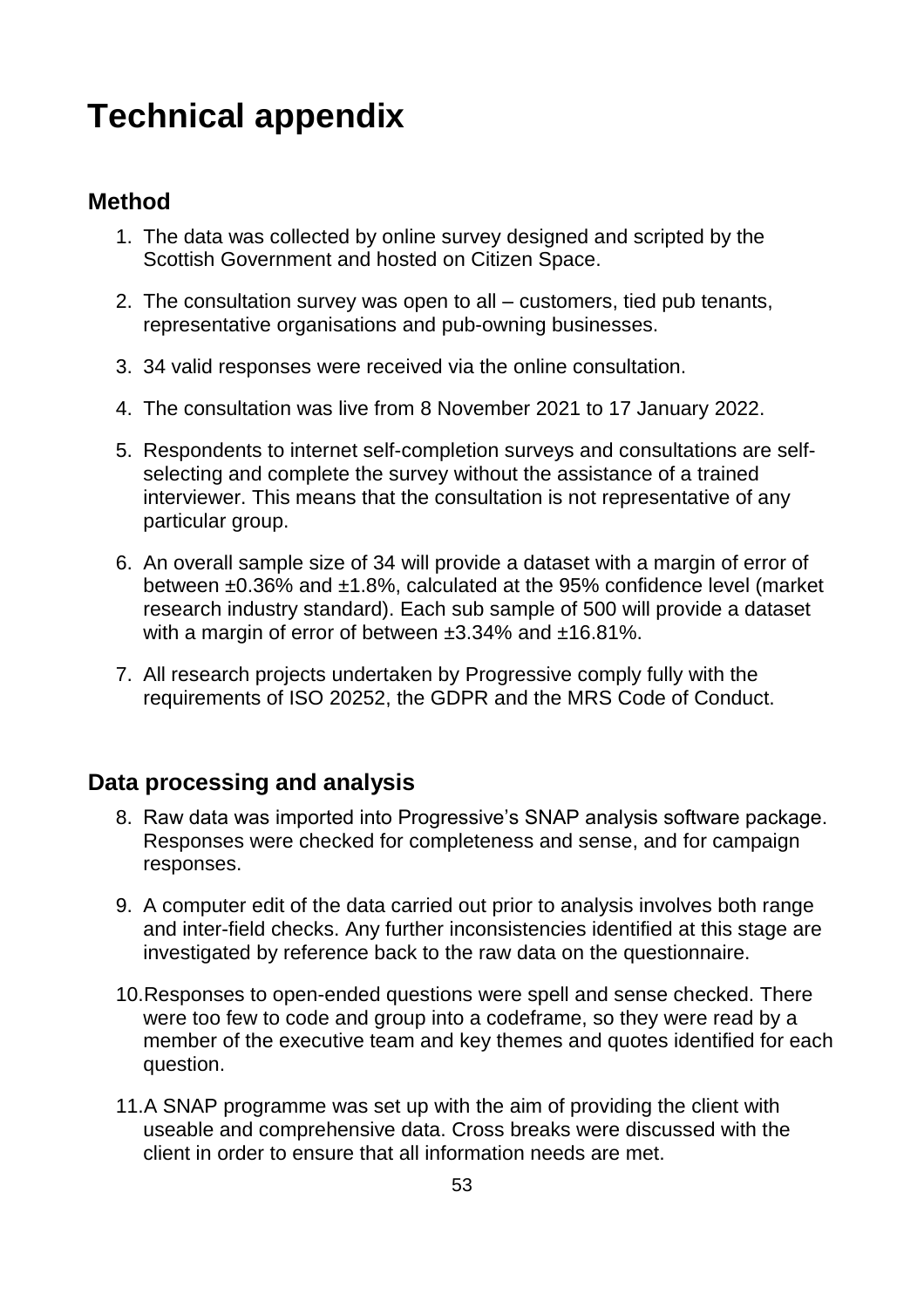# Technical appendix

## Method

1. The data was collected by online survey designed and scripted by the Scottish Government and hosted on Citizen Space.

2. The consultation survey was open to all – customers, tied pub tenants, representative organisations and pub-owning businesses.

3. 34 valid responses were received via the online consultation.

4. The consultation was live from 8 November 2021 to 17 January 2022.

5. Respondents to internet self-completion surveys and consultations are self-selecting and complete the survey without the assistance of a trained interviewer. This means that the consultation is not representative of any particular group.

6. An overall sample size of 34 will provide a dataset with a margin of error of between ±0.36% and ±1.8%, calculated at the 95% confidence level (market research industry standard). Each sub sample of 500 will provide a dataset with a margin of error of between ±3.34% and ±16.81%.

7. All research projects undertaken by Progressive comply fully with the requirements of ISO 20252, the GDPR and the MRS Code of Conduct.

## Data processing and analysis

8. Raw data was imported into Progressive's SNAP analysis software package. Responses were checked for completeness and sense, and for campaign responses.

9. A computer edit of the data carried out prior to analysis involves both range and inter-field checks. Any further inconsistencies identified at this stage are investigated by reference back to the raw data on the questionnaire.

10. Responses to open-ended questions were spell and sense checked. There were too few to code and group into a codeframe, so they were read by a member of the executive team and key themes and quotes identified for each question.

11. A SNAP programme was set up with the aim of providing the client with useable and comprehensive data. Cross breaks were discussed with the client in order to ensure that all information needs are met.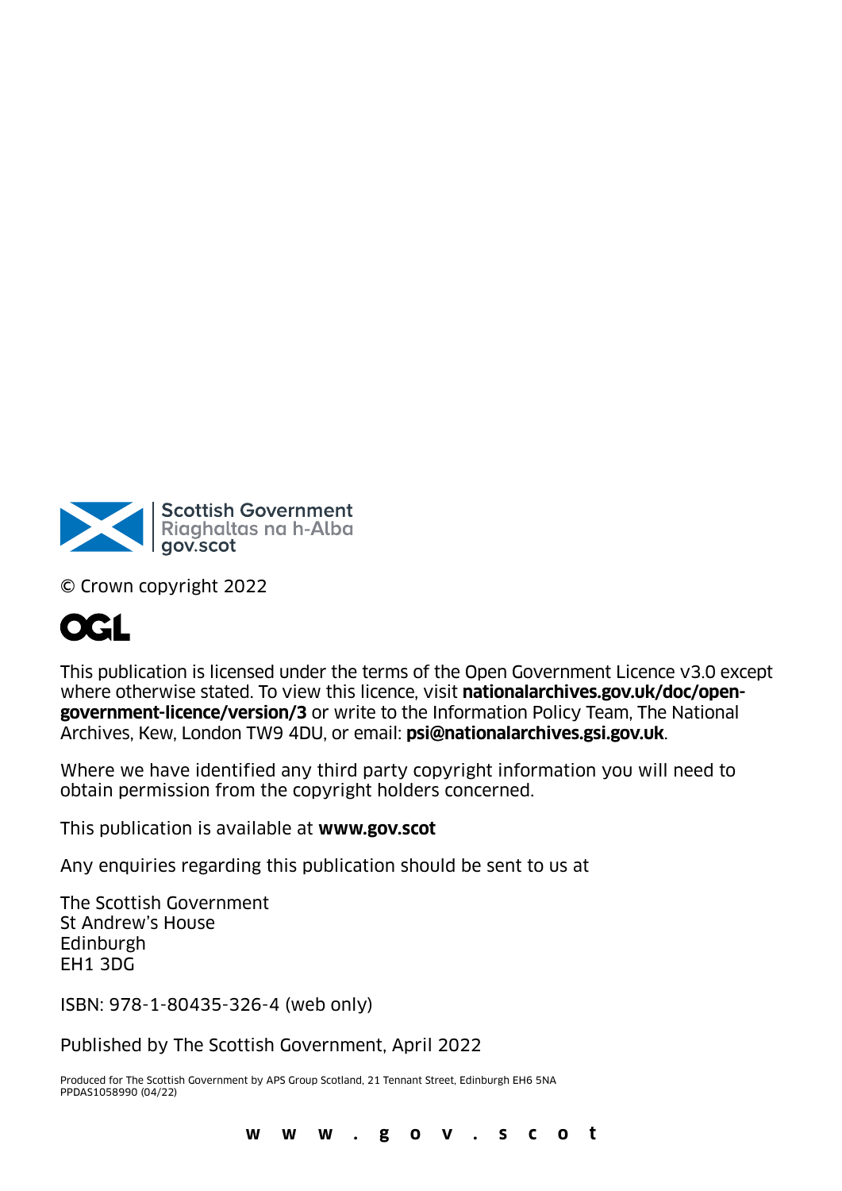Scottish Government
Riaghaltas na h-Alba
gov.scot

© Crown copyright 2022

OGL

This publication is licensed under the terms of the Open Government Licence v3.0 except where otherwise stated. To view this licence, visit **nationalarchives.gov.uk/doc/open-government-licence/version/3** or write to the Information Policy Team, The National Archives, Kew, London TW9 4DU, or email: **psi@nationalarchives.gsi.gov.uk**.

Where we have identified any third party copyright information you will need to obtain permission from the copyright holders concerned.

This publication is available at **www.gov.scot**

Any enquiries regarding this publication should be sent to us at

The Scottish Government
St Andrew's House
Edinburgh
EH1 3DG

ISBN: 978-1-80435-326-4 (web only)

Published by The Scottish Government, April 2022

Produced for The Scottish Government by APS Group Scotland, 21 Tennant Street, Edinburgh EH6 5NA
PPDAS1058990 (04/22)

**w w w . g o v . s c o t**